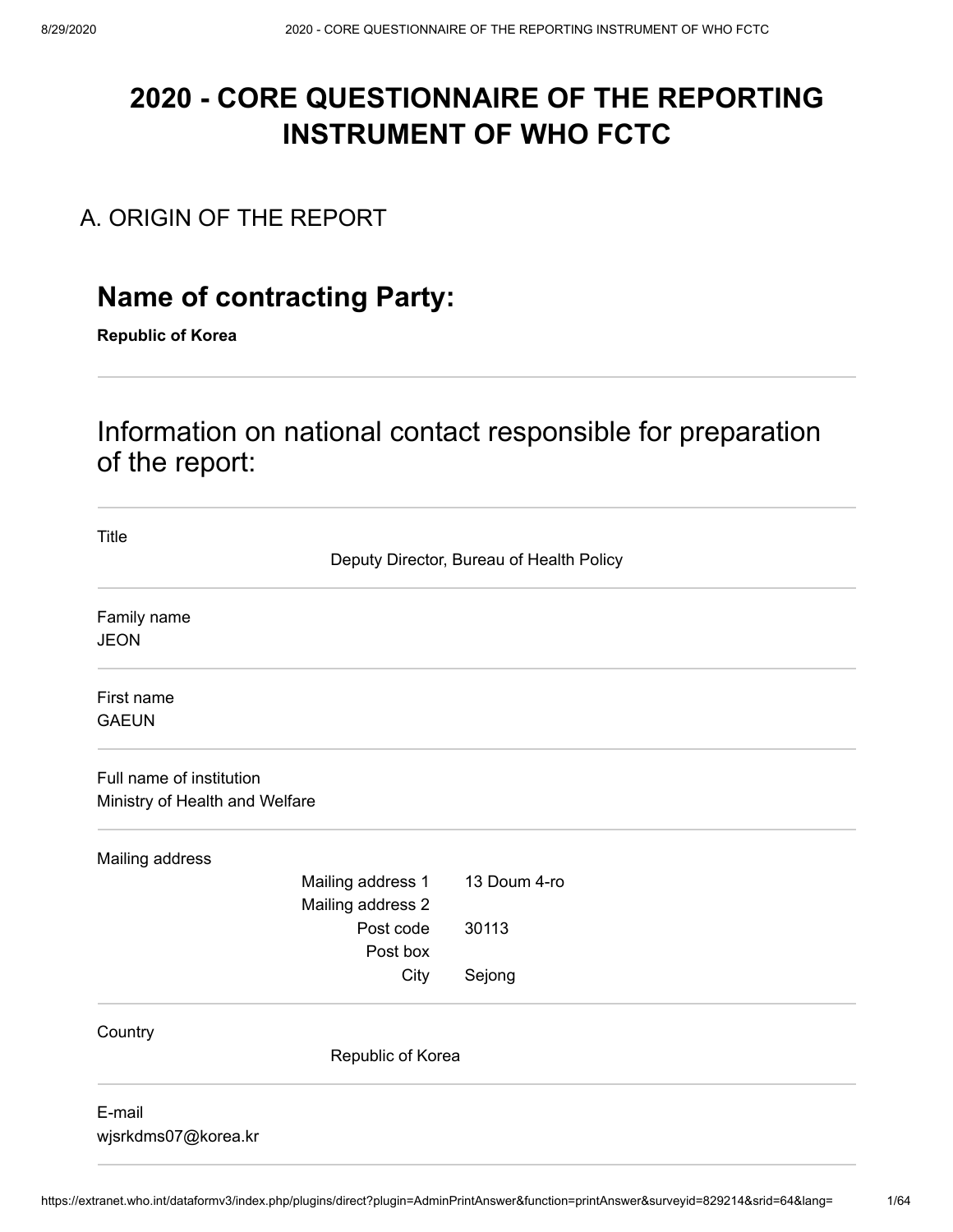# 2020 - CORE QUESTIONNAIRE OF THE REPORTING INSTRUMENT OF WHO FCTC

## A. ORIGIN OF THE REPORT

## Name of contracting Party:

**Republic of Korea**

---

## Information on national contact responsible for preparation of the report:

---

Title

Deputy Director, Bureau of Health Policy

---

Family name

JEON

---

First name

GAEUN

---

Full name of institution

Ministry of Health and Welfare

---

Mailing address

| | |
|---|---|
| Mailing address 1 | 13 Doum 4-ro |
| Mailing address 2 | |
| Post code | 30113 |
| Post box | |
| City | Sejong |

---

Country

Republic of Korea

---

E-mail

wjsrkdms07@korea.kr

---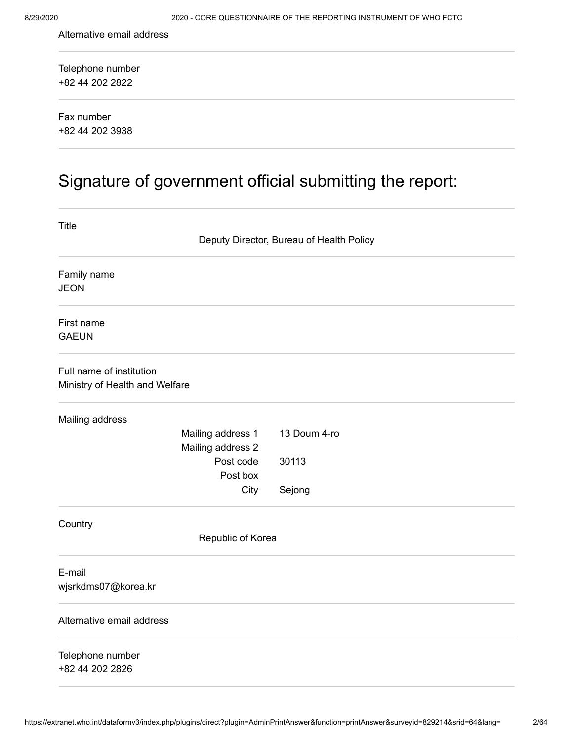Alternative email address

---

Telephone number
+82 44 202 2822

---

Fax number
+82 44 202 3938

---

# Signature of government official submitting the report:

---

Title

Deputy Director, Bureau of Health Policy

---

Family name
JEON

---

First name
GAEUN

---

Full name of institution
Ministry of Health and Welfare

---

Mailing address

| | |
|---|---|
| Mailing address 1 | 13 Doum 4-ro |
| Mailing address 2 | |
| Post code | 30113 |
| Post box | |
| City | Sejong |

---

Country

Republic of Korea

---

E-mail
wjsrkdms07@korea.kr

---

Alternative email address

---

Telephone number
+82 44 202 2826

---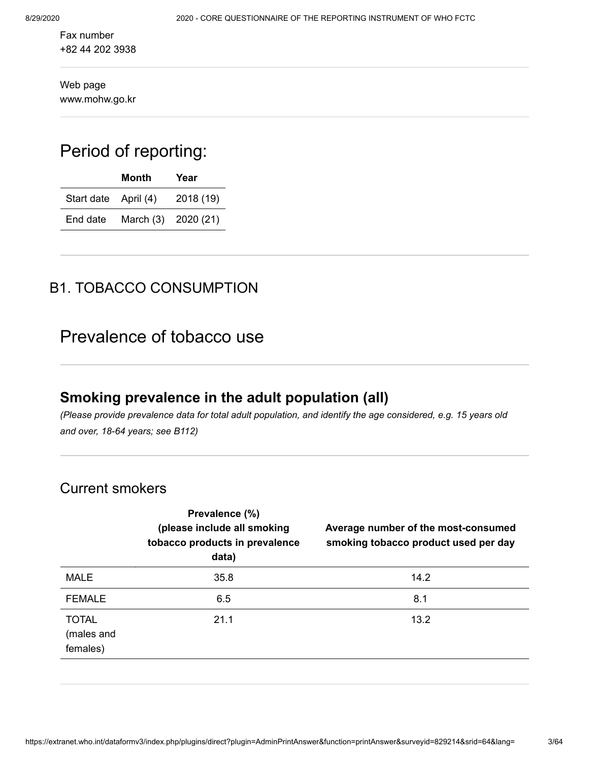Fax number
+82 44 202 3938

Web page
www.mohw.go.kr

# Period of reporting:

| | Month | Year |
|---|---|---|
| Start date | April (4) | 2018 (19) |
| End date | March (3) | 2020 (21) |

## B1. TOBACCO CONSUMPTION

# Prevalence of tobacco use

### Smoking prevalence in the adult population (all)

*(Please provide prevalence data for total adult population, and identify the age considered, e.g. 15 years old and over, 18-64 years; see B112)*

## Current smokers

| | Prevalence (%) (please include all smoking tobacco products in prevalence data) | Average number of the most-consumed smoking tobacco product used per day |
|---|---|---|
| MALE | 35.8 | 14.2 |
| FEMALE | 6.5 | 8.1 |
| TOTAL (males and females) | 21.1 | 13.2 |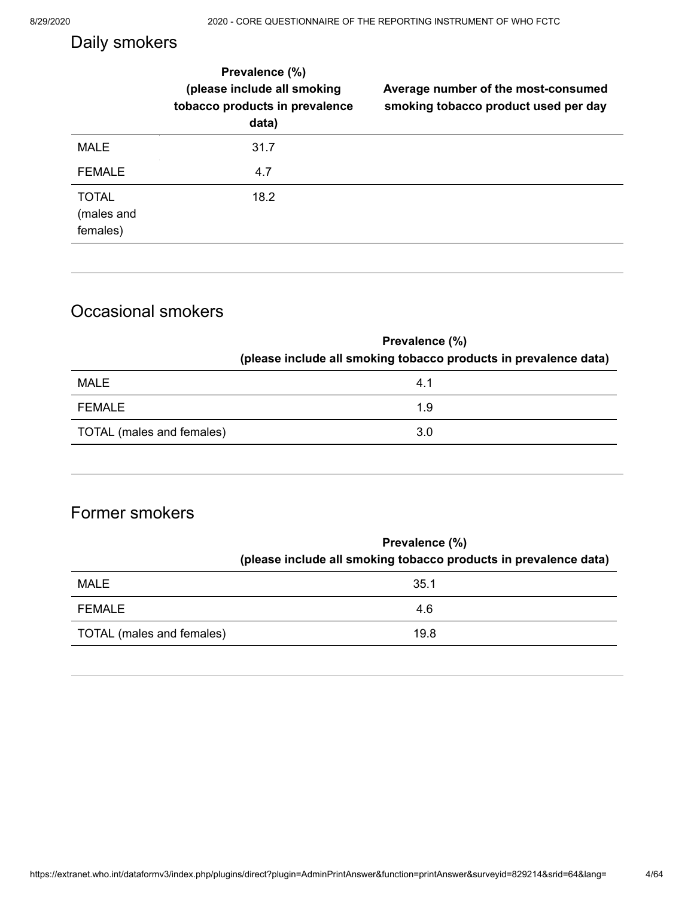## Daily smokers

| | Prevalence (%) (please include all smoking tobacco products in prevalence data) | Average number of the most-consumed smoking tobacco product used per day |
|---|---|---|
| MALE | 31.7 | |
| FEMALE | 4.7 | |
| TOTAL (males and females) | 18.2 | |

## Occasional smokers

| | Prevalence (%) (please include all smoking tobacco products in prevalence data) |
|---|---|
| MALE | 4.1 |
| FEMALE | 1.9 |
| TOTAL (males and females) | 3.0 |

## Former smokers

| | Prevalence (%) (please include all smoking tobacco products in prevalence data) |
|---|---|
| MALE | 35.1 |
| FEMALE | 4.6 |
| TOTAL (males and females) | 19.8 |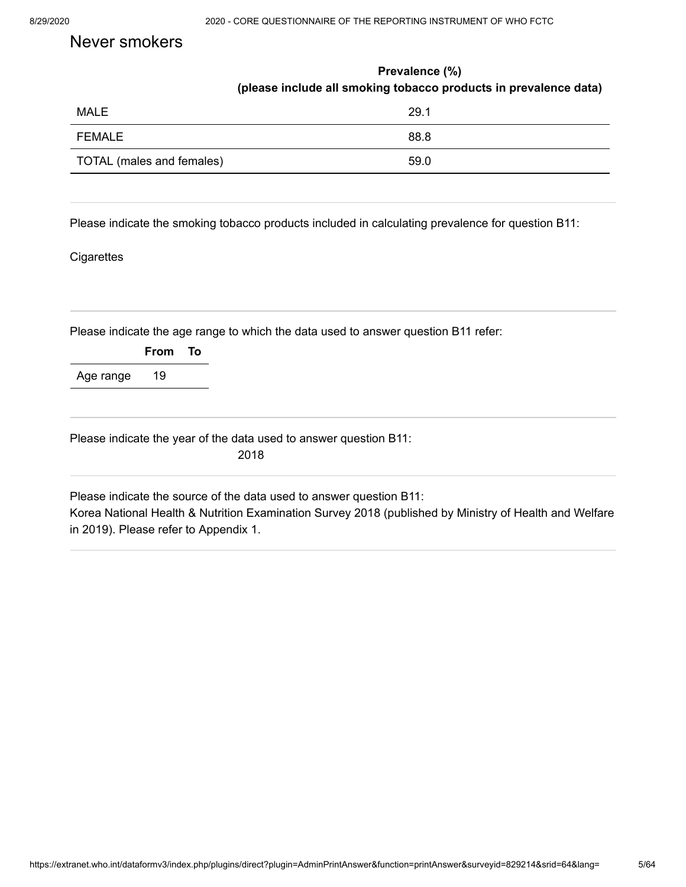## Never smokers

| | Prevalence (%) (please include all smoking tobacco products in prevalence data) |
|---|---|
| MALE | 29.1 |
| FEMALE | 88.8 |
| TOTAL (males and females) | 59.0 |

Please indicate the smoking tobacco products included in calculating prevalence for question B11:

Cigarettes

Please indicate the age range to which the data used to answer question B11 refer:

| | From | To |
|---|---|---|
| Age range | 19 | |

Please indicate the year of the data used to answer question B11:

2018

Please indicate the source of the data used to answer question B11:

Korea National Health & Nutrition Examination Survey 2018 (published by Ministry of Health and Welfare in 2019). Please refer to Appendix 1.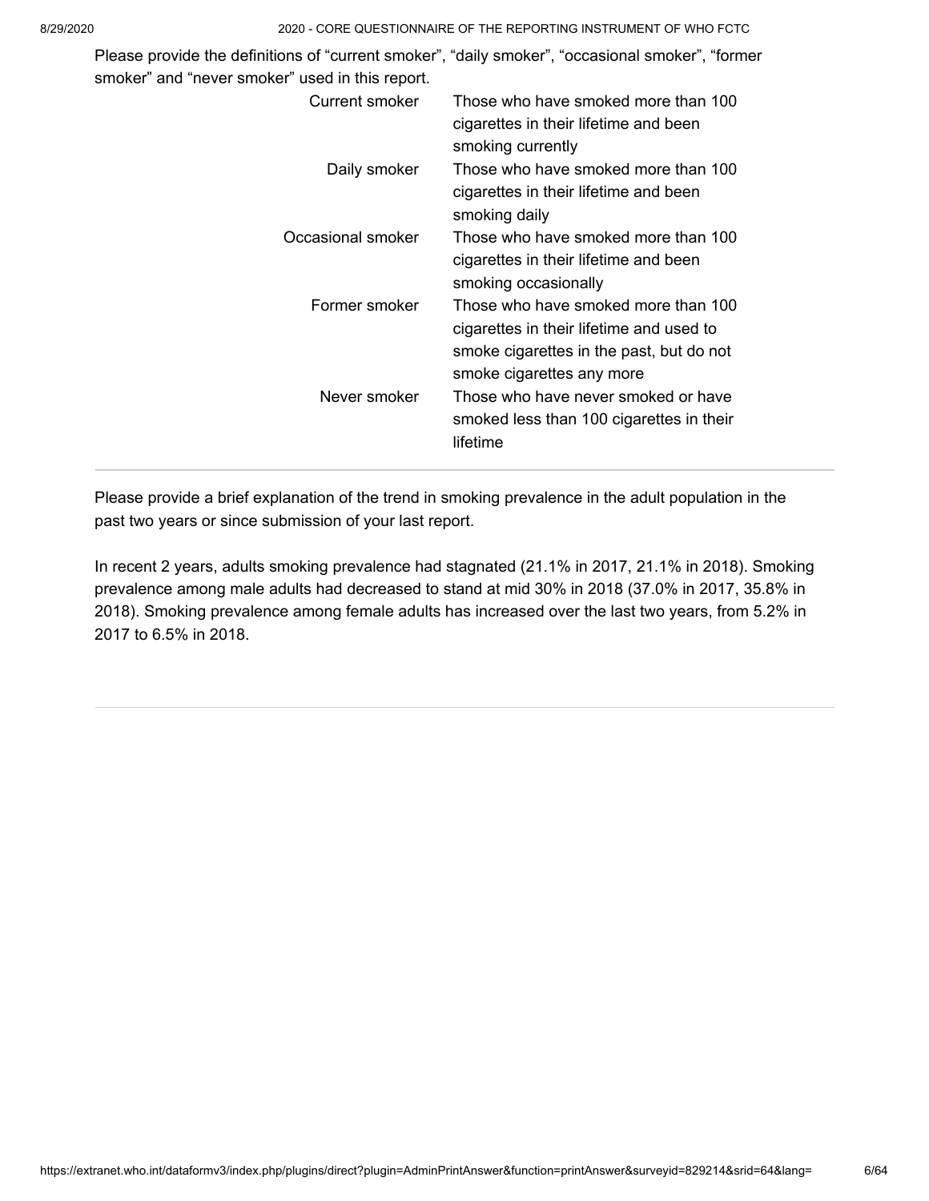Please provide the definitions of “current smoker”, “daily smoker”, “occasional smoker”, “former smoker” and “never smoker” used in this report.

| | |
|---|---|
| Current smoker | Those who have smoked more than 100 cigarettes in their lifetime and been smoking currently |
| Daily smoker | Those who have smoked more than 100 cigarettes in their lifetime and been smoking daily |
| Occasional smoker | Those who have smoked more than 100 cigarettes in their lifetime and been smoking occasionally |
| Former smoker | Those who have smoked more than 100 cigarettes in their lifetime and used to smoke cigarettes in the past, but do not smoke cigarettes any more |
| Never smoker | Those who have never smoked or have smoked less than 100 cigarettes in their lifetime |

---

Please provide a brief explanation of the trend in smoking prevalence in the adult population in the past two years or since submission of your last report.

In recent 2 years, adults smoking prevalence had stagnated (21.1% in 2017, 21.1% in 2018). Smoking prevalence among male adults had decreased to stand at mid 30% in 2018 (37.0% in 2017, 35.8% in 2018). Smoking prevalence among female adults has increased over the last two years, from 5.2% in 2017 to 6.5% in 2018.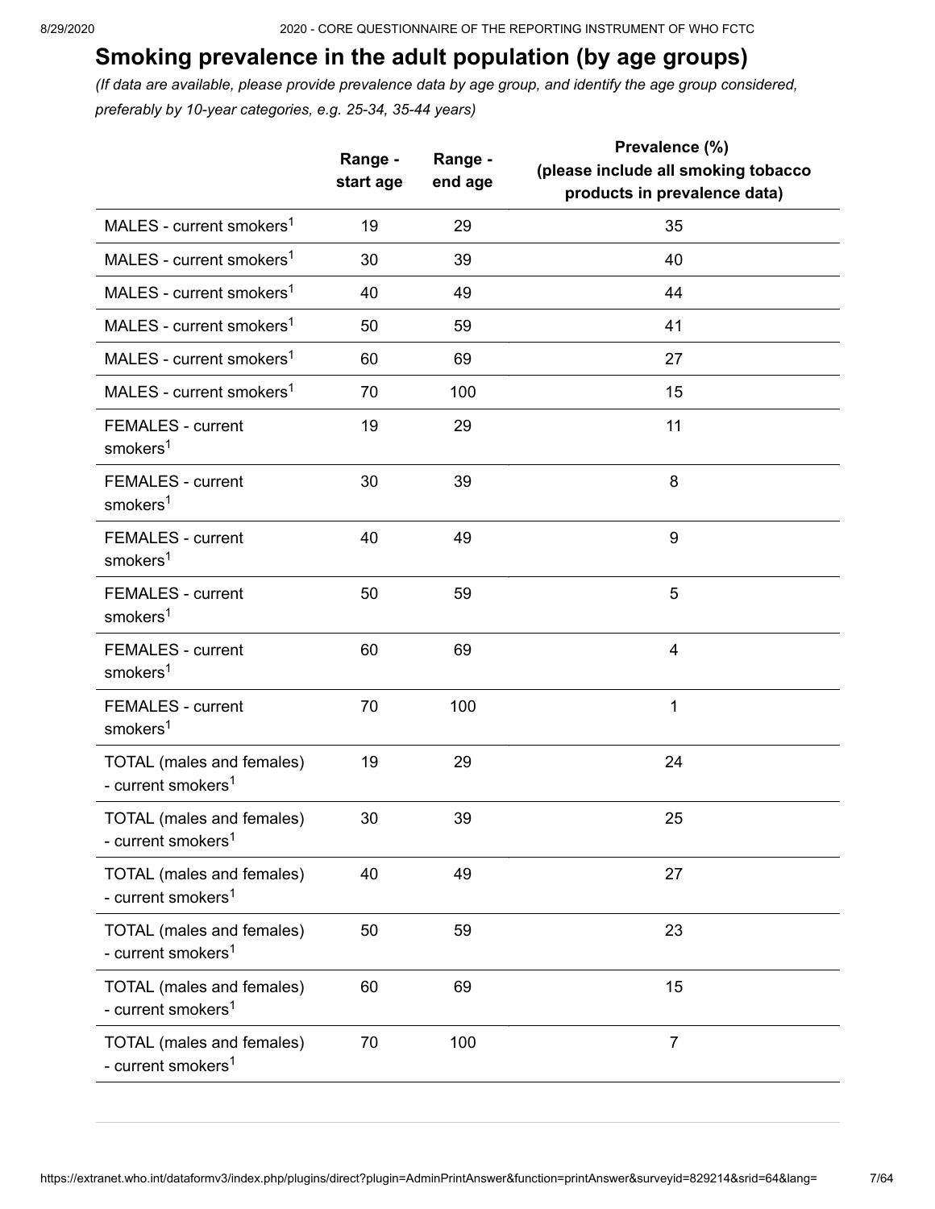## Smoking prevalence in the adult population (by age groups)

*(If data are available, please provide prevalence data by age group, and identify the age group considered, preferably by 10-year categories, e.g. 25-34, 35-44 years)*

| | Range - start age | Range - end age | Prevalence (%) (please include all smoking tobacco products in prevalence data) |
|---|---|---|---|
| MALES - current smokers[1] | 19 | 29 | 35 |
| MALES - current smokers[1] | 30 | 39 | 40 |
| MALES - current smokers[1] | 40 | 49 | 44 |
| MALES - current smokers[1] | 50 | 59 | 41 |
| MALES - current smokers[1] | 60 | 69 | 27 |
| MALES - current smokers[1] | 70 | 100 | 15 |
| FEMALES - current smokers[1] | 19 | 29 | 11 |
| FEMALES - current smokers[1] | 30 | 39 | 8 |
| FEMALES - current smokers[1] | 40 | 49 | 9 |
| FEMALES - current smokers[1] | 50 | 59 | 5 |
| FEMALES - current smokers[1] | 60 | 69 | 4 |
| FEMALES - current smokers[1] | 70 | 100 | 1 |
| TOTAL (males and females) - current smokers[1] | 19 | 29 | 24 |
| TOTAL (males and females) - current smokers[1] | 30 | 39 | 25 |
| TOTAL (males and females) - current smokers[1] | 40 | 49 | 27 |
| TOTAL (males and females) - current smokers[1] | 50 | 59 | 23 |
| TOTAL (males and females) - current smokers[1] | 60 | 69 | 15 |
| TOTAL (males and females) - current smokers[1] | 70 | 100 | 7 |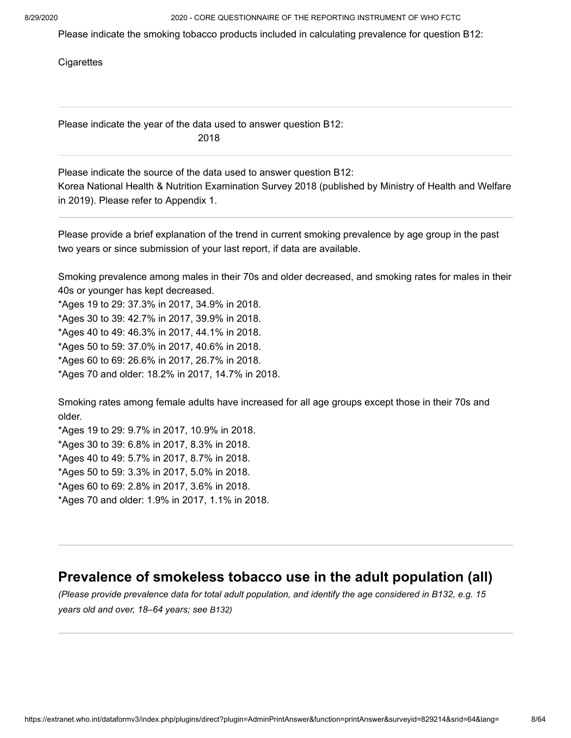Please indicate the smoking tobacco products included in calculating prevalence for question B12:

Cigarettes

---

Please indicate the year of the data used to answer question B12:

2018

---

Please indicate the source of the data used to answer question B12:

Korea National Health & Nutrition Examination Survey 2018 (published by Ministry of Health and Welfare in 2019). Please refer to Appendix 1.

---

Please provide a brief explanation of the trend in current smoking prevalence by age group in the past two years or since submission of your last report, if data are available.

Smoking prevalence among males in their 70s and older decreased, and smoking rates for males in their 40s or younger has kept decreased.

*Ages 19 to 29: 37.3% in 2017, 34.9% in 2018.
*Ages 30 to 39: 42.7% in 2017, 39.9% in 2018.
*Ages 40 to 49: 46.3% in 2017, 44.1% in 2018.
*Ages 50 to 59: 37.0% in 2017, 40.6% in 2018.
*Ages 60 to 69: 26.6% in 2017, 26.7% in 2018.
*Ages 70 and older: 18.2% in 2017, 14.7% in 2018.

Smoking rates among female adults have increased for all age groups except those in their 70s and older.

*Ages 19 to 29: 9.7% in 2017, 10.9% in 2018.
*Ages 30 to 39: 6.8% in 2017, 8.3% in 2018.
*Ages 40 to 49: 5.7% in 2017, 8.7% in 2018.
*Ages 50 to 59: 3.3% in 2017, 5.0% in 2018.
*Ages 60 to 69: 2.8% in 2017, 3.6% in 2018.
*Ages 70 and older: 1.9% in 2017, 1.1% in 2018.

---

## Prevalence of smokeless tobacco use in the adult population (all)

*(Please provide prevalence data for total adult population, and identify the age considered in B132, e.g. 15 years old and over, 18–64 years; see B132)*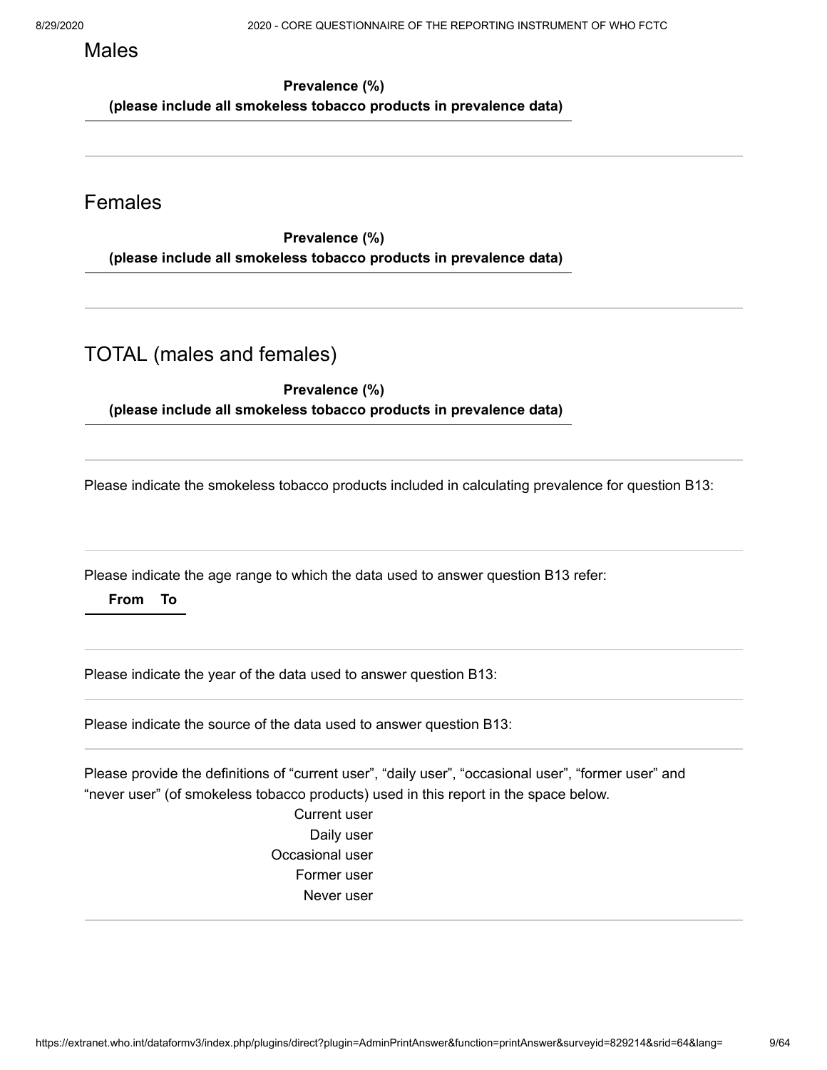## Males

| Prevalence (%) (please include all smokeless tobacco products in prevalence data) |
|---|

## Females

| Prevalence (%) (please include all smokeless tobacco products in prevalence data) |
|---|

## TOTAL (males and females)

| Prevalence (%) (please include all smokeless tobacco products in prevalence data) |
|---|

Please indicate the smokeless tobacco products included in calculating prevalence for question B13:

Please indicate the age range to which the data used to answer question B13 refer:

| From | To |
|---|---|

Please indicate the year of the data used to answer question B13:

Please indicate the source of the data used to answer question B13:

Please provide the definitions of "current user", "daily user", "occasional user", "former user" and "never user" (of smokeless tobacco products) used in this report in the space below.

Current user

Daily user

Occasional user

Former user

Never user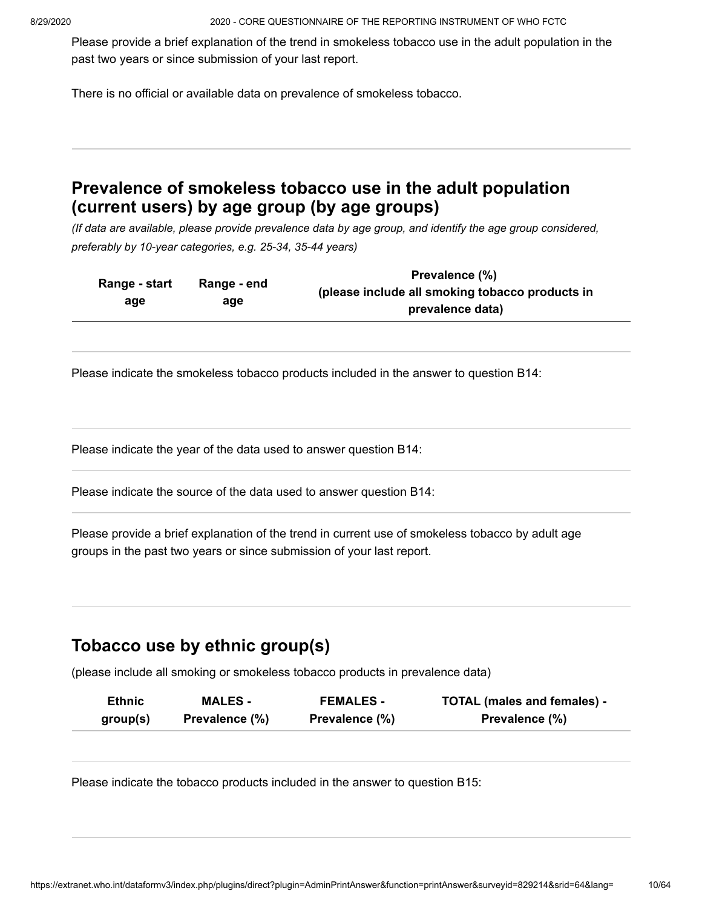Please provide a brief explanation of the trend in smokeless tobacco use in the adult population in the past two years or since submission of your last report.

There is no official or available data on prevalence of smokeless tobacco.

## Prevalence of smokeless tobacco use in the adult population (current users) by age group (by age groups)

*(If data are available, please provide prevalence data by age group, and identify the age group considered, preferably by 10-year categories, e.g. 25-34, 35-44 years)*

| Range - start age | Range - end age | Prevalence (%) (please include all smoking tobacco products in prevalence data) |
|---|---|---|

Please indicate the smokeless tobacco products included in the answer to question B14:

Please indicate the year of the data used to answer question B14:

Please indicate the source of the data used to answer question B14:

Please provide a brief explanation of the trend in current use of smokeless tobacco by adult age groups in the past two years or since submission of your last report.

## Tobacco use by ethnic group(s)

(please include all smoking or smokeless tobacco products in prevalence data)

| Ethnic group(s) | MALES - Prevalence (%) | FEMALES - Prevalence (%) | TOTAL (males and females) - Prevalence (%) |
|---|---|---|---|

Please indicate the tobacco products included in the answer to question B15: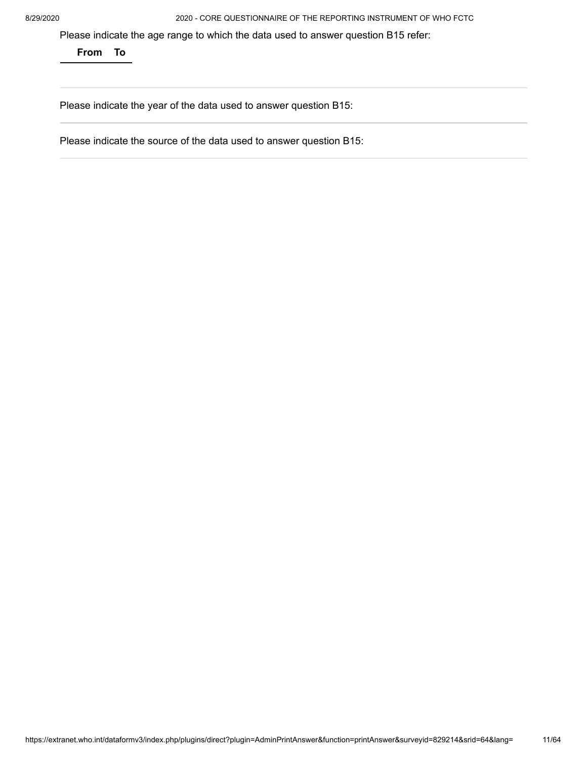Please indicate the age range to which the data used to answer question B15 refer:

| From | To |
| --- | --- |

Please indicate the year of the data used to answer question B15:

Please indicate the source of the data used to answer question B15: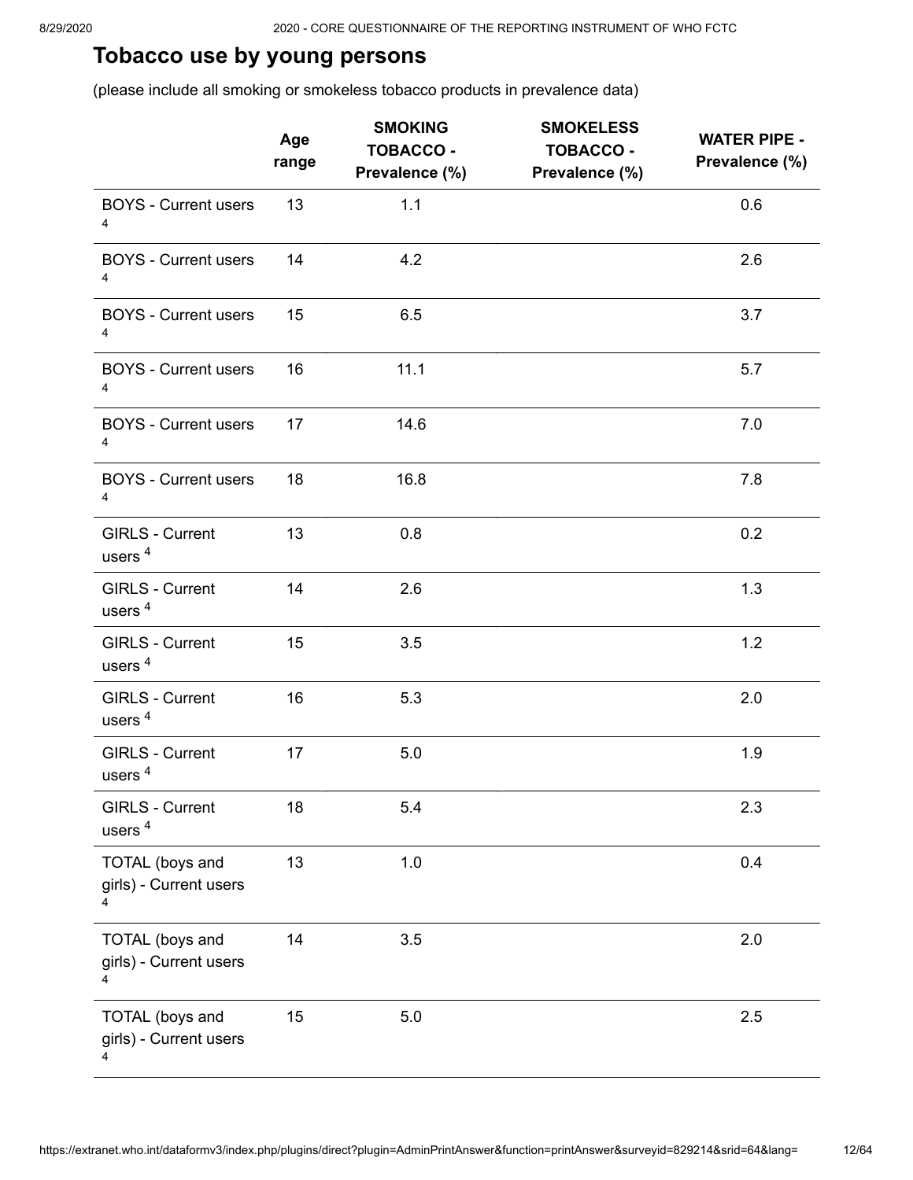## Tobacco use by young persons

(please include all smoking or smokeless tobacco products in prevalence data)

| | Age range | SMOKING TOBACCO - Prevalence (%) | SMOKELESS TOBACCO - Prevalence (%) | WATER PIPE - Prevalence (%) |
|---|---|---|---|---|
| BOYS - Current users [4] | 13 | 1.1 | | 0.6 |
| BOYS - Current users [4] | 14 | 4.2 | | 2.6 |
| BOYS - Current users [4] | 15 | 6.5 | | 3.7 |
| BOYS - Current users [4] | 16 | 11.1 | | 5.7 |
| BOYS - Current users [4] | 17 | 14.6 | | 7.0 |
| BOYS - Current users [4] | 18 | 16.8 | | 7.8 |
| GIRLS - Current users [4] | 13 | 0.8 | | 0.2 |
| GIRLS - Current users [4] | 14 | 2.6 | | 1.3 |
| GIRLS - Current users [4] | 15 | 3.5 | | 1.2 |
| GIRLS - Current users [4] | 16 | 5.3 | | 2.0 |
| GIRLS - Current users [4] | 17 | 5.0 | | 1.9 |
| GIRLS - Current users [4] | 18 | 5.4 | | 2.3 |
| TOTAL (boys and girls) - Current users [4] | 13 | 1.0 | | 0.4 |
| TOTAL (boys and girls) - Current users [4] | 14 | 3.5 | | 2.0 |
| TOTAL (boys and girls) - Current users [4] | 15 | 5.0 | | 2.5 |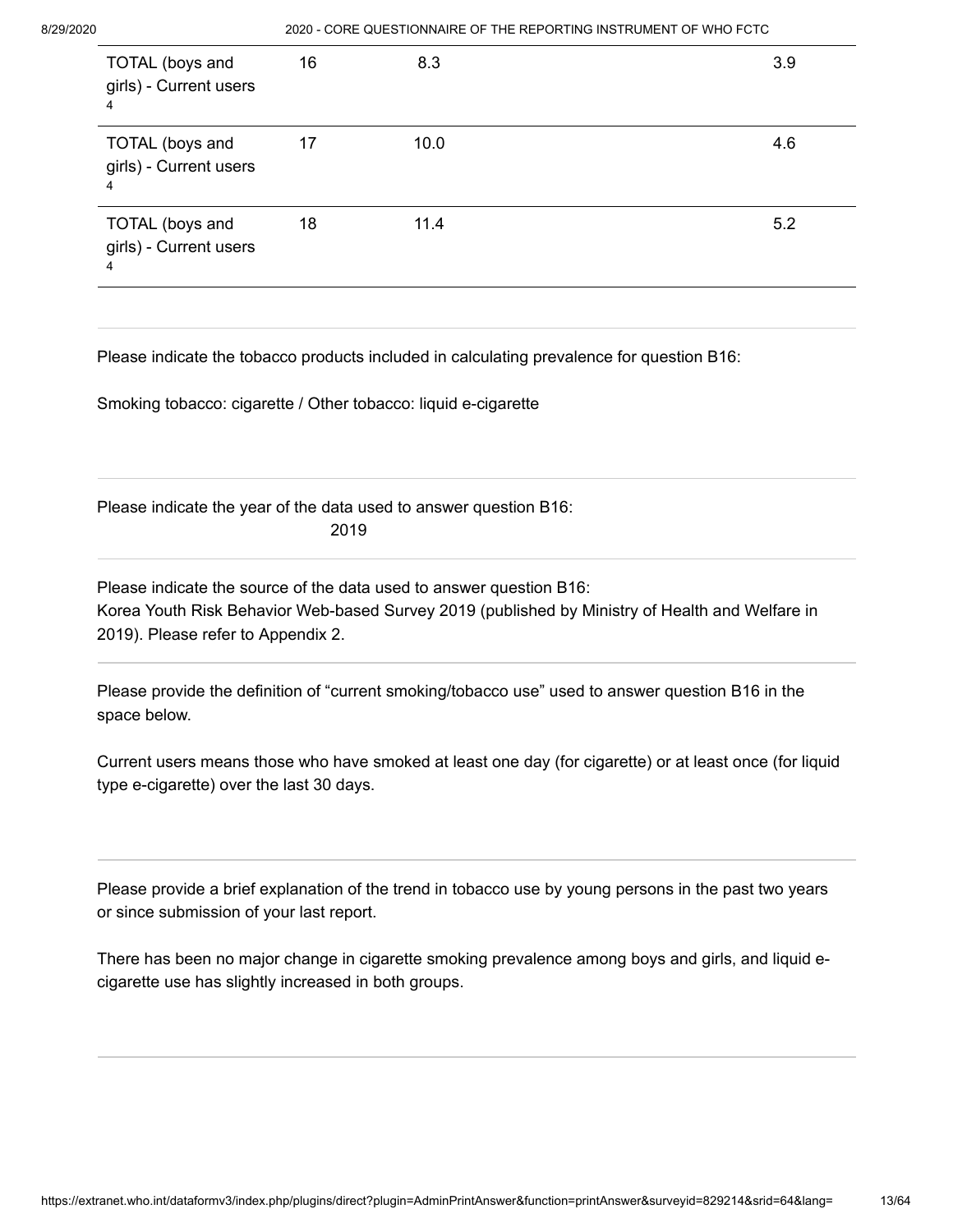| | | | |
|---|---|---|---|
| TOTAL (boys and girls) - Current users 4 | 16 | 8.3 | 3.9 |
| TOTAL (boys and girls) - Current users 4 | 17 | 10.0 | 4.6 |
| TOTAL (boys and girls) - Current users 4 | 18 | 11.4 | 5.2 |

Please indicate the tobacco products included in calculating prevalence for question B16:

Smoking tobacco: cigarette / Other tobacco: liquid e-cigarette

Please indicate the year of the data used to answer question B16:
2019

Please indicate the source of the data used to answer question B16:
Korea Youth Risk Behavior Web-based Survey 2019 (published by Ministry of Health and Welfare in 2019). Please refer to Appendix 2.

Please provide the definition of "current smoking/tobacco use" used to answer question B16 in the space below.

Current users means those who have smoked at least one day (for cigarette) or at least once (for liquid type e-cigarette) over the last 30 days.

Please provide a brief explanation of the trend in tobacco use by young persons in the past two years or since submission of your last report.

There has been no major change in cigarette smoking prevalence among boys and girls, and liquid e-cigarette use has slightly increased in both groups.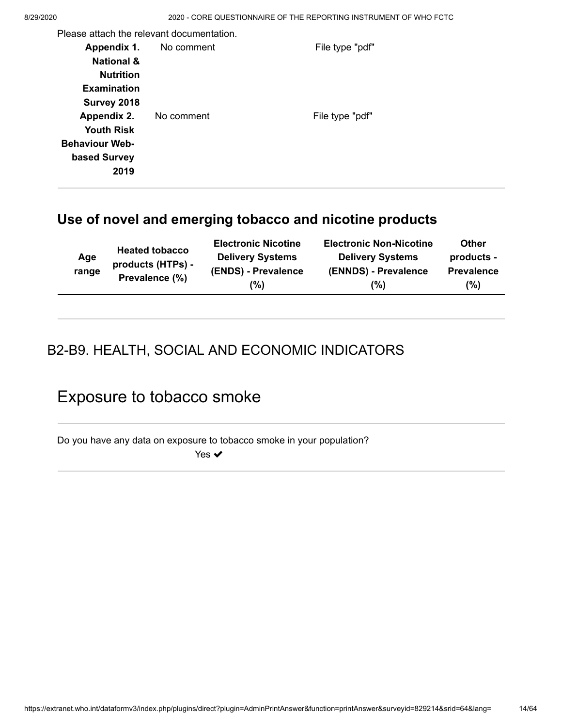Please attach the relevant documentation.

| | | |
|---|---|---|
| **Appendix 1. National & Nutrition Examination Survey 2018** | No comment | File type "pdf" |
| **Appendix 2. Youth Risk Behaviour Web-based Survey 2019** | No comment | File type "pdf" |

## Use of novel and emerging tobacco and nicotine products

| Age range | Heated tobacco products (HTPs) - Prevalence (%) | Electronic Nicotine Delivery Systems (ENDS) - Prevalence (%) | Electronic Non-Nicotine Delivery Systems (ENNDS) - Prevalence (%) | Other products - Prevalence (%) |
|---|---|---|---|---|

# B2-B9. HEALTH, SOCIAL AND ECONOMIC INDICATORS

# Exposure to tobacco smoke

Do you have any data on exposure to tobacco smoke in your population?

Yes ✔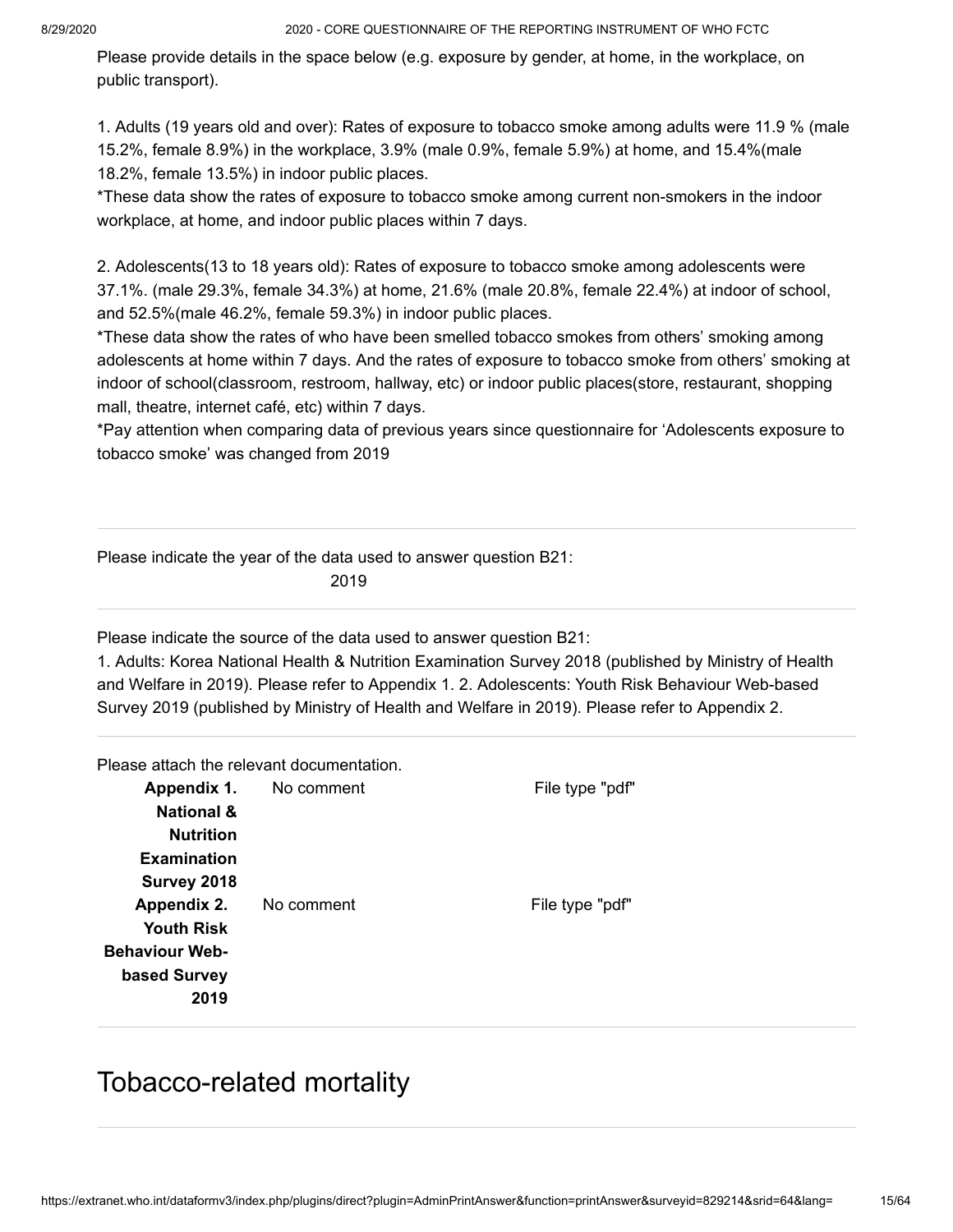Please provide details in the space below (e.g. exposure by gender, at home, in the workplace, on public transport).

1. Adults (19 years old and over): Rates of exposure to tobacco smoke among adults were 11.9 % (male 15.2%, female 8.9%) in the workplace, 3.9% (male 0.9%, female 5.9%) at home, and 15.4%(male 18.2%, female 13.5%) in indoor public places.
*These data show the rates of exposure to tobacco smoke among current non-smokers in the indoor workplace, at home, and indoor public places within 7 days.

2. Adolescents(13 to 18 years old): Rates of exposure to tobacco smoke among adolescents were 37.1%. (male 29.3%, female 34.3%) at home, 21.6% (male 20.8%, female 22.4%) at indoor of school, and 52.5%(male 46.2%, female 59.3%) in indoor public places.
*These data show the rates of who have been smelled tobacco smokes from others' smoking among adolescents at home within 7 days. And the rates of exposure to tobacco smoke from others' smoking at indoor of school(classroom, restroom, hallway, etc) or indoor public places(store, restaurant, shopping mall, theatre, internet café, etc) within 7 days.
*Pay attention when comparing data of previous years since questionnaire for 'Adolescents exposure to tobacco smoke' was changed from 2019

---

Please indicate the year of the data used to answer question B21:

2019

---

Please indicate the source of the data used to answer question B21:

1. Adults: Korea National Health & Nutrition Examination Survey 2018 (published by Ministry of Health and Welfare in 2019). Please refer to Appendix 1. 2. Adolescents: Youth Risk Behaviour Web-based Survey 2019 (published by Ministry of Health and Welfare in 2019). Please refer to Appendix 2.

---

Please attach the relevant documentation.

| | | |
|---|---|---|
| **Appendix 1. National & Nutrition Examination Survey 2018** | No comment | File type "pdf" |
| **Appendix 2. Youth Risk Behaviour Web-based Survey 2019** | No comment | File type "pdf" |

# Tobacco-related mortality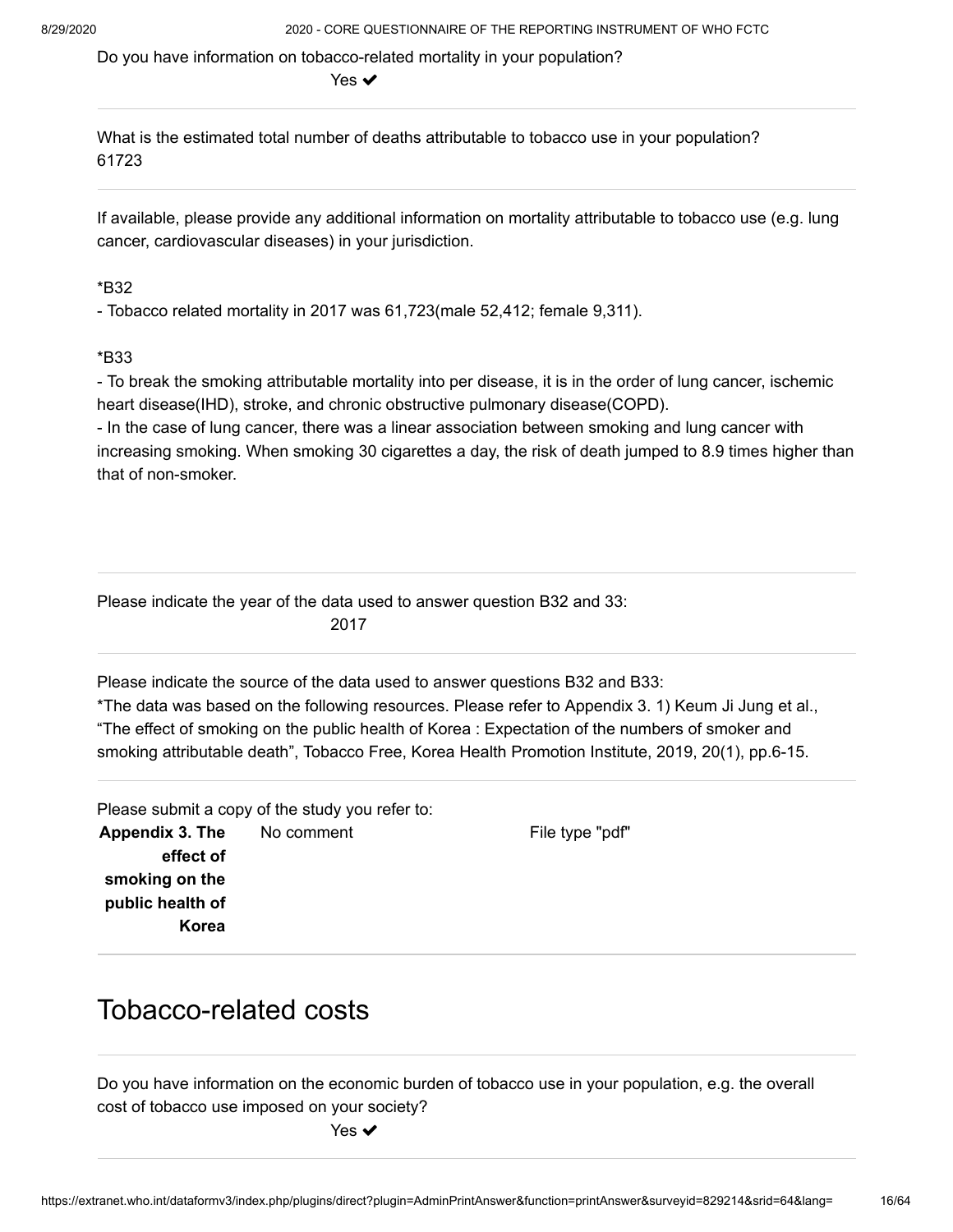Do you have information on tobacco-related mortality in your population?

Yes ✔

What is the estimated total number of deaths attributable to tobacco use in your population?

61723

If available, please provide any additional information on mortality attributable to tobacco use (e.g. lung cancer, cardiovascular diseases) in your jurisdiction.

*B32

- Tobacco related mortality in 2017 was 61,723(male 52,412; female 9,311).

*B33

- To break the smoking attributable mortality into per disease, it is in the order of lung cancer, ischemic heart disease(IHD), stroke, and chronic obstructive pulmonary disease(COPD).
- In the case of lung cancer, there was a linear association between smoking and lung cancer with increasing smoking. When smoking 30 cigarettes a day, the risk of death jumped to 8.9 times higher than that of non-smoker.

Please indicate the year of the data used to answer question B32 and 33:

2017

Please indicate the source of the data used to answer questions B32 and B33:

*The data was based on the following resources. Please refer to Appendix 3. 1) Keum Ji Jung et al., "The effect of smoking on the public health of Korea : Expectation of the numbers of smoker and smoking attributable death", Tobacco Free, Korea Health Promotion Institute, 2019, 20(1), pp.6-15.

Please submit a copy of the study you refer to:

| | | |
|---|---|---|
| **Appendix 3. The effect of smoking on the public health of Korea** | No comment | File type "pdf" |

## Tobacco-related costs

Do you have information on the economic burden of tobacco use in your population, e.g. the overall cost of tobacco use imposed on your society?

Yes ✔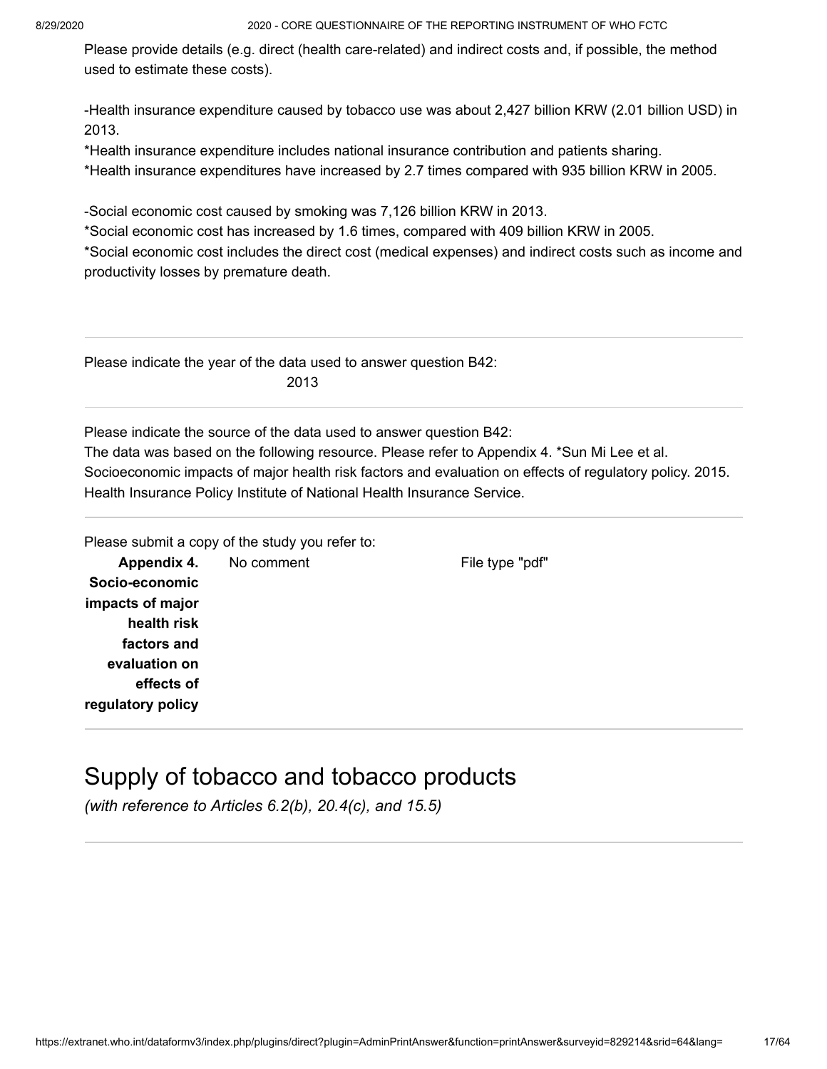Please provide details (e.g. direct (health care-related) and indirect costs and, if possible, the method used to estimate these costs).

-Health insurance expenditure caused by tobacco use was about 2,427 billion KRW (2.01 billion USD) in 2013.
*Health insurance expenditure includes national insurance contribution and patients sharing.
*Health insurance expenditures have increased by 2.7 times compared with 935 billion KRW in 2005.

-Social economic cost caused by smoking was 7,126 billion KRW in 2013.
*Social economic cost has increased by 1.6 times, compared with 409 billion KRW in 2005.
*Social economic cost includes the direct cost (medical expenses) and indirect costs such as income and productivity losses by premature death.

---

Please indicate the year of the data used to answer question B42:

2013

---

Please indicate the source of the data used to answer question B42:
The data was based on the following resource. Please refer to Appendix 4. *Sun Mi Lee et al. Socioeconomic impacts of major health risk factors and evaluation on effects of regulatory policy. 2015. Health Insurance Policy Institute of National Health Insurance Service.

---

Please submit a copy of the study you refer to:

| | | |
|---|---|---|
| **Appendix 4. Socio-economic impacts of major health risk factors and evaluation on effects of regulatory policy** | No comment | File type "pdf" |

---

# Supply of tobacco and tobacco products

*(with reference to Articles 6.2(b), 20.4(c), and 15.5)*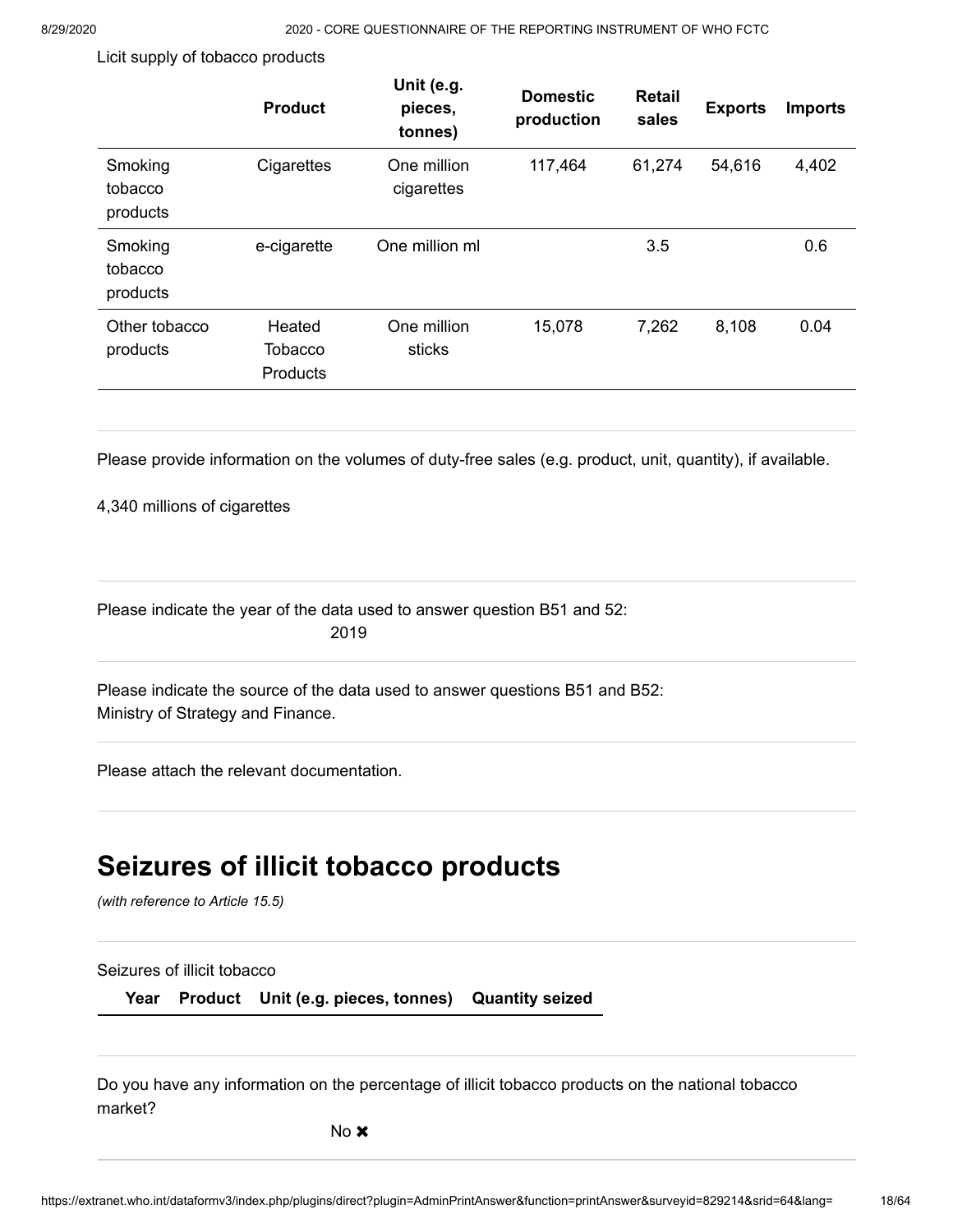Licit supply of tobacco products

| | Product | Unit (e.g. pieces, tonnes) | Domestic production | Retail sales | Exports | Imports |
|---|---|---|---|---|---|---|
| Smoking tobacco products | Cigarettes | One million cigarettes | 117,464 | 61,274 | 54,616 | 4,402 |
| Smoking tobacco products | e-cigarette | One million ml | | 3.5 | | 0.6 |
| Other tobacco products | Heated Tobacco Products | One million sticks | 15,078 | 7,262 | 8,108 | 0.04 |

Please provide information on the volumes of duty-free sales (e.g. product, unit, quantity), if available.

4,340 millions of cigarettes

Please indicate the year of the data used to answer question B51 and 52:
2019

Please indicate the source of the data used to answer questions B51 and B52:
Ministry of Strategy and Finance.

Please attach the relevant documentation.

# Seizures of illicit tobacco products

*(with reference to Article 15.5)*

Seizures of illicit tobacco

| Year | Product | Unit (e.g. pieces, tonnes) | Quantity seized |
|---|---|---|---|

Do you have any information on the percentage of illicit tobacco products on the national tobacco market?

No ✖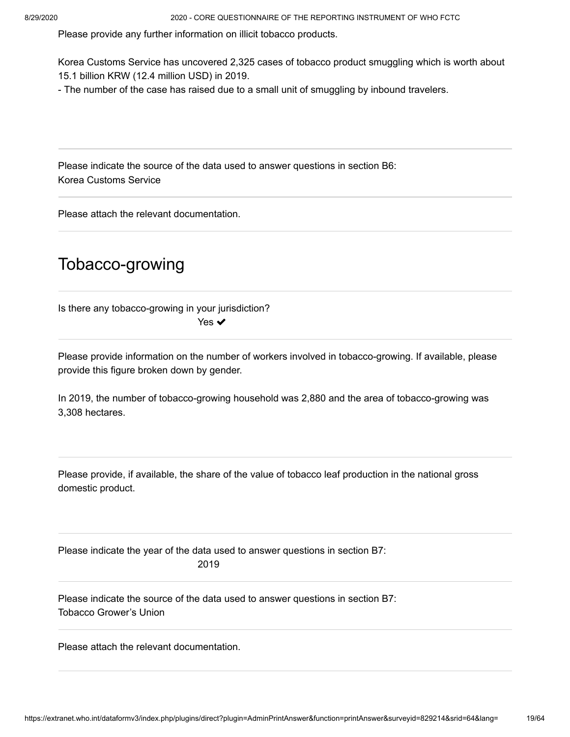Please provide any further information on illicit tobacco products.

Korea Customs Service has uncovered 2,325 cases of tobacco product smuggling which is worth about 15.1 billion KRW (12.4 million USD) in 2019.

- The number of the case has raised due to a small unit of smuggling by inbound travelers.

---

Please indicate the source of the data used to answer questions in section B6:
Korea Customs Service

---

Please attach the relevant documentation.

---

# Tobacco-growing

---

Is there any tobacco-growing in your jurisdiction?
Yes ✔

---

Please provide information on the number of workers involved in tobacco-growing. If available, please provide this figure broken down by gender.

In 2019, the number of tobacco-growing household was 2,880 and the area of tobacco-growing was 3,308 hectares.

---

Please provide, if available, the share of the value of tobacco leaf production in the national gross domestic product.

---

Please indicate the year of the data used to answer questions in section B7:
2019

---

Please indicate the source of the data used to answer questions in section B7:
Tobacco Grower's Union

---

Please attach the relevant documentation.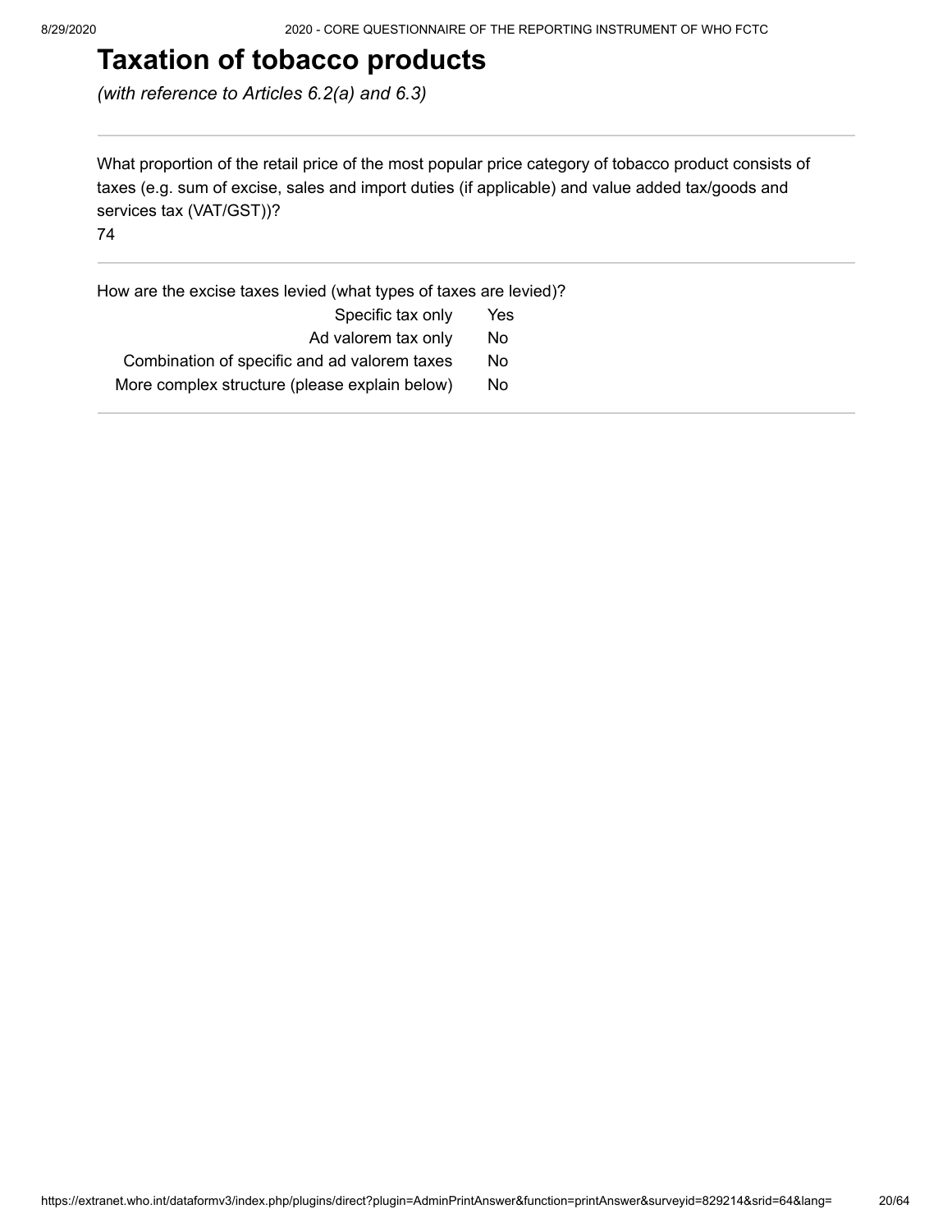# Taxation of tobacco products

*(with reference to Articles 6.2(a) and 6.3)*

---

What proportion of the retail price of the most popular price category of tobacco product consists of taxes (e.g. sum of excise, sales and import duties (if applicable) and value added tax/goods and services tax (VAT/GST))?

74

---

How are the excise taxes levied (what types of taxes are levied)?

| | |
|---|---|
| Specific tax only | Yes |
| Ad valorem tax only | No |
| Combination of specific and ad valorem taxes | No |
| More complex structure (please explain below) | No |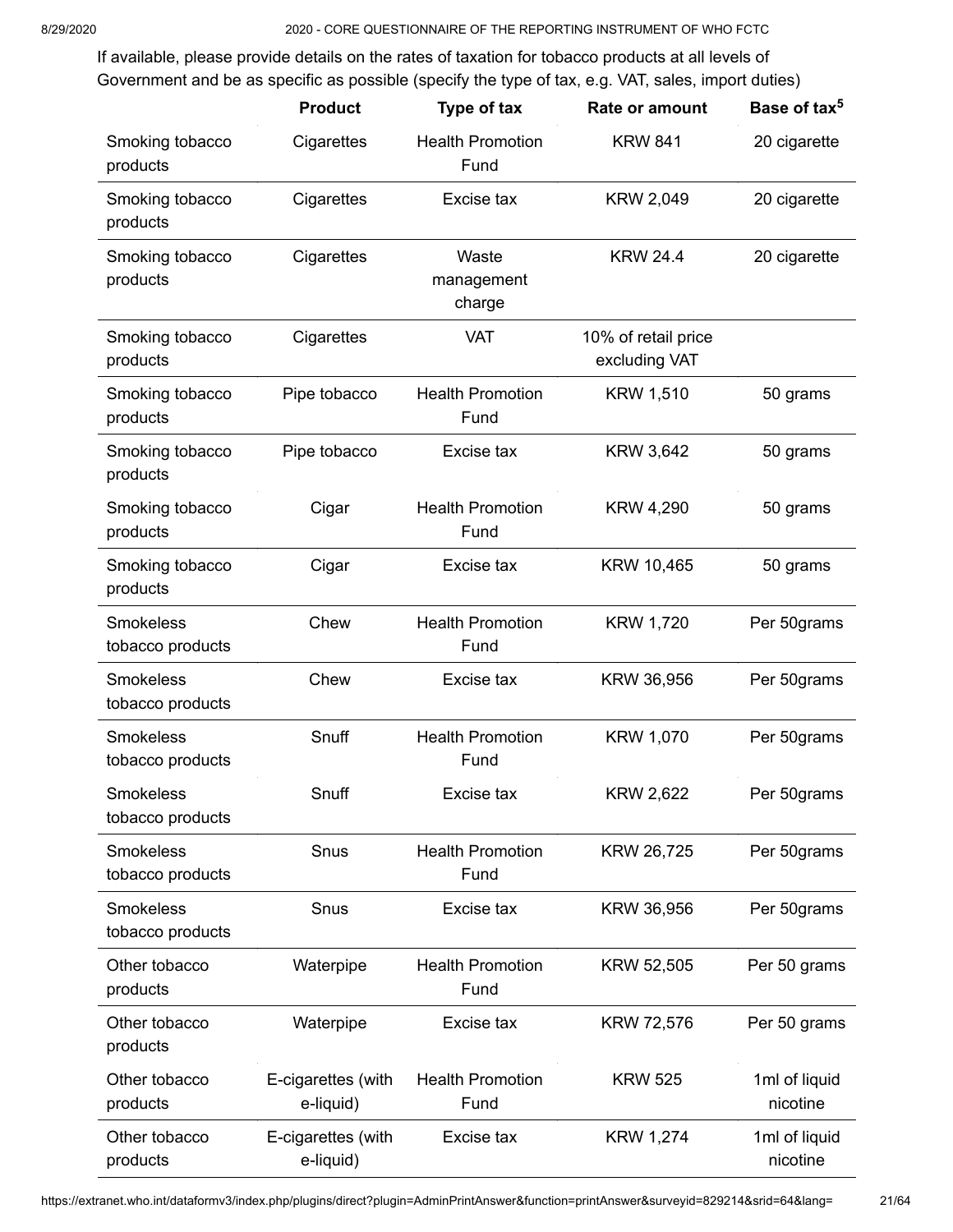If available, please provide details on the rates of taxation for tobacco products at all levels of Government and be as specific as possible (specify the type of tax, e.g. VAT, sales, import duties)

| | Product | Type of tax | Rate or amount | Base of tax[5] |
|---|---|---|---|---|
| Smoking tobacco products | Cigarettes | Health Promotion Fund | KRW 841 | 20 cigarette |
| Smoking tobacco products | Cigarettes | Excise tax | KRW 2,049 | 20 cigarette |
| Smoking tobacco products | Cigarettes | Waste management charge | KRW 24.4 | 20 cigarette |
| Smoking tobacco products | Cigarettes | VAT | 10% of retail price excluding VAT | |
| Smoking tobacco products | Pipe tobacco | Health Promotion Fund | KRW 1,510 | 50 grams |
| Smoking tobacco products | Pipe tobacco | Excise tax | KRW 3,642 | 50 grams |
| Smoking tobacco products | Cigar | Health Promotion Fund | KRW 4,290 | 50 grams |
| Smoking tobacco products | Cigar | Excise tax | KRW 10,465 | 50 grams |
| Smokeless tobacco products | Chew | Health Promotion Fund | KRW 1,720 | Per 50grams |
| Smokeless tobacco products | Chew | Excise tax | KRW 36,956 | Per 50grams |
| Smokeless tobacco products | Snuff | Health Promotion Fund | KRW 1,070 | Per 50grams |
| Smokeless tobacco products | Snuff | Excise tax | KRW 2,622 | Per 50grams |
| Smokeless tobacco products | Snus | Health Promotion Fund | KRW 26,725 | Per 50grams |
| Smokeless tobacco products | Snus | Excise tax | KRW 36,956 | Per 50grams |
| Other tobacco products | Waterpipe | Health Promotion Fund | KRW 52,505 | Per 50 grams |
| Other tobacco products | Waterpipe | Excise tax | KRW 72,576 | Per 50 grams |
| Other tobacco products | E-cigarettes (with e-liquid) | Health Promotion Fund | KRW 525 | 1ml of liquid nicotine |
| Other tobacco products | E-cigarettes (with e-liquid) | Excise tax | KRW 1,274 | 1ml of liquid nicotine |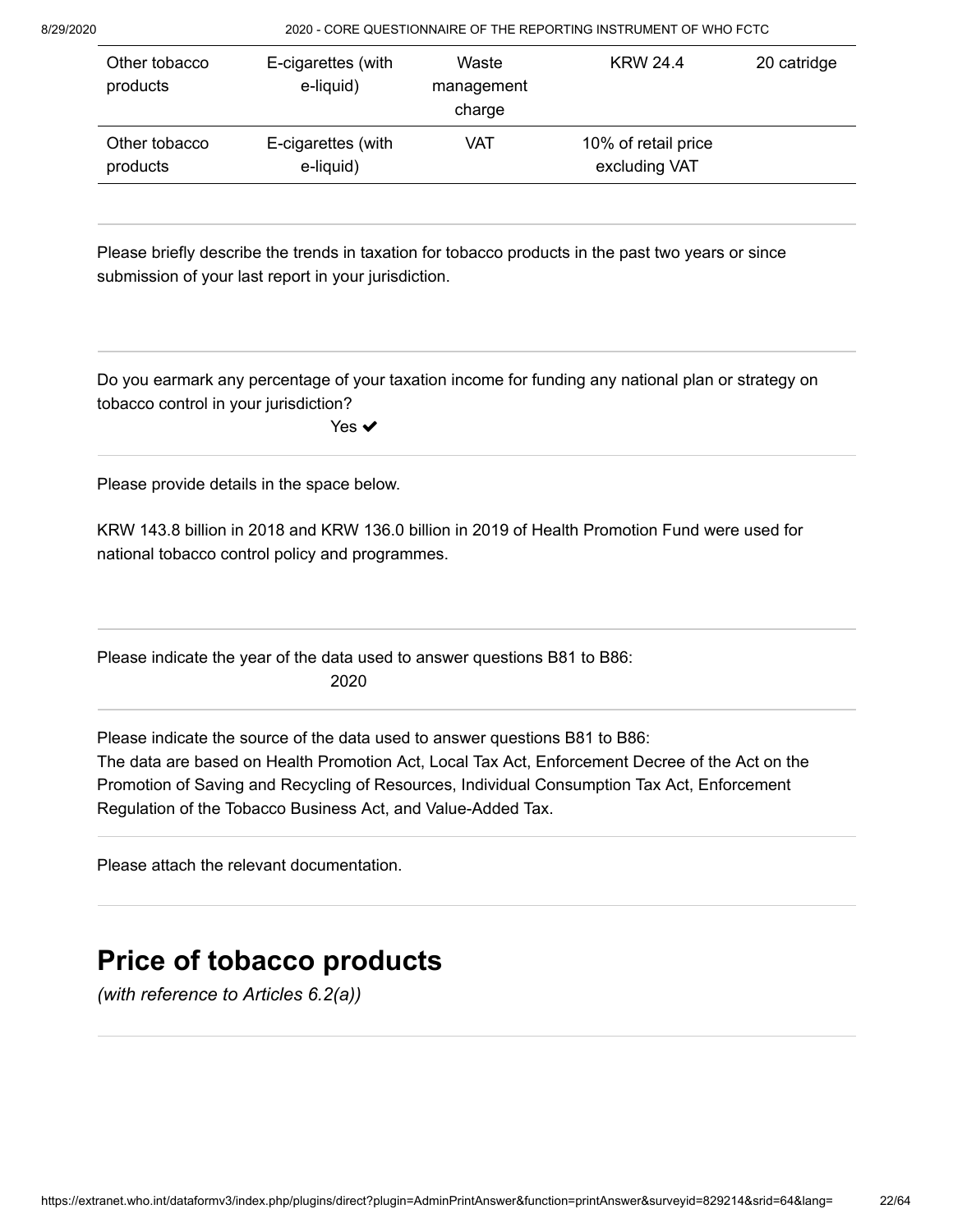| Other tobacco products | E-cigarettes (with e-liquid) | Waste management charge | KRW 24.4 | 20 catridge |
|---|---|---|---|---|
| Other tobacco products | E-cigarettes (with e-liquid) | VAT | 10% of retail price excluding VAT | |

Please briefly describe the trends in taxation for tobacco products in the past two years or since submission of your last report in your jurisdiction.

Do you earmark any percentage of your taxation income for funding any national plan or strategy on tobacco control in your jurisdiction?

Yes ✔

Please provide details in the space below.

KRW 143.8 billion in 2018 and KRW 136.0 billion in 2019 of Health Promotion Fund were used for national tobacco control policy and programmes.

Please indicate the year of the data used to answer questions B81 to B86:

2020

Please indicate the source of the data used to answer questions B81 to B86:
The data are based on Health Promotion Act, Local Tax Act, Enforcement Decree of the Act on the Promotion of Saving and Recycling of Resources, Individual Consumption Tax Act, Enforcement Regulation of the Tobacco Business Act, and Value-Added Tax.

Please attach the relevant documentation.

# Price of tobacco products

*(with reference to Articles 6.2(a))*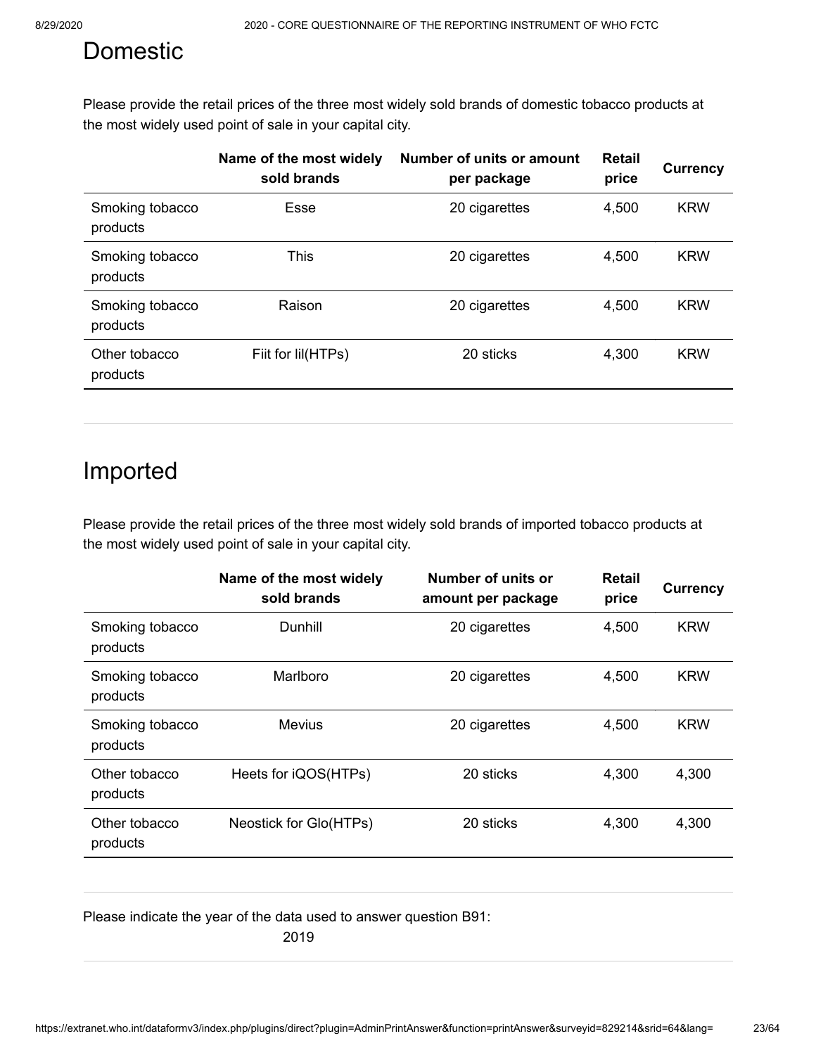## Domestic

Please provide the retail prices of the three most widely sold brands of domestic tobacco products at the most widely used point of sale in your capital city.

| | Name of the most widely sold brands | Number of units or amount per package | Retail price | Currency |
|---|---|---|---|---|
| Smoking tobacco products | Esse | 20 cigarettes | 4,500 | KRW |
| Smoking tobacco products | This | 20 cigarettes | 4,500 | KRW |
| Smoking tobacco products | Raison | 20 cigarettes | 4,500 | KRW |
| Other tobacco products | Fiit for lil(HTPs) | 20 sticks | 4,300 | KRW |

## Imported

Please provide the retail prices of the three most widely sold brands of imported tobacco products at the most widely used point of sale in your capital city.

| | Name of the most widely sold brands | Number of units or amount per package | Retail price | Currency |
|---|---|---|---|---|
| Smoking tobacco products | Dunhill | 20 cigarettes | 4,500 | KRW |
| Smoking tobacco products | Marlboro | 20 cigarettes | 4,500 | KRW |
| Smoking tobacco products | Mevius | 20 cigarettes | 4,500 | KRW |
| Other tobacco products | Heets for iQOS(HTPs) | 20 sticks | 4,300 | 4,300 |
| Other tobacco products | Neostick for Glo(HTPs) | 20 sticks | 4,300 | 4,300 |

Please indicate the year of the data used to answer question B91:

2019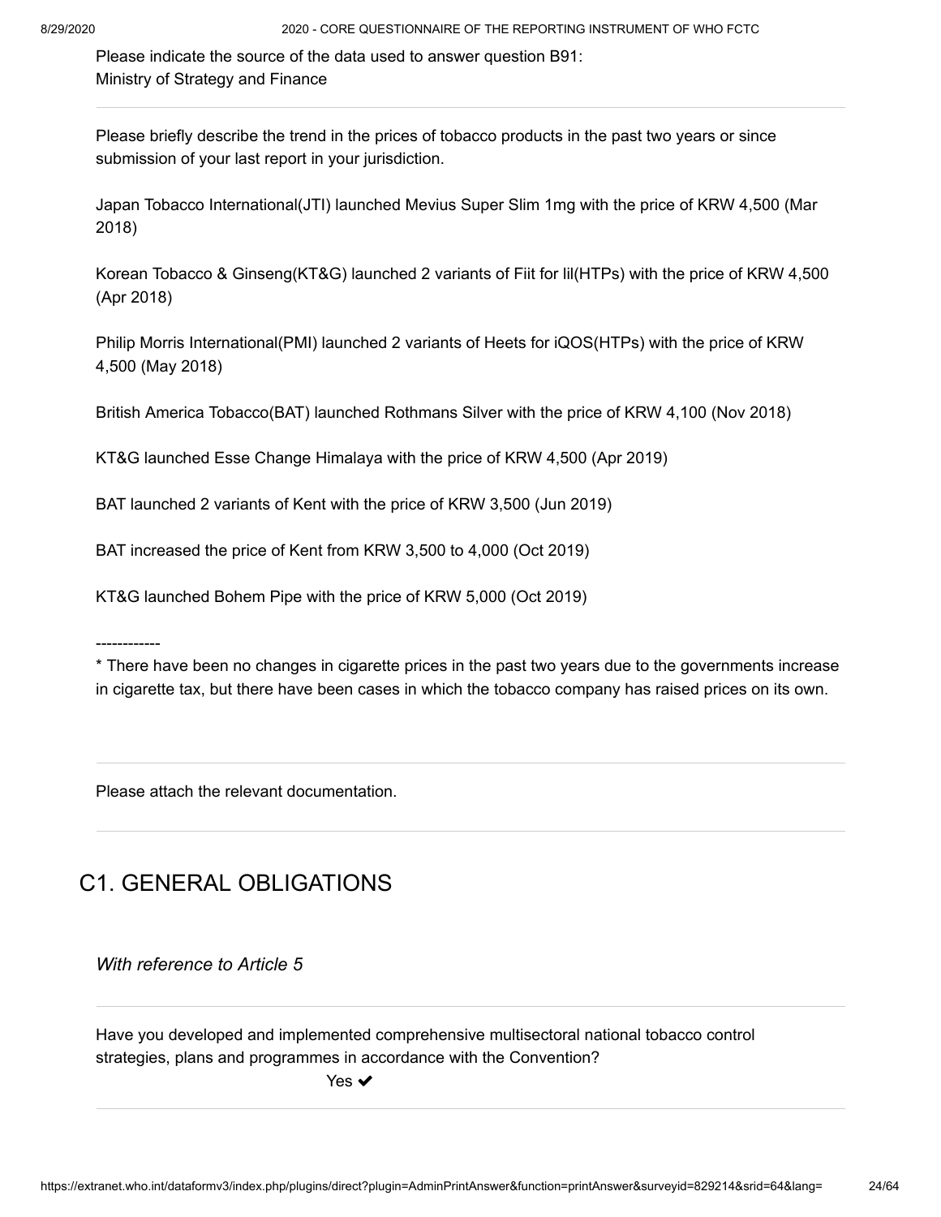Please indicate the source of the data used to answer question B91:
Ministry of Strategy and Finance

---

Please briefly describe the trend in the prices of tobacco products in the past two years or since submission of your last report in your jurisdiction.

Japan Tobacco International(JTI) launched Mevius Super Slim 1mg with the price of KRW 4,500 (Mar 2018)

Korean Tobacco & Ginseng(KT&G) launched 2 variants of Fiit for lil(HTPs) with the price of KRW 4,500 (Apr 2018)

Philip Morris International(PMI) launched 2 variants of Heets for iQOS(HTPs) with the price of KRW 4,500 (May 2018)

British America Tobacco(BAT) launched Rothmans Silver with the price of KRW 4,100 (Nov 2018)

KT&G launched Esse Change Himalaya with the price of KRW 4,500 (Apr 2019)

BAT launched 2 variants of Kent with the price of KRW 3,500 (Jun 2019)

BAT increased the price of Kent from KRW 3,500 to 4,000 (Oct 2019)

KT&G launched Bohem Pipe with the price of KRW 5,000 (Oct 2019)

------------
* There have been no changes in cigarette prices in the past two years due to the governments increase in cigarette tax, but there have been cases in which the tobacco company has raised prices on its own.

---

Please attach the relevant documentation.

---

## C1. GENERAL OBLIGATIONS

*With reference to Article 5*

---

Have you developed and implemented comprehensive multisectoral national tobacco control strategies, plans and programmes in accordance with the Convention?

Yes ✔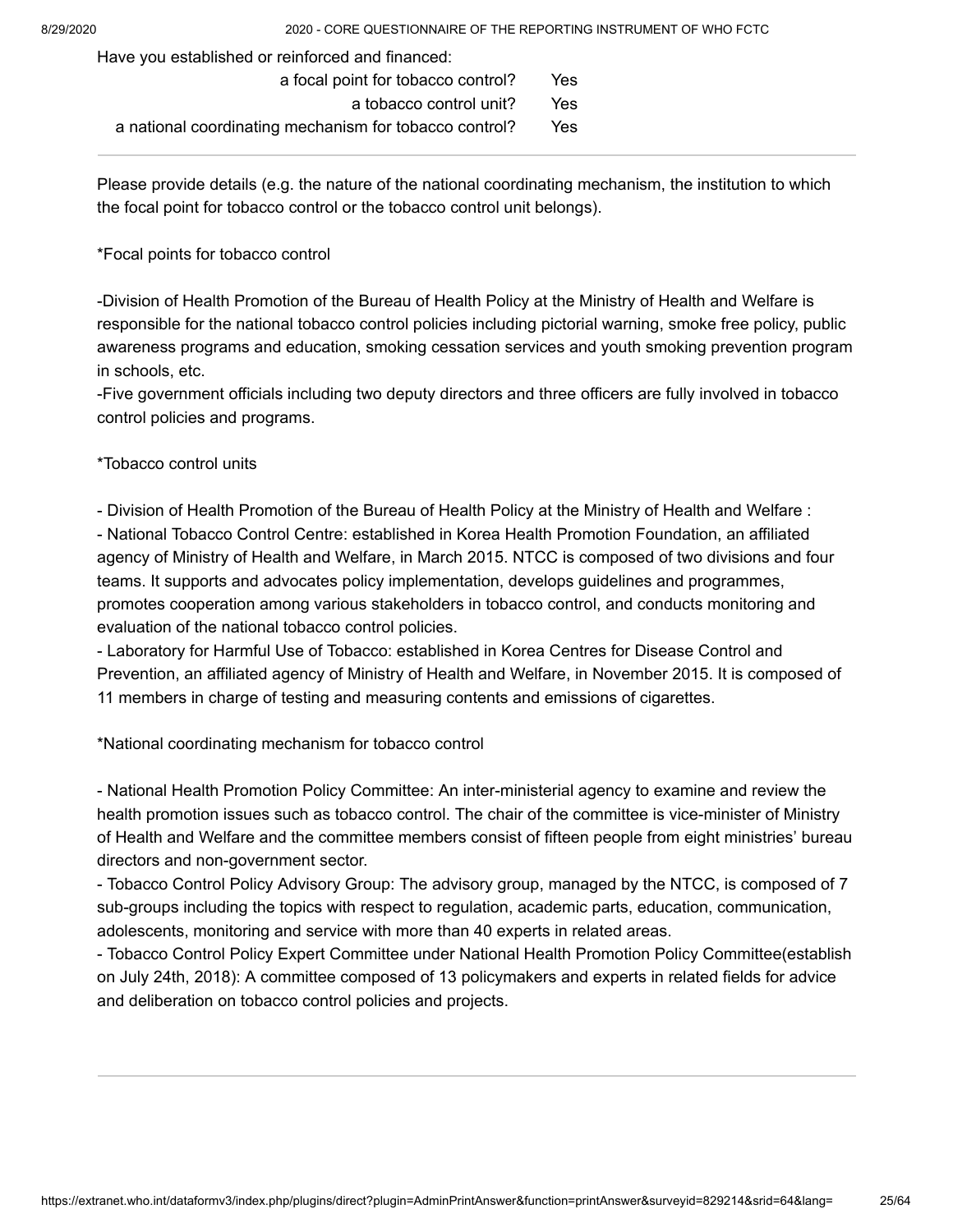Have you established or reinforced and financed:

| | |
|---|---|
| a focal point for tobacco control? | Yes |
| a tobacco control unit? | Yes |
| a national coordinating mechanism for tobacco control? | Yes |

Please provide details (e.g. the nature of the national coordinating mechanism, the institution to which the focal point for tobacco control or the tobacco control unit belongs).

*Focal points for tobacco control

-Division of Health Promotion of the Bureau of Health Policy at the Ministry of Health and Welfare is responsible for the national tobacco control policies including pictorial warning, smoke free policy, public awareness programs and education, smoking cessation services and youth smoking prevention program in schools, etc.
-Five government officials including two deputy directors and three officers are fully involved in tobacco control policies and programs.

*Tobacco control units

- Division of Health Promotion of the Bureau of Health Policy at the Ministry of Health and Welfare :
- National Tobacco Control Centre: established in Korea Health Promotion Foundation, an affiliated agency of Ministry of Health and Welfare, in March 2015. NTCC is composed of two divisions and four teams. It supports and advocates policy implementation, develops guidelines and programmes, promotes cooperation among various stakeholders in tobacco control, and conducts monitoring and evaluation of the national tobacco control policies.
- Laboratory for Harmful Use of Tobacco: established in Korea Centres for Disease Control and Prevention, an affiliated agency of Ministry of Health and Welfare, in November 2015. It is composed of 11 members in charge of testing and measuring contents and emissions of cigarettes.

*National coordinating mechanism for tobacco control

- National Health Promotion Policy Committee: An inter-ministerial agency to examine and review the health promotion issues such as tobacco control. The chair of the committee is vice-minister of Ministry of Health and Welfare and the committee members consist of fifteen people from eight ministries' bureau directors and non-government sector.
- Tobacco Control Policy Advisory Group: The advisory group, managed by the NTCC, is composed of 7 sub-groups including the topics with respect to regulation, academic parts, education, communication, adolescents, monitoring and service with more than 40 experts in related areas.
- Tobacco Control Policy Expert Committee under National Health Promotion Policy Committee(establish on July 24th, 2018): A committee composed of 13 policymakers and experts in related fields for advice and deliberation on tobacco control policies and projects.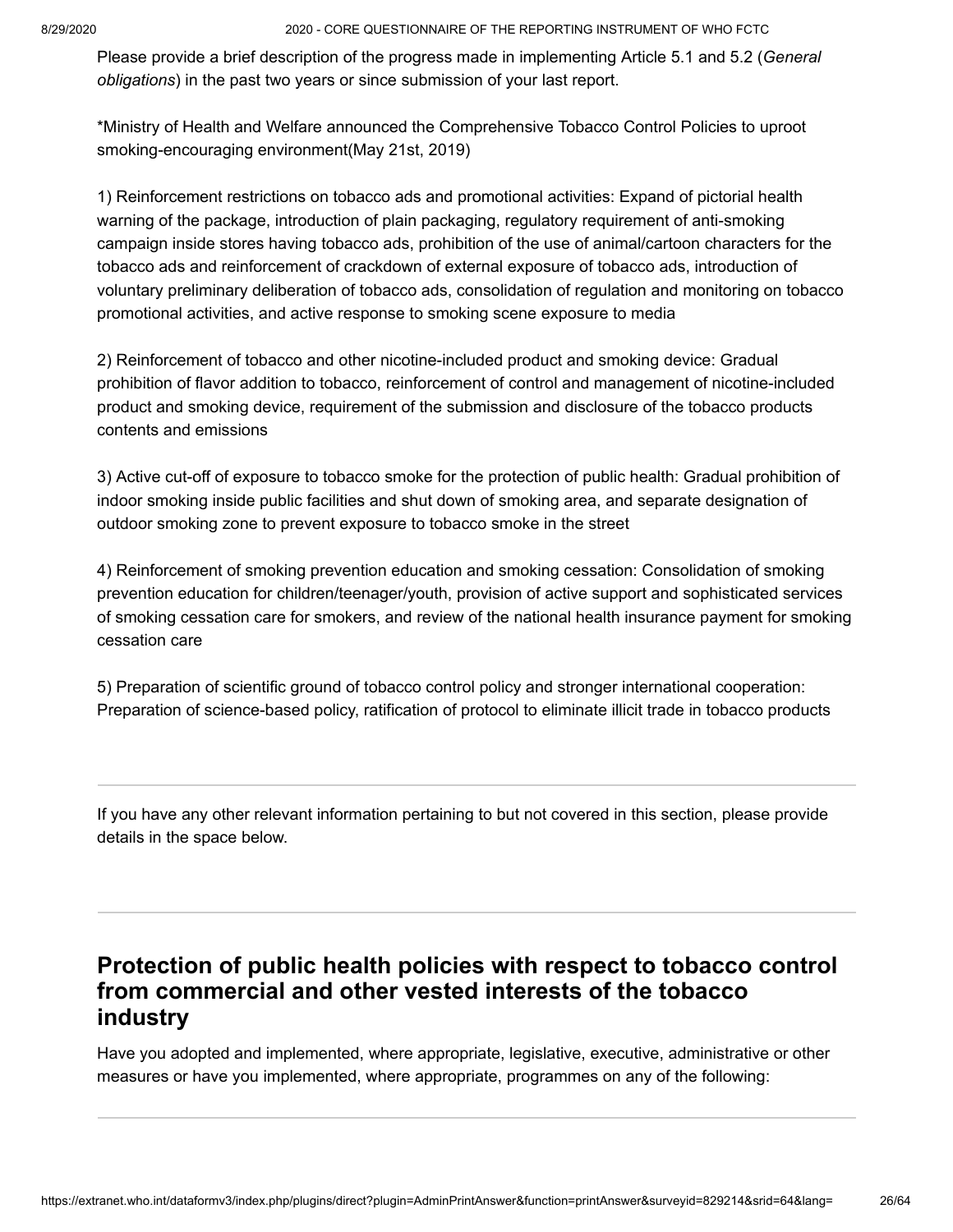Please provide a brief description of the progress made in implementing Article 5.1 and 5.2 (*General obligations*) in the past two years or since submission of your last report.

*Ministry of Health and Welfare announced the Comprehensive Tobacco Control Policies to uproot smoking-encouraging environment(May 21st, 2019)

1) Reinforcement restrictions on tobacco ads and promotional activities: Expand of pictorial health warning of the package, introduction of plain packaging, regulatory requirement of anti-smoking campaign inside stores having tobacco ads, prohibition of the use of animal/cartoon characters for the tobacco ads and reinforcement of crackdown of external exposure of tobacco ads, introduction of voluntary preliminary deliberation of tobacco ads, consolidation of regulation and monitoring on tobacco promotional activities, and active response to smoking scene exposure to media

2) Reinforcement of tobacco and other nicotine-included product and smoking device: Gradual prohibition of flavor addition to tobacco, reinforcement of control and management of nicotine-included product and smoking device, requirement of the submission and disclosure of the tobacco products contents and emissions

3) Active cut-off of exposure to tobacco smoke for the protection of public health: Gradual prohibition of indoor smoking inside public facilities and shut down of smoking area, and separate designation of outdoor smoking zone to prevent exposure to tobacco smoke in the street

4) Reinforcement of smoking prevention education and smoking cessation: Consolidation of smoking prevention education for children/teenager/youth, provision of active support and sophisticated services of smoking cessation care for smokers, and review of the national health insurance payment for smoking cessation care

5) Preparation of scientific ground of tobacco control policy and stronger international cooperation: Preparation of science-based policy, ratification of protocol to eliminate illicit trade in tobacco products

---

If you have any other relevant information pertaining to but not covered in this section, please provide details in the space below.

---

## Protection of public health policies with respect to tobacco control from commercial and other vested interests of the tobacco industry

Have you adopted and implemented, where appropriate, legislative, executive, administrative or other measures or have you implemented, where appropriate, programmes on any of the following: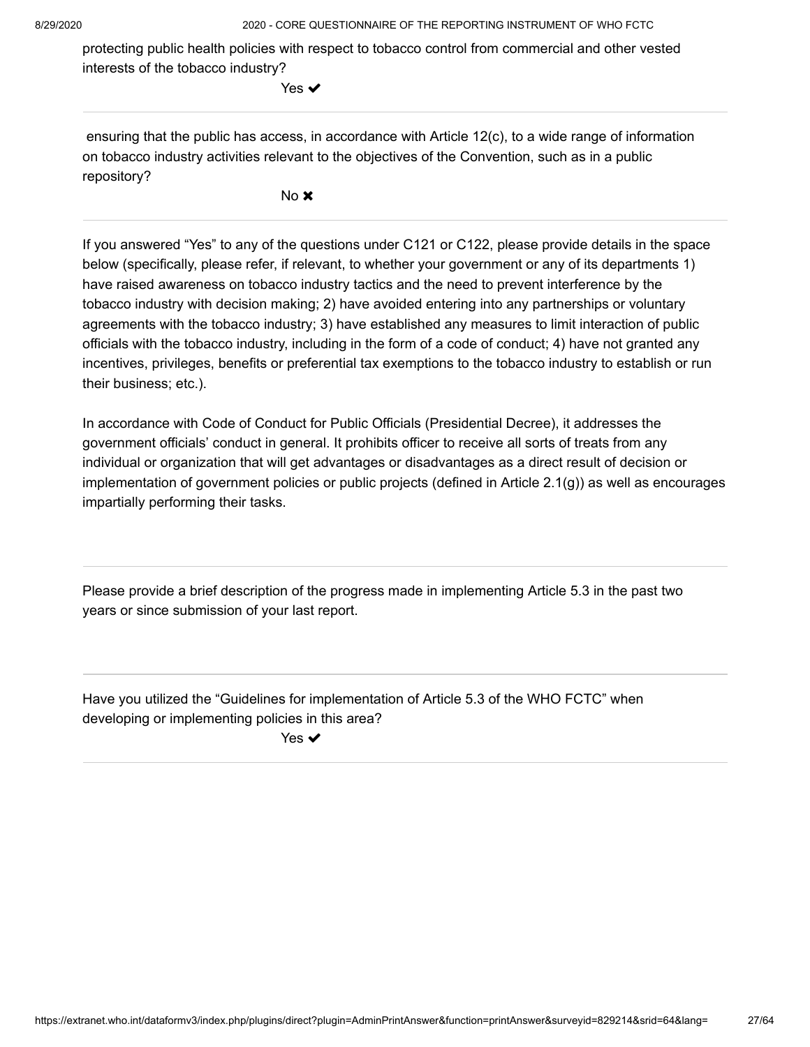protecting public health policies with respect to tobacco control from commercial and other vested interests of the tobacco industry?

Yes ✔

---

ensuring that the public has access, in accordance with Article 12(c), to a wide range of information on tobacco industry activities relevant to the objectives of the Convention, such as in a public repository?

No ✖

---

If you answered “Yes” to any of the questions under C121 or C122, please provide details in the space below (specifically, please refer, if relevant, to whether your government or any of its departments 1) have raised awareness on tobacco industry tactics and the need to prevent interference by the tobacco industry with decision making; 2) have avoided entering into any partnerships or voluntary agreements with the tobacco industry; 3) have established any measures to limit interaction of public officials with the tobacco industry, including in the form of a code of conduct; 4) have not granted any incentives, privileges, benefits or preferential tax exemptions to the tobacco industry to establish or run their business; etc.).

In accordance with Code of Conduct for Public Officials (Presidential Decree), it addresses the government officials’ conduct in general. It prohibits officer to receive all sorts of treats from any individual or organization that will get advantages or disadvantages as a direct result of decision or implementation of government policies or public projects (defined in Article 2.1(g)) as well as encourages impartially performing their tasks.

---

Please provide a brief description of the progress made in implementing Article 5.3 in the past two years or since submission of your last report.

---

Have you utilized the “Guidelines for implementation of Article 5.3 of the WHO FCTC” when developing or implementing policies in this area?

Yes ✔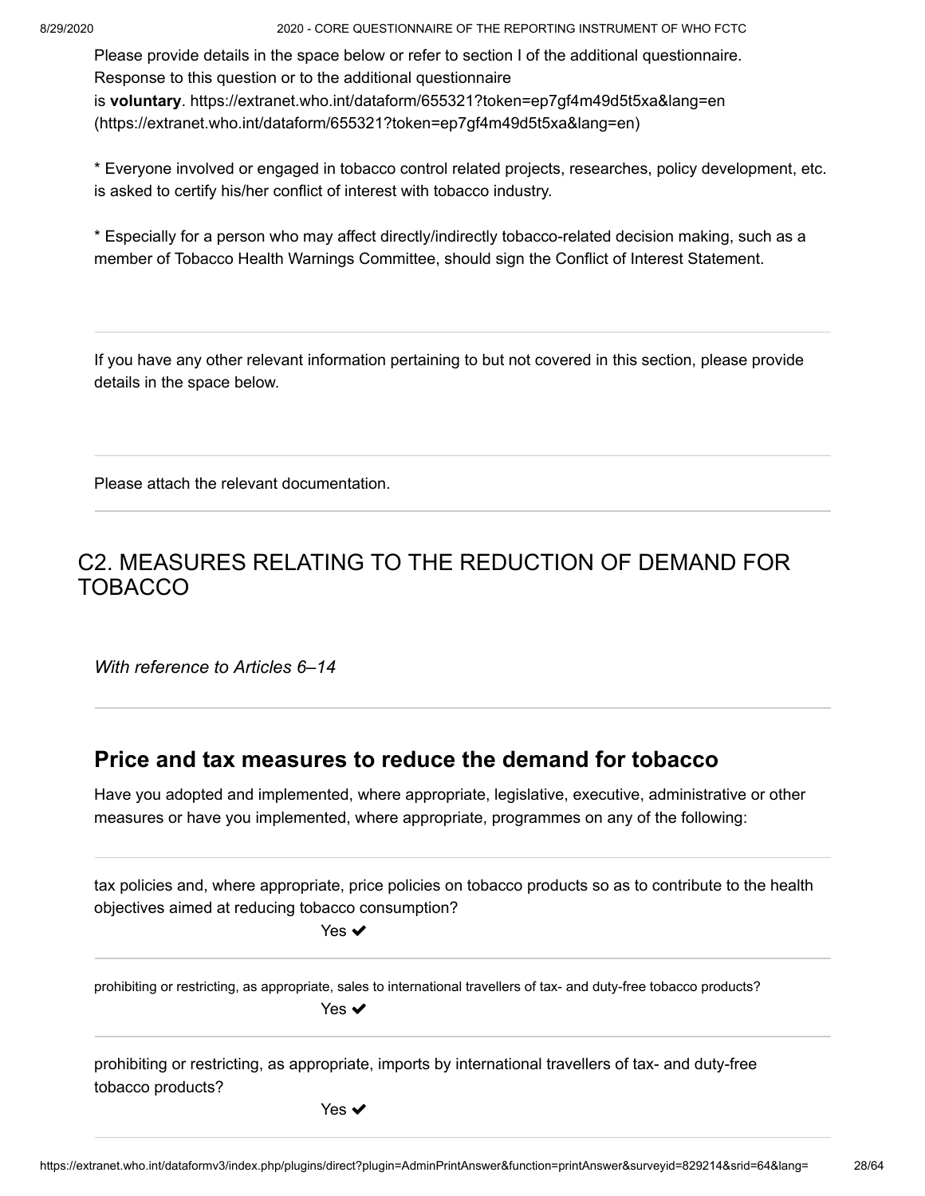Please provide details in the space below or refer to section I of the additional questionnaire. Response to this question or to the additional questionnaire is **voluntary**. https://extranet.who.int/dataform/655321?token=ep7gf4m49d5t5xa&lang=en (https://extranet.who.int/dataform/655321?token=ep7gf4m49d5t5xa&lang=en)

* Everyone involved or engaged in tobacco control related projects, researches, policy development, etc. is asked to certify his/her conflict of interest with tobacco industry.

* Especially for a person who may affect directly/indirectly tobacco-related decision making, such as a member of Tobacco Health Warnings Committee, should sign the Conflict of Interest Statement.

---

If you have any other relevant information pertaining to but not covered in this section, please provide details in the space below.

---

Please attach the relevant documentation.

---

## C2. MEASURES RELATING TO THE REDUCTION OF DEMAND FOR TOBACCO

*With reference to Articles 6–14*

---

### Price and tax measures to reduce the demand for tobacco

Have you adopted and implemented, where appropriate, legislative, executive, administrative or other measures or have you implemented, where appropriate, programmes on any of the following:

---

tax policies and, where appropriate, price policies on tobacco products so as to contribute to the health objectives aimed at reducing tobacco consumption?

Yes ✔

---

prohibiting or restricting, as appropriate, sales to international travellers of tax- and duty-free tobacco products?

Yes ✔

---

prohibiting or restricting, as appropriate, imports by international travellers of tax- and duty-free tobacco products?

Yes ✔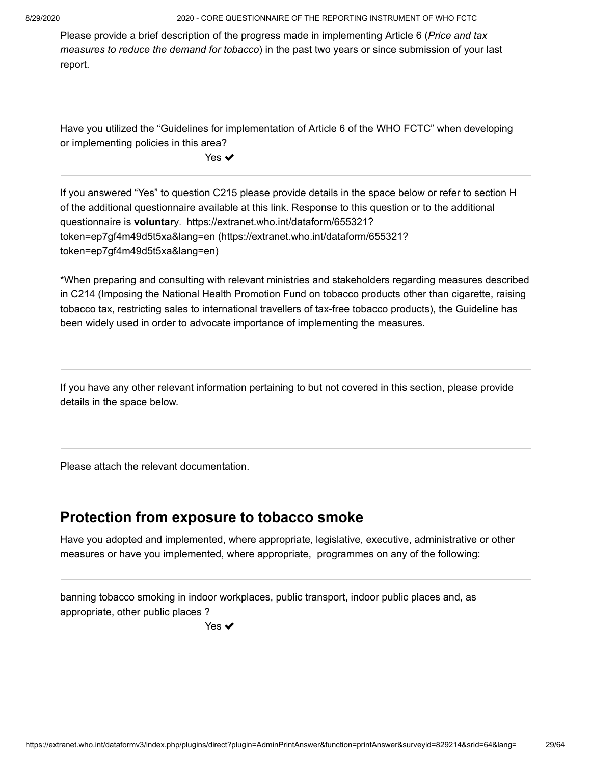Please provide a brief description of the progress made in implementing Article 6 (*Price and tax measures to reduce the demand for tobacco*) in the past two years or since submission of your last report.

---

Have you utilized the "Guidelines for implementation of Article 6 of the WHO FCTC" when developing or implementing policies in this area?

Yes ✔

---

If you answered "Yes" to question C215 please provide details in the space below or refer to section H of the additional questionnaire available at this link. Response to this question or to the additional questionnaire is **voluntar**y. https://extranet.who.int/dataform/655321?token=ep7gf4m49d5t5xa&lang=en (https://extranet.who.int/dataform/655321?token=ep7gf4m49d5t5xa&lang=en)

*When preparing and consulting with relevant ministries and stakeholders regarding measures described in C214 (Imposing the National Health Promotion Fund on tobacco products other than cigarette, raising tobacco tax, restricting sales to international travellers of tax-free tobacco products), the Guideline has been widely used in order to advocate importance of implementing the measures.

---

If you have any other relevant information pertaining to but not covered in this section, please provide details in the space below.

---

Please attach the relevant documentation.

---

## Protection from exposure to tobacco smoke

Have you adopted and implemented, where appropriate, legislative, executive, administrative or other measures or have you implemented, where appropriate, programmes on any of the following:

---

banning tobacco smoking in indoor workplaces, public transport, indoor public places and, as appropriate, other public places ?

Yes ✔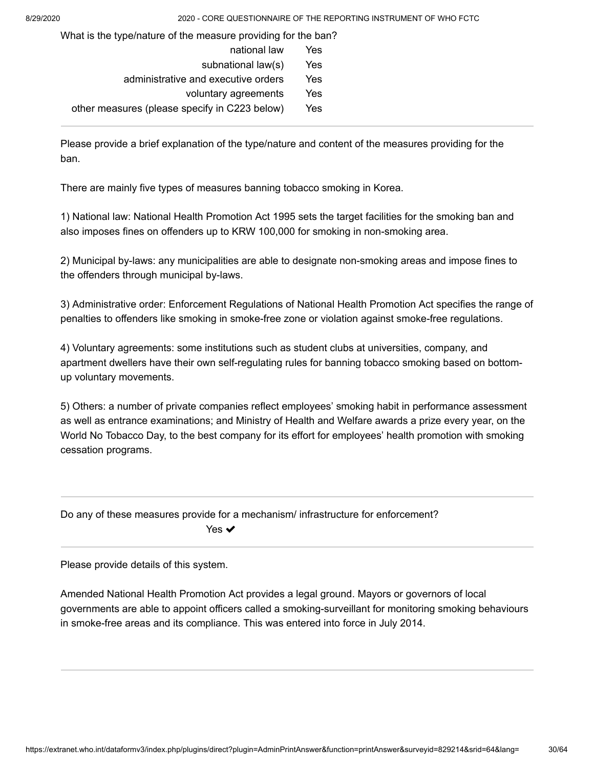What is the type/nature of the measure providing for the ban?

| | |
|---|---|
| national law | Yes |
| subnational law(s) | Yes |
| administrative and executive orders | Yes |
| voluntary agreements | Yes |
| other measures (please specify in C223 below) | Yes |

---

Please provide a brief explanation of the type/nature and content of the measures providing for the ban.

There are mainly five types of measures banning tobacco smoking in Korea.

1) National law: National Health Promotion Act 1995 sets the target facilities for the smoking ban and also imposes fines on offenders up to KRW 100,000 for smoking in non-smoking area.

2) Municipal by-laws: any municipalities are able to designate non-smoking areas and impose fines to the offenders through municipal by-laws.

3) Administrative order: Enforcement Regulations of National Health Promotion Act specifies the range of penalties to offenders like smoking in smoke-free zone or violation against smoke-free regulations.

4) Voluntary agreements: some institutions such as student clubs at universities, company, and apartment dwellers have their own self-regulating rules for banning tobacco smoking based on bottom-up voluntary movements.

5) Others: a number of private companies reflect employees' smoking habit in performance assessment as well as entrance examinations; and Ministry of Health and Welfare awards a prize every year, on the World No Tobacco Day, to the best company for its effort for employees' health promotion with smoking cessation programs.

---

Do any of these measures provide for a mechanism/ infrastructure for enforcement?

Yes ✔

---

Please provide details of this system.

Amended National Health Promotion Act provides a legal ground. Mayors or governors of local governments are able to appoint officers called a smoking-surveillant for monitoring smoking behaviours in smoke-free areas and its compliance. This was entered into force in July 2014.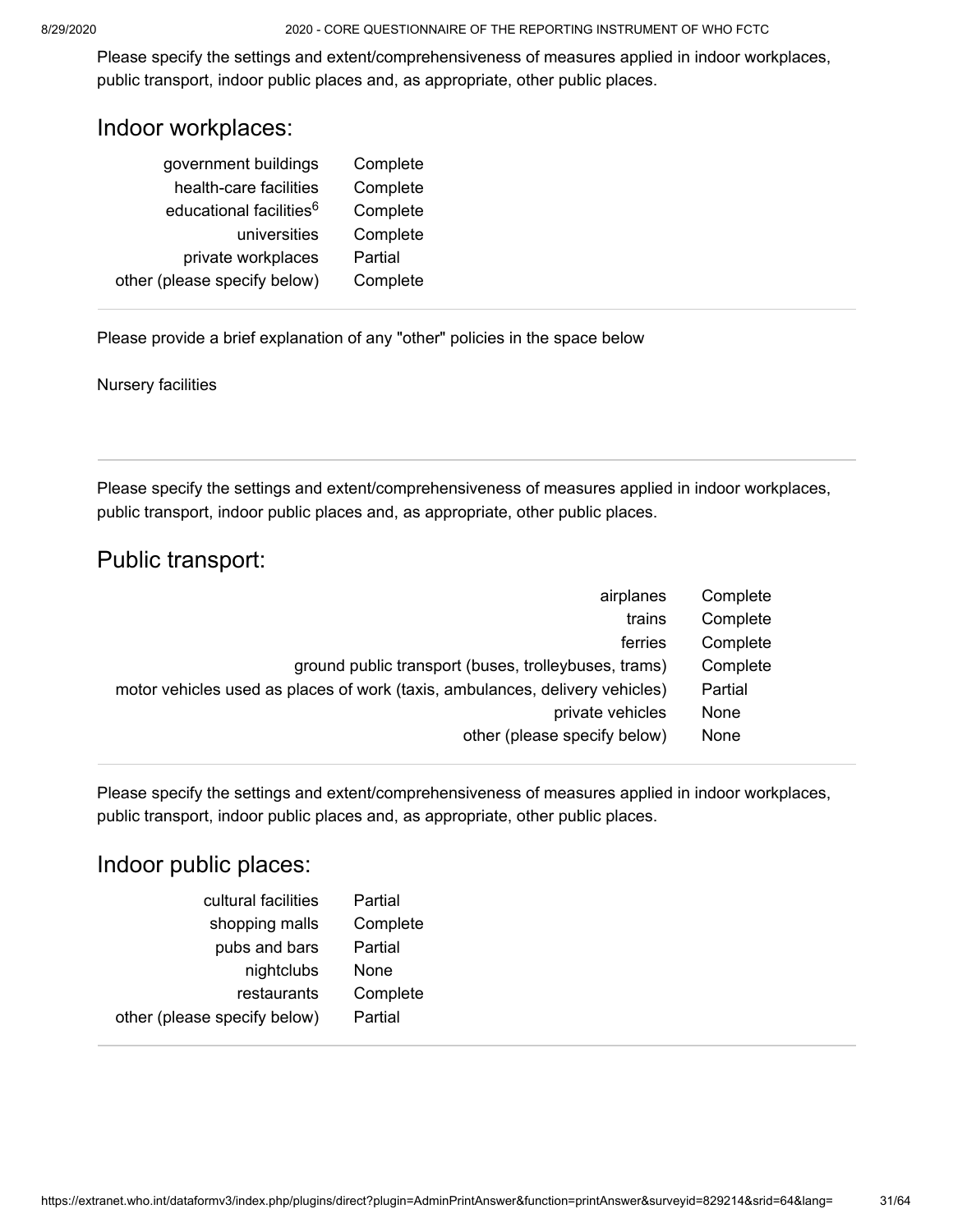Please specify the settings and extent/comprehensiveness of measures applied in indoor workplaces, public transport, indoor public places and, as appropriate, other public places.

## Indoor workplaces:

| | |
|---|---|
| government buildings | Complete |
| health-care facilities | Complete |
| educational facilities[6] | Complete |
| universities | Complete |
| private workplaces | Partial |
| other (please specify below) | Complete |

Please provide a brief explanation of any "other" policies in the space below

Nursery facilities

Please specify the settings and extent/comprehensiveness of measures applied in indoor workplaces, public transport, indoor public places and, as appropriate, other public places.

## Public transport:

| | |
|---|---|
| airplanes | Complete |
| trains | Complete |
| ferries | Complete |
| ground public transport (buses, trolleybuses, trams) | Complete |
| motor vehicles used as places of work (taxis, ambulances, delivery vehicles) | Partial |
| private vehicles | None |
| other (please specify below) | None |

Please specify the settings and extent/comprehensiveness of measures applied in indoor workplaces, public transport, indoor public places and, as appropriate, other public places.

## Indoor public places:

| | |
|---|---|
| cultural facilities | Partial |
| shopping malls | Complete |
| pubs and bars | Partial |
| nightclubs | None |
| restaurants | Complete |
| other (please specify below) | Partial |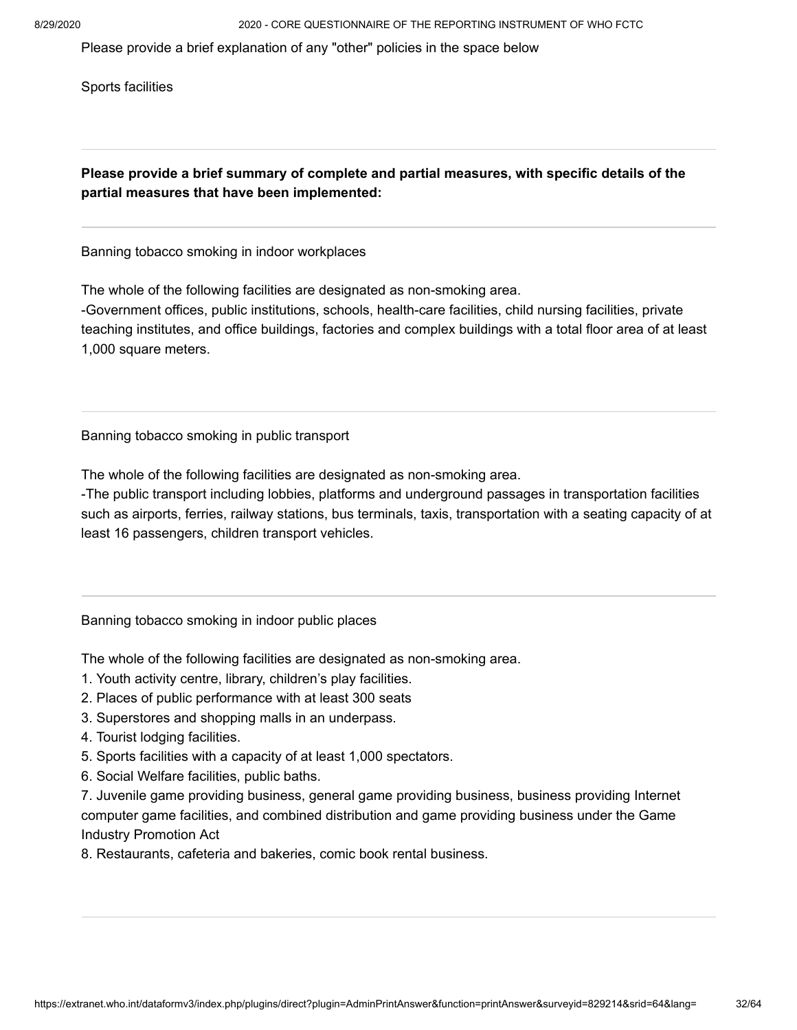Please provide a brief explanation of any "other" policies in the space below

Sports facilities

---

**Please provide a brief summary of complete and partial measures, with specific details of the partial measures that have been implemented:**

---

Banning tobacco smoking in indoor workplaces

The whole of the following facilities are designated as non-smoking area.
-Government offices, public institutions, schools, health-care facilities, child nursing facilities, private teaching institutes, and office buildings, factories and complex buildings with a total floor area of at least 1,000 square meters.

---

Banning tobacco smoking in public transport

The whole of the following facilities are designated as non-smoking area.
-The public transport including lobbies, platforms and underground passages in transportation facilities such as airports, ferries, railway stations, bus terminals, taxis, transportation with a seating capacity of at least 16 passengers, children transport vehicles.

---

Banning tobacco smoking in indoor public places

The whole of the following facilities are designated as non-smoking area.

1. Youth activity centre, library, children’s play facilities.
2. Places of public performance with at least 300 seats
3. Superstores and shopping malls in an underpass.
4. Tourist lodging facilities.
5. Sports facilities with a capacity of at least 1,000 spectators.
6. Social Welfare facilities, public baths.
7. Juvenile game providing business, general game providing business, business providing Internet computer game facilities, and combined distribution and game providing business under the Game Industry Promotion Act
8. Restaurants, cafeteria and bakeries, comic book rental business.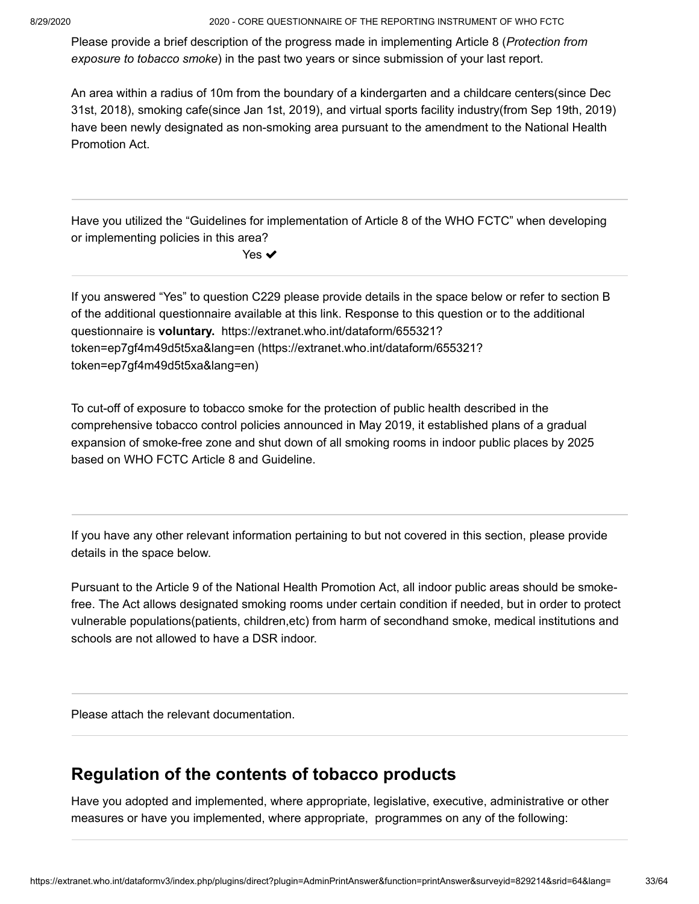Please provide a brief description of the progress made in implementing Article 8 (*Protection from exposure to tobacco smoke*) in the past two years or since submission of your last report.

An area within a radius of 10m from the boundary of a kindergarten and a childcare centers(since Dec 31st, 2018), smoking cafe(since Jan 1st, 2019), and virtual sports facility industry(from Sep 19th, 2019) have been newly designated as non-smoking area pursuant to the amendment to the National Health Promotion Act.

---

Have you utilized the “Guidelines for implementation of Article 8 of the WHO FCTC” when developing or implementing policies in this area?

Yes ✔

---

If you answered “Yes” to question C229 please provide details in the space below or refer to section B of the additional questionnaire available at this link. Response to this question or to the additional questionnaire is **voluntary.** https://extranet.who.int/dataform/655321?token=ep7gf4m49d5t5xa&lang=en (https://extranet.who.int/dataform/655321?token=ep7gf4m49d5t5xa&lang=en)

To cut-off of exposure to tobacco smoke for the protection of public health described in the comprehensive tobacco control policies announced in May 2019, it established plans of a gradual expansion of smoke-free zone and shut down of all smoking rooms in indoor public places by 2025 based on WHO FCTC Article 8 and Guideline.

---

If you have any other relevant information pertaining to but not covered in this section, please provide details in the space below.

Pursuant to the Article 9 of the National Health Promotion Act, all indoor public areas should be smoke-free. The Act allows designated smoking rooms under certain condition if needed, but in order to protect vulnerable populations(patients, children,etc) from harm of secondhand smoke, medical institutions and schools are not allowed to have a DSR indoor.

---

Please attach the relevant documentation.

---

## Regulation of the contents of tobacco products

Have you adopted and implemented, where appropriate, legislative, executive, administrative or other measures or have you implemented, where appropriate, programmes on any of the following: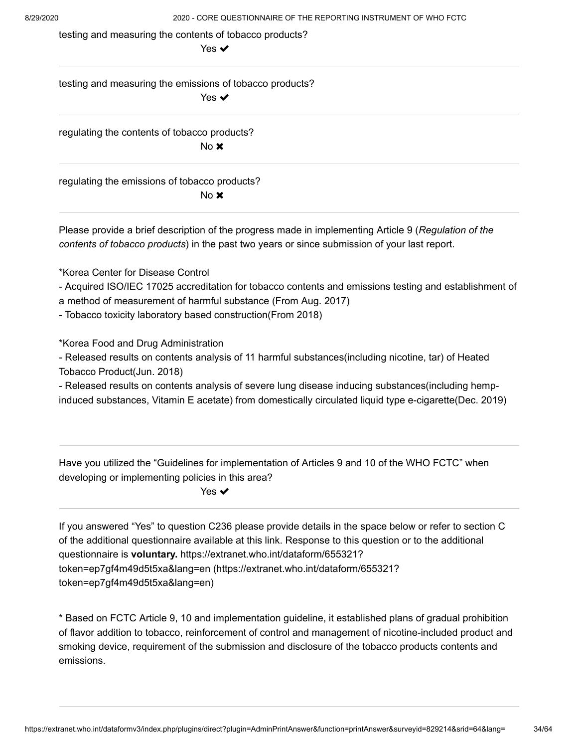testing and measuring the contents of tobacco products?

Yes ✔

---

testing and measuring the emissions of tobacco products?

Yes ✔

---

regulating the contents of tobacco products?

No ✖

---

regulating the emissions of tobacco products?

No ✖

---

Please provide a brief description of the progress made in implementing Article 9 (*Regulation of the contents of tobacco products*) in the past two years or since submission of your last report.

*Korea Center for Disease Control

- Acquired ISO/IEC 17025 accreditation for tobacco contents and emissions testing and establishment of a method of measurement of harmful substance (From Aug. 2017)
- Tobacco toxicity laboratory based construction(From 2018)

*Korea Food and Drug Administration

- Released results on contents analysis of 11 harmful substances(including nicotine, tar) of Heated Tobacco Product(Jun. 2018)
- Released results on contents analysis of severe lung disease inducing substances(including hemp-induced substances, Vitamin E acetate) from domestically circulated liquid type e-cigarette(Dec. 2019)

---

Have you utilized the "Guidelines for implementation of Articles 9 and 10 of the WHO FCTC" when developing or implementing policies in this area?

Yes ✔

---

If you answered "Yes" to question C236 please provide details in the space below or refer to section C of the additional questionnaire available at this link. Response to this question or to the additional questionnaire is **voluntary.** https://extranet.who.int/dataform/655321?token=ep7gf4m49d5t5xa&lang=en (https://extranet.who.int/dataform/655321?token=ep7gf4m49d5t5xa&lang=en)

* Based on FCTC Article 9, 10 and implementation guideline, it established plans of gradual prohibition of flavor addition to tobacco, reinforcement of control and management of nicotine-included product and smoking device, requirement of the submission and disclosure of the tobacco products contents and emissions.

---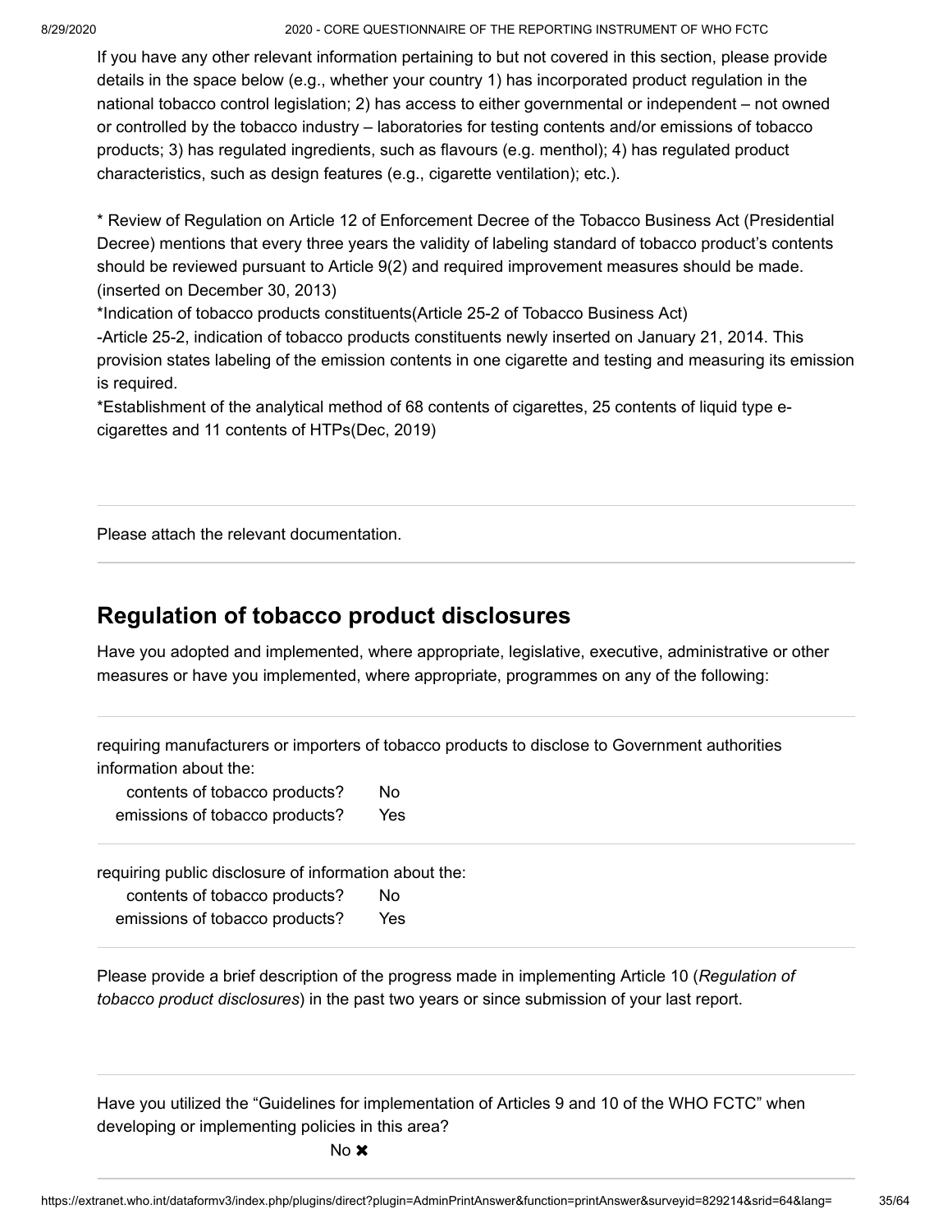If you have any other relevant information pertaining to but not covered in this section, please provide details in the space below (e.g., whether your country 1) has incorporated product regulation in the national tobacco control legislation; 2) has access to either governmental or independent – not owned or controlled by the tobacco industry – laboratories for testing contents and/or emissions of tobacco products; 3) has regulated ingredients, such as flavours (e.g. menthol); 4) has regulated product characteristics, such as design features (e.g., cigarette ventilation); etc.).

* Review of Regulation on Article 12 of Enforcement Decree of the Tobacco Business Act (Presidential Decree) mentions that every three years the validity of labeling standard of tobacco product's contents should be reviewed pursuant to Article 9(2) and required improvement measures should be made. (inserted on December 30, 2013)

*Indication of tobacco products constituents(Article 25-2 of Tobacco Business Act)

-Article 25-2, indication of tobacco products constituents newly inserted on January 21, 2014. This provision states labeling of the emission contents in one cigarette and testing and measuring its emission is required.

*Establishment of the analytical method of 68 contents of cigarettes, 25 contents of liquid type e-cigarettes and 11 contents of HTPs(Dec, 2019)

---

Please attach the relevant documentation.

---

## Regulation of tobacco product disclosures

Have you adopted and implemented, where appropriate, legislative, executive, administrative or other measures or have you implemented, where appropriate, programmes on any of the following:

---

requiring manufacturers or importers of tobacco products to disclose to Government authorities information about the:

| | |
|---|---|
| contents of tobacco products? | No |
| emissions of tobacco products? | Yes |

---

requiring public disclosure of information about the:

| | |
|---|---|
| contents of tobacco products? | No |
| emissions of tobacco products? | Yes |

---

Please provide a brief description of the progress made in implementing Article 10 (*Regulation of tobacco product disclosures*) in the past two years or since submission of your last report.

---

Have you utilized the "Guidelines for implementation of Articles 9 and 10 of the WHO FCTC" when developing or implementing policies in this area?

No ✖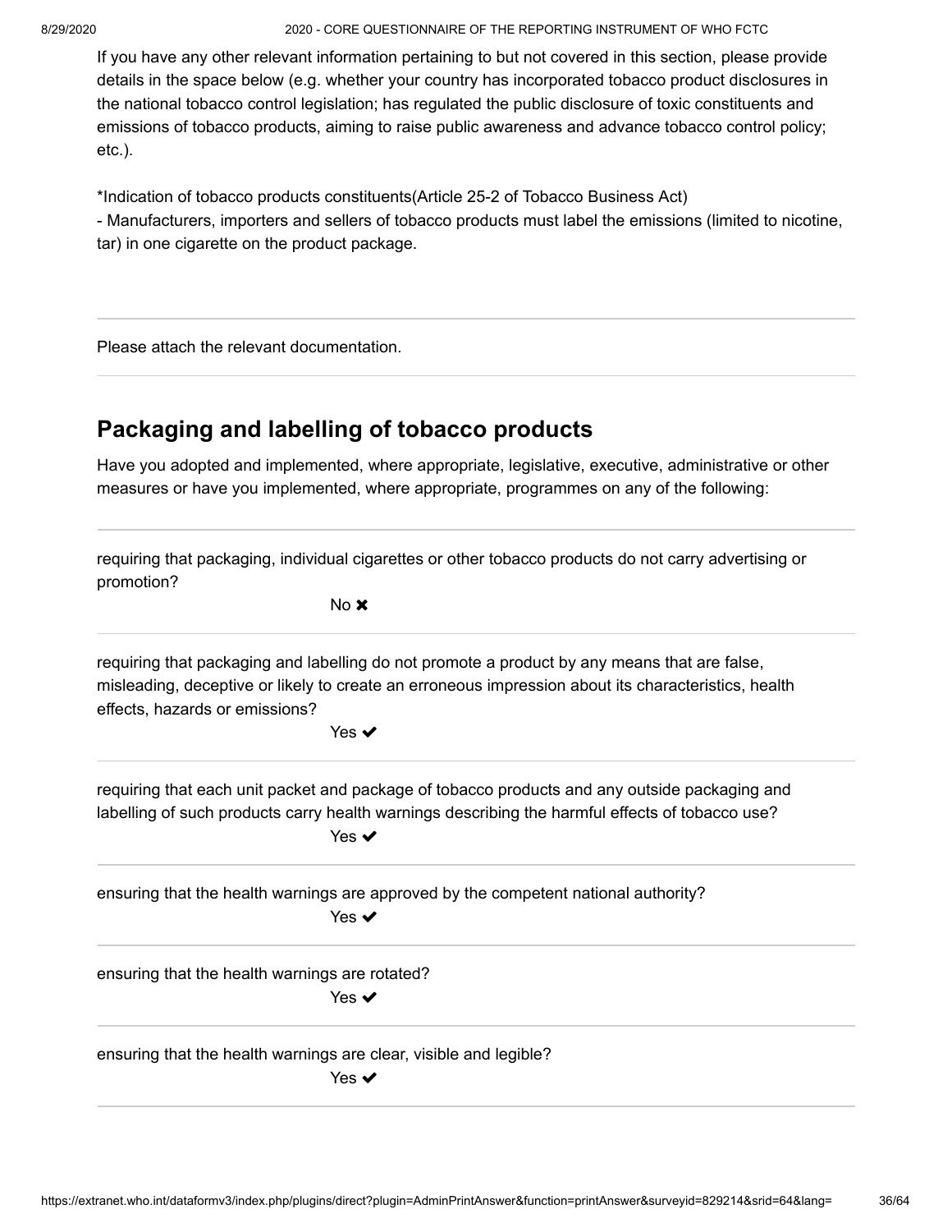If you have any other relevant information pertaining to but not covered in this section, please provide details in the space below (e.g. whether your country has incorporated tobacco product disclosures in the national tobacco control legislation; has regulated the public disclosure of toxic constituents and emissions of tobacco products, aiming to raise public awareness and advance tobacco control policy; etc.).

*Indication of tobacco products constituents(Article 25-2 of Tobacco Business Act)
- Manufacturers, importers and sellers of tobacco products must label the emissions (limited to nicotine, tar) in one cigarette on the product package.

---

Please attach the relevant documentation.

---

## Packaging and labelling of tobacco products

Have you adopted and implemented, where appropriate, legislative, executive, administrative or other measures or have you implemented, where appropriate, programmes on any of the following:

---

requiring that packaging, individual cigarettes or other tobacco products do not carry advertising or promotion?

No ✖

---

requiring that packaging and labelling do not promote a product by any means that are false, misleading, deceptive or likely to create an erroneous impression about its characteristics, health effects, hazards or emissions?

Yes ✔

---

requiring that each unit packet and package of tobacco products and any outside packaging and labelling of such products carry health warnings describing the harmful effects of tobacco use?

Yes ✔

---

ensuring that the health warnings are approved by the competent national authority?

Yes ✔

---

ensuring that the health warnings are rotated?

Yes ✔

---

ensuring that the health warnings are clear, visible and legible?

Yes ✔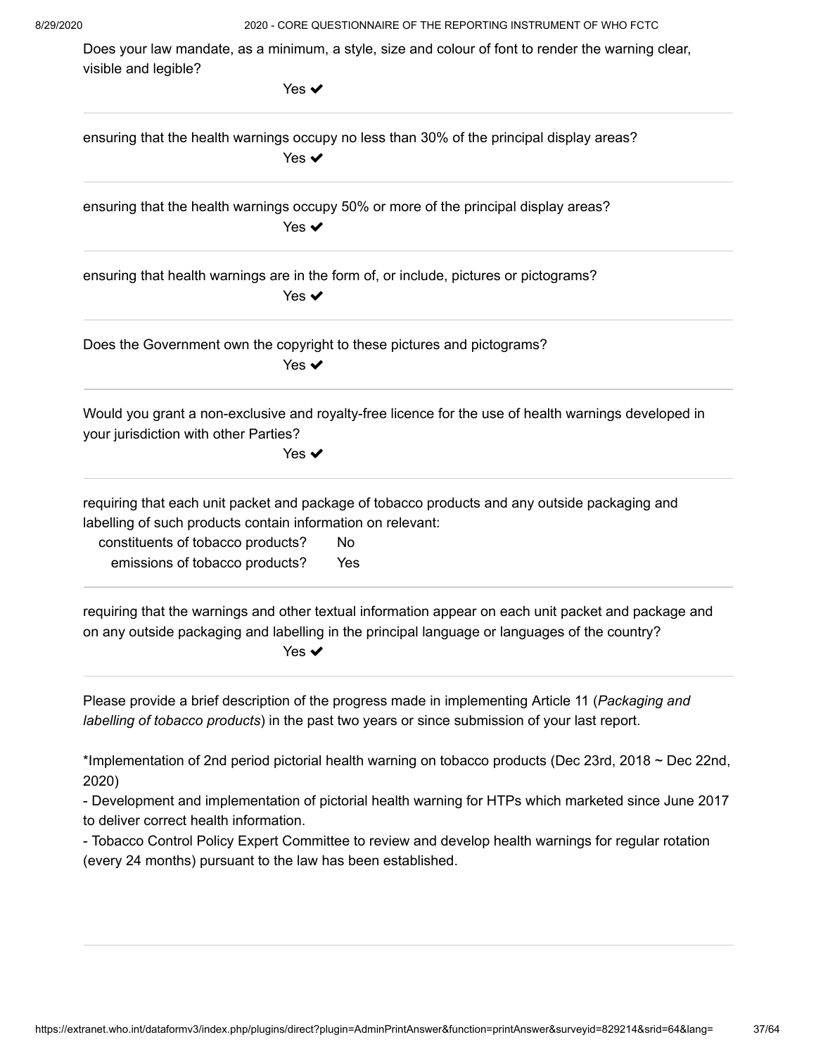Does your law mandate, as a minimum, a style, size and colour of font to render the warning clear, visible and legible?

Yes ✔

---

ensuring that the health warnings occupy no less than 30% of the principal display areas?

Yes ✔

---

ensuring that the health warnings occupy 50% or more of the principal display areas?

Yes ✔

---

ensuring that health warnings are in the form of, or include, pictures or pictograms?

Yes ✔

---

Does the Government own the copyright to these pictures and pictograms?

Yes ✔

---

Would you grant a non-exclusive and royalty-free licence for the use of health warnings developed in your jurisdiction with other Parties?

Yes ✔

---

requiring that each unit packet and package of tobacco products and any outside packaging and labelling of such products contain information on relevant:

| | |
|---|---|
| constituents of tobacco products? | No |
| emissions of tobacco products? | Yes |

---

requiring that the warnings and other textual information appear on each unit packet and package and on any outside packaging and labelling in the principal language or languages of the country?

Yes ✔

---

Please provide a brief description of the progress made in implementing Article 11 (*Packaging and labelling of tobacco products*) in the past two years or since submission of your last report.

*Implementation of 2nd period pictorial health warning on tobacco products (Dec 23rd, 2018 ~ Dec 22nd, 2020)

- Development and implementation of pictorial health warning for HTPs which marketed since June 2017 to deliver correct health information.
- Tobacco Control Policy Expert Committee to review and develop health warnings for regular rotation (every 24 months) pursuant to the law has been established.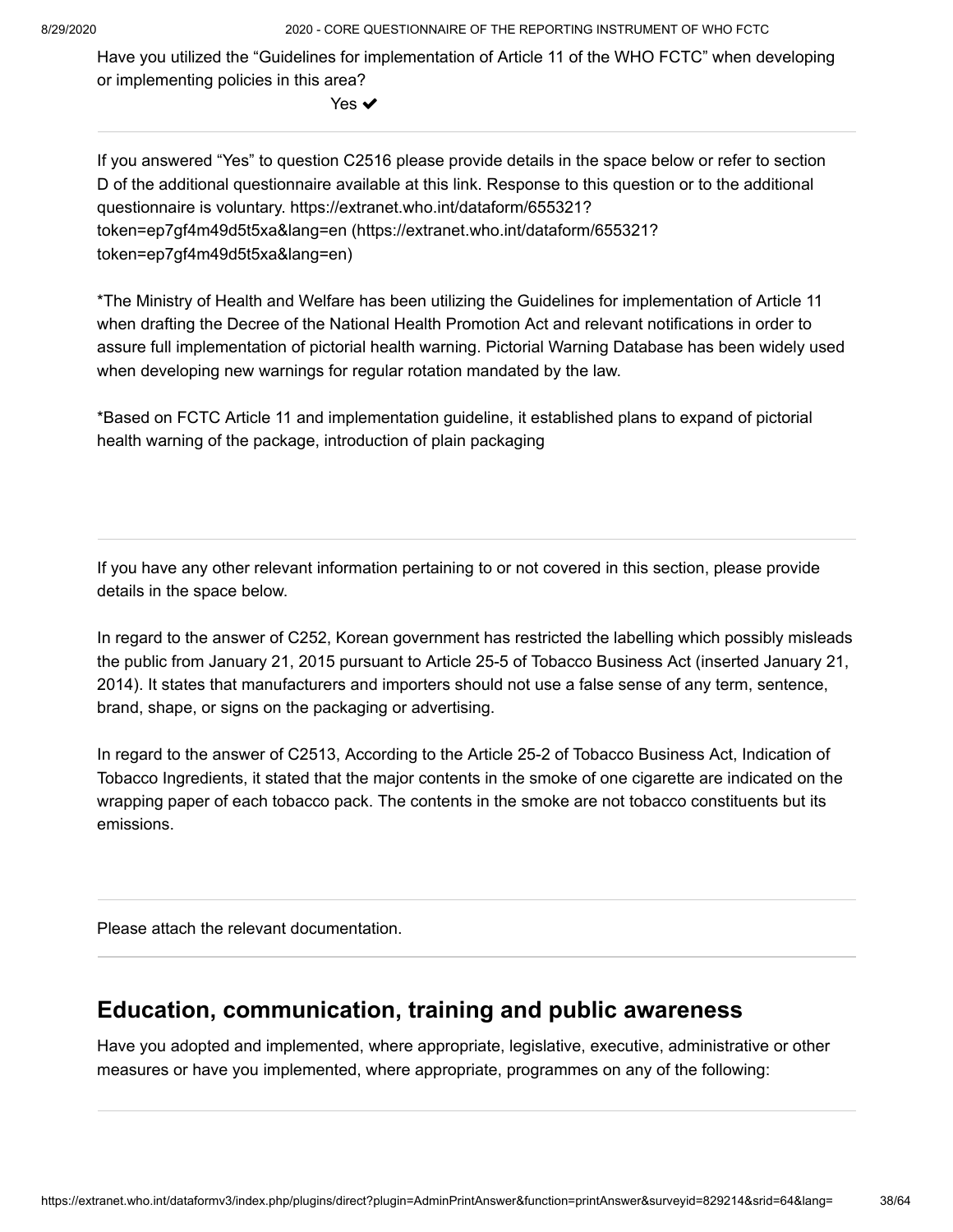Have you utilized the “Guidelines for implementation of Article 11 of the WHO FCTC” when developing or implementing policies in this area?

Yes ✔

---

If you answered “Yes” to question C2516 please provide details in the space below or refer to section D of the additional questionnaire available at this link. Response to this question or to the additional questionnaire is voluntary. https://extranet.who.int/dataform/655321?token=ep7gf4m49d5t5xa&lang=en (https://extranet.who.int/dataform/655321?token=ep7gf4m49d5t5xa&lang=en)

*The Ministry of Health and Welfare has been utilizing the Guidelines for implementation of Article 11 when drafting the Decree of the National Health Promotion Act and relevant notifications in order to assure full implementation of pictorial health warning. Pictorial Warning Database has been widely used when developing new warnings for regular rotation mandated by the law.

*Based on FCTC Article 11 and implementation guideline, it established plans to expand of pictorial health warning of the package, introduction of plain packaging

---

If you have any other relevant information pertaining to or not covered in this section, please provide details in the space below.

In regard to the answer of C252, Korean government has restricted the labelling which possibly misleads the public from January 21, 2015 pursuant to Article 25-5 of Tobacco Business Act (inserted January 21, 2014). It states that manufacturers and importers should not use a false sense of any term, sentence, brand, shape, or signs on the packaging or advertising.

In regard to the answer of C2513, According to the Article 25-2 of Tobacco Business Act, Indication of Tobacco Ingredients, it stated that the major contents in the smoke of one cigarette are indicated on the wrapping paper of each tobacco pack. The contents in the smoke are not tobacco constituents but its emissions.

---

Please attach the relevant documentation.

---

## Education, communication, training and public awareness

Have you adopted and implemented, where appropriate, legislative, executive, administrative or other measures or have you implemented, where appropriate, programmes on any of the following: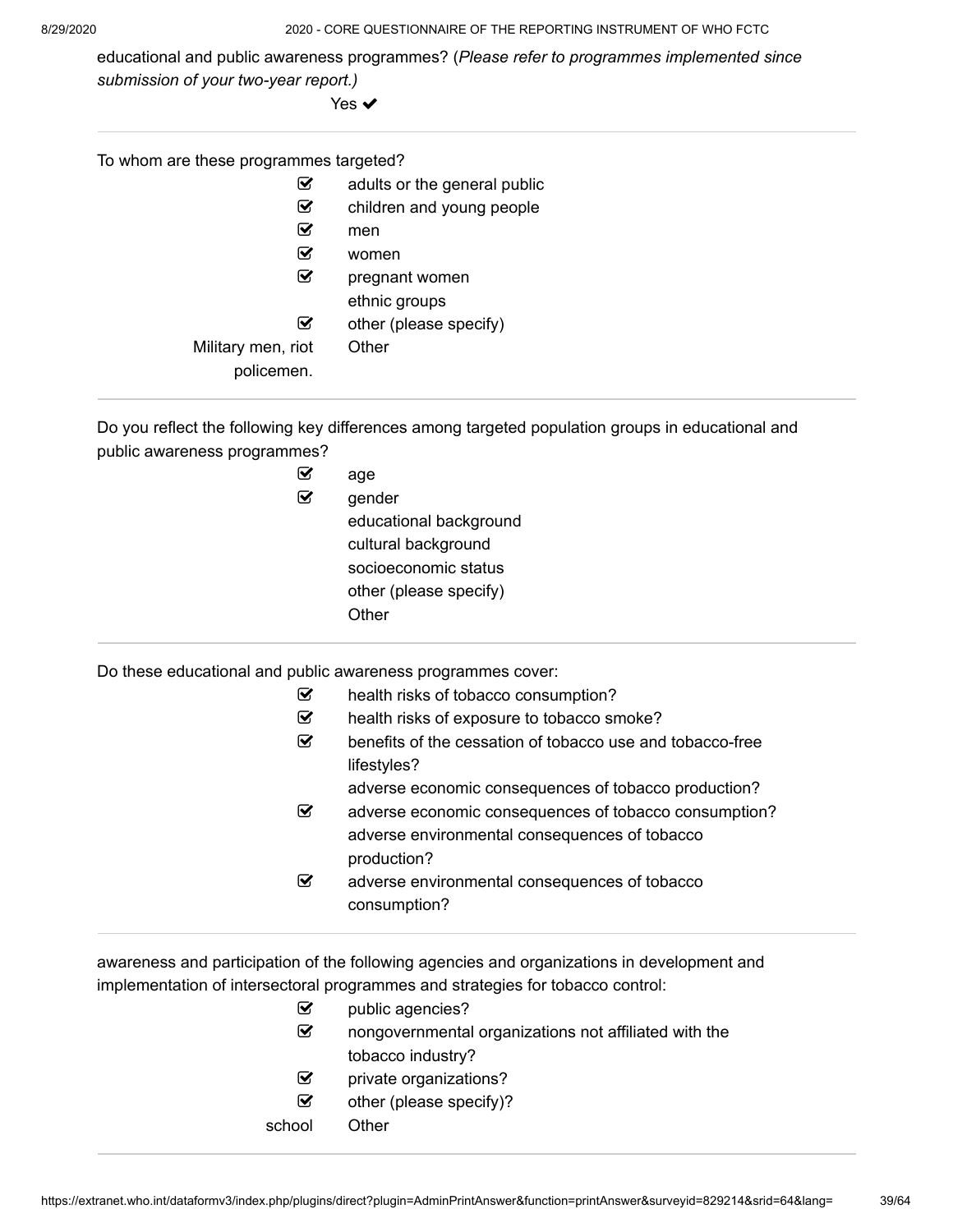educational and public awareness programmes? (*Please refer to programmes implemented since submission of your two-year report.)*

Yes ✔

---

To whom are these programmes targeted?

- ☑ adults or the general public
- ☑ children and young people
- ☑ men
- ☑ women
- ☑ pregnant women
- ethnic groups
- ☑ other (please specify)

Military men, riot policemen. — Other

---

Do you reflect the following key differences among targeted population groups in educational and public awareness programmes?

- ☑ age
- ☑ gender
- educational background
- cultural background
- socioeconomic status
- other (please specify)

Other

---

Do these educational and public awareness programmes cover:

- ☑ health risks of tobacco consumption?
- ☑ health risks of exposure to tobacco smoke?
- ☑ benefits of the cessation of tobacco use and tobacco-free lifestyles?
- adverse economic consequences of tobacco production?
- ☑ adverse economic consequences of tobacco consumption?
- adverse environmental consequences of tobacco production?
- ☑ adverse environmental consequences of tobacco consumption?

---

awareness and participation of the following agencies and organizations in development and implementation of intersectoral programmes and strategies for tobacco control:

- ☑ public agencies?
- ☑ nongovernmental organizations not affiliated with the tobacco industry?
- ☑ private organizations?
- ☑ other (please specify)?

school — Other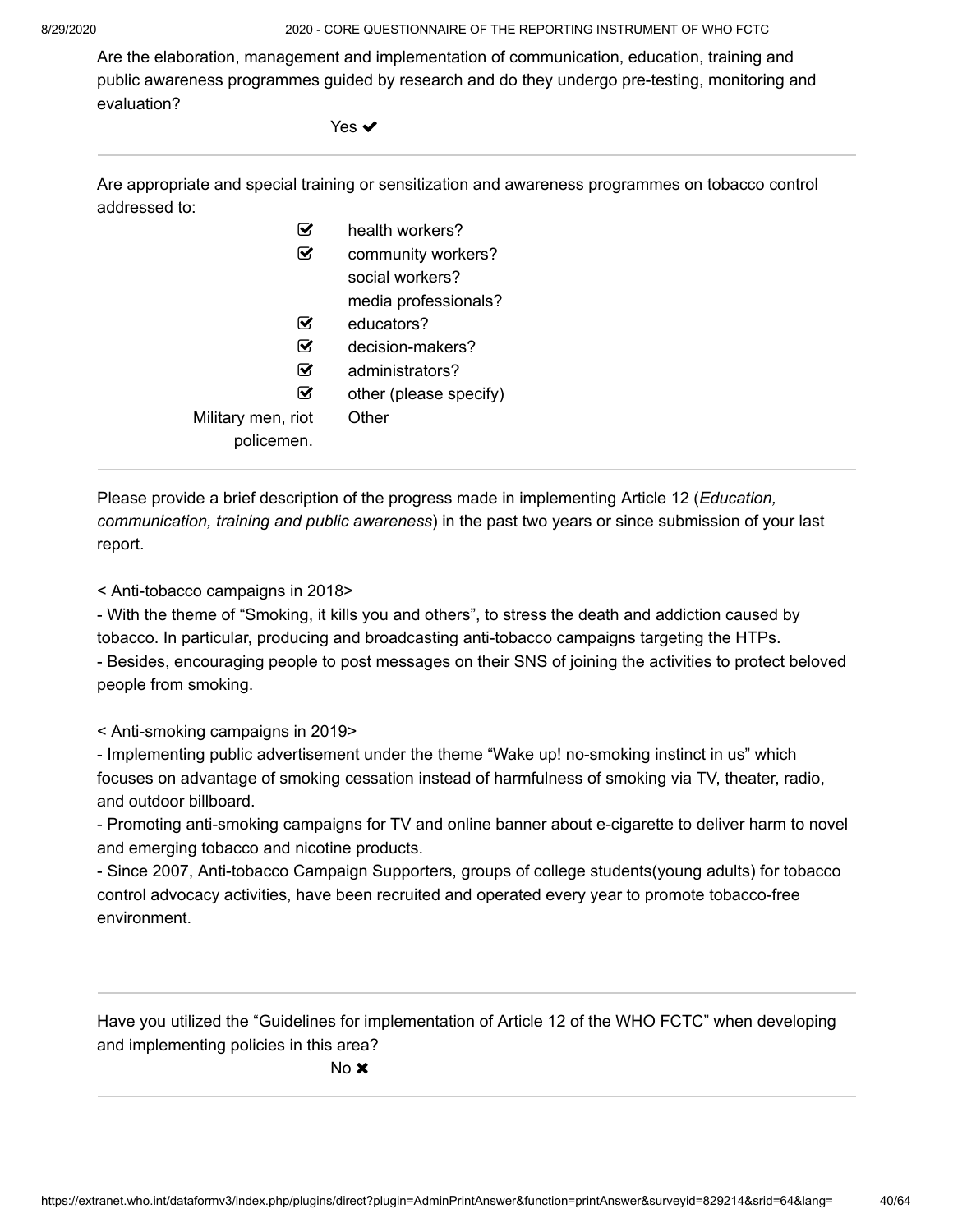Are the elaboration, management and implementation of communication, education, training and public awareness programmes guided by research and do they undergo pre-testing, monitoring and evaluation?

Yes ✔

---

Are appropriate and special training or sensitization and awareness programmes on tobacco control addressed to:

- ☑ health workers?
- ☑ community workers?
- social workers?
- media professionals?
- ☑ educators?
- ☑ decision-makers?
- ☑ administrators?
- ☑ other (please specify)

Military men, riot policemen. — Other

---

Please provide a brief description of the progress made in implementing Article 12 (*Education, communication, training and public awareness*) in the past two years or since submission of your last report.

< Anti-tobacco campaigns in 2018>

- With the theme of "Smoking, it kills you and others", to stress the death and addiction caused by tobacco. In particular, producing and broadcasting anti-tobacco campaigns targeting the HTPs.
- Besides, encouraging people to post messages on their SNS of joining the activities to protect beloved people from smoking.

< Anti-smoking campaigns in 2019>

- Implementing public advertisement under the theme "Wake up! no-smoking instinct in us" which focuses on advantage of smoking cessation instead of harmfulness of smoking via TV, theater, radio, and outdoor billboard.
- Promoting anti-smoking campaigns for TV and online banner about e-cigarette to deliver harm to novel and emerging tobacco and nicotine products.
- Since 2007, Anti-tobacco Campaign Supporters, groups of college students(young adults) for tobacco control advocacy activities, have been recruited and operated every year to promote tobacco-free environment.

---

Have you utilized the "Guidelines for implementation of Article 12 of the WHO FCTC" when developing and implementing policies in this area?

No ✖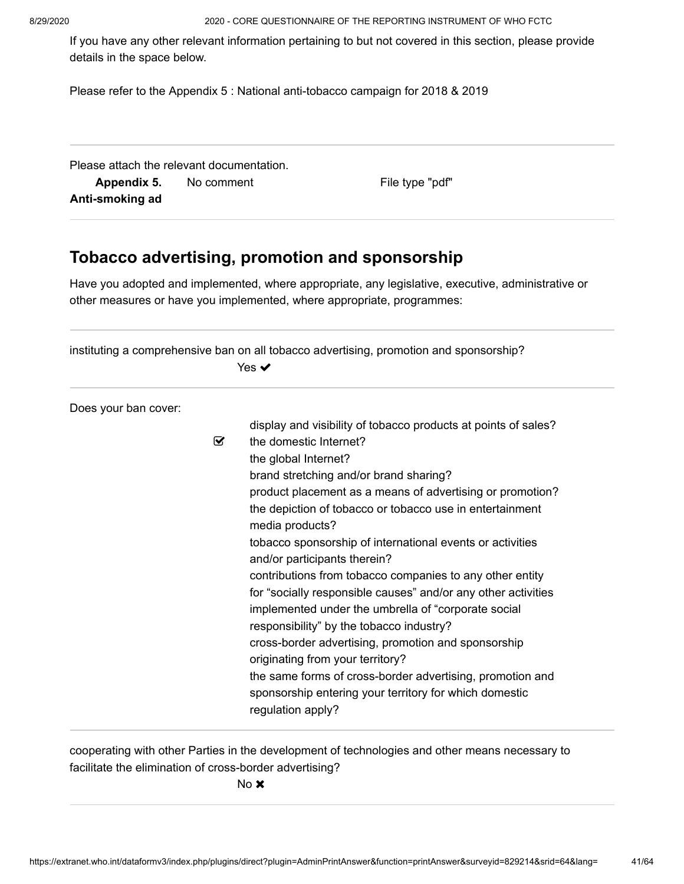If you have any other relevant information pertaining to but not covered in this section, please provide details in the space below.

Please refer to the Appendix 5 : National anti-tobacco campaign for 2018 & 2019

---

Please attach the relevant documentation.

| **Appendix 5. Anti-smoking ad** | No comment | File type "pdf" |
| --- | --- | --- |

---

## Tobacco advertising, promotion and sponsorship

Have you adopted and implemented, where appropriate, any legislative, executive, administrative or other measures or have you implemented, where appropriate, programmes:

---

instituting a comprehensive ban on all tobacco advertising, promotion and sponsorship?

Yes ✔

---

Does your ban cover:

- [ ] display and visibility of tobacco products at points of sales?
- [x] the domestic Internet?
- [ ] the global Internet?
- [ ] brand stretching and/or brand sharing?
- [ ] product placement as a means of advertising or promotion?
- [ ] the depiction of tobacco or tobacco use in entertainment media products?
- [ ] tobacco sponsorship of international events or activities and/or participants therein?
- [ ] contributions from tobacco companies to any other entity for "socially responsible causes" and/or any other activities implemented under the umbrella of "corporate social responsibility" by the tobacco industry?
- [ ] cross-border advertising, promotion and sponsorship originating from your territory?
- [ ] the same forms of cross-border advertising, promotion and sponsorship entering your territory for which domestic regulation apply?

---

cooperating with other Parties in the development of technologies and other means necessary to facilitate the elimination of cross-border advertising?

No ✖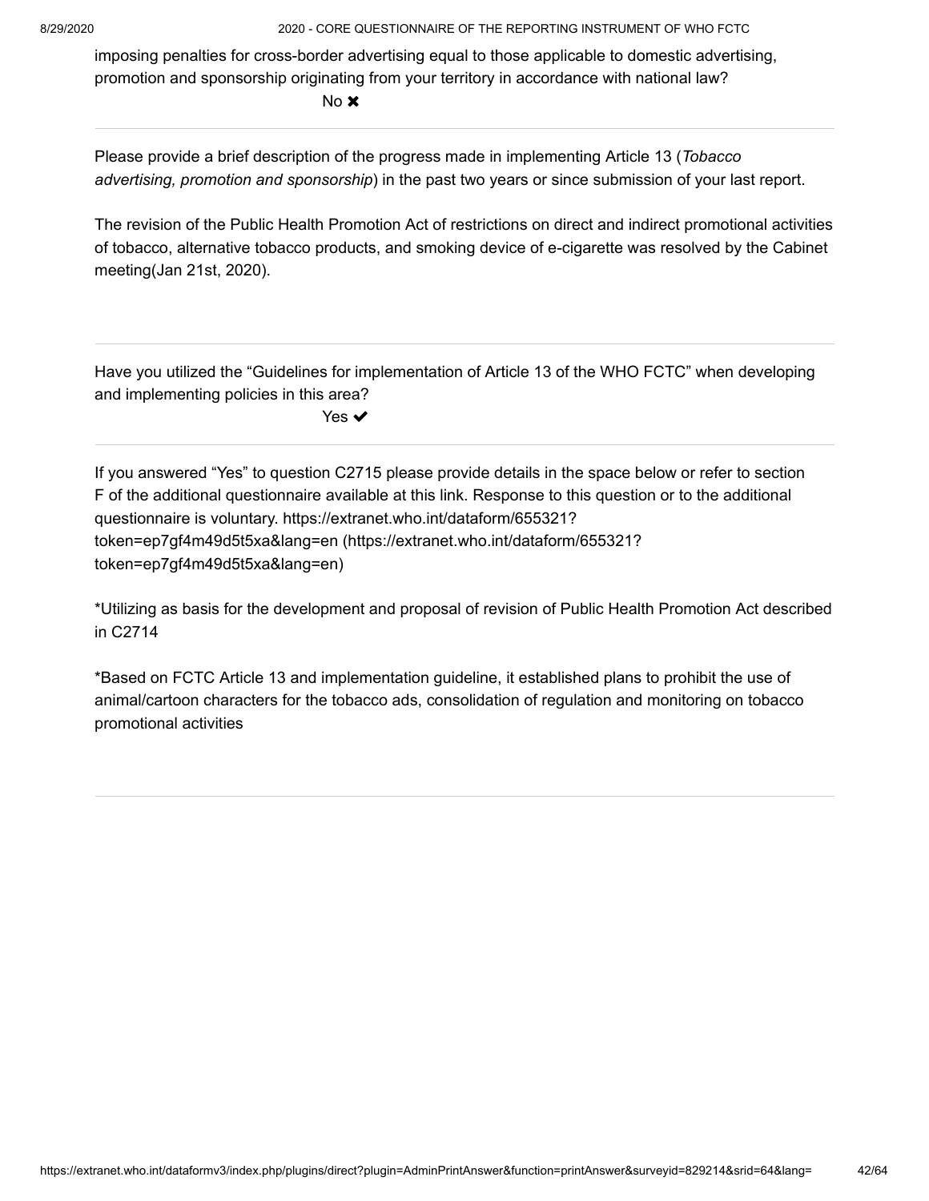imposing penalties for cross-border advertising equal to those applicable to domestic advertising, promotion and sponsorship originating from your territory in accordance with national law?

No ✖

---

Please provide a brief description of the progress made in implementing Article 13 (*Tobacco advertising, promotion and sponsorship*) in the past two years or since submission of your last report.

The revision of the Public Health Promotion Act of restrictions on direct and indirect promotional activities of tobacco, alternative tobacco products, and smoking device of e-cigarette was resolved by the Cabinet meeting(Jan 21st, 2020).

---

Have you utilized the "Guidelines for implementation of Article 13 of the WHO FCTC" when developing and implementing policies in this area?

Yes ✔

---

If you answered "Yes" to question C2715 please provide details in the space below or refer to section F of the additional questionnaire available at this link. Response to this question or to the additional questionnaire is voluntary. https://extranet.who.int/dataform/655321?token=ep7gf4m49d5t5xa&lang=en (https://extranet.who.int/dataform/655321?token=ep7gf4m49d5t5xa&lang=en)

*Utilizing as basis for the development and proposal of revision of Public Health Promotion Act described in C2714

*Based on FCTC Article 13 and implementation guideline, it established plans to prohibit the use of animal/cartoon characters for the tobacco ads, consolidation of regulation and monitoring on tobacco promotional activities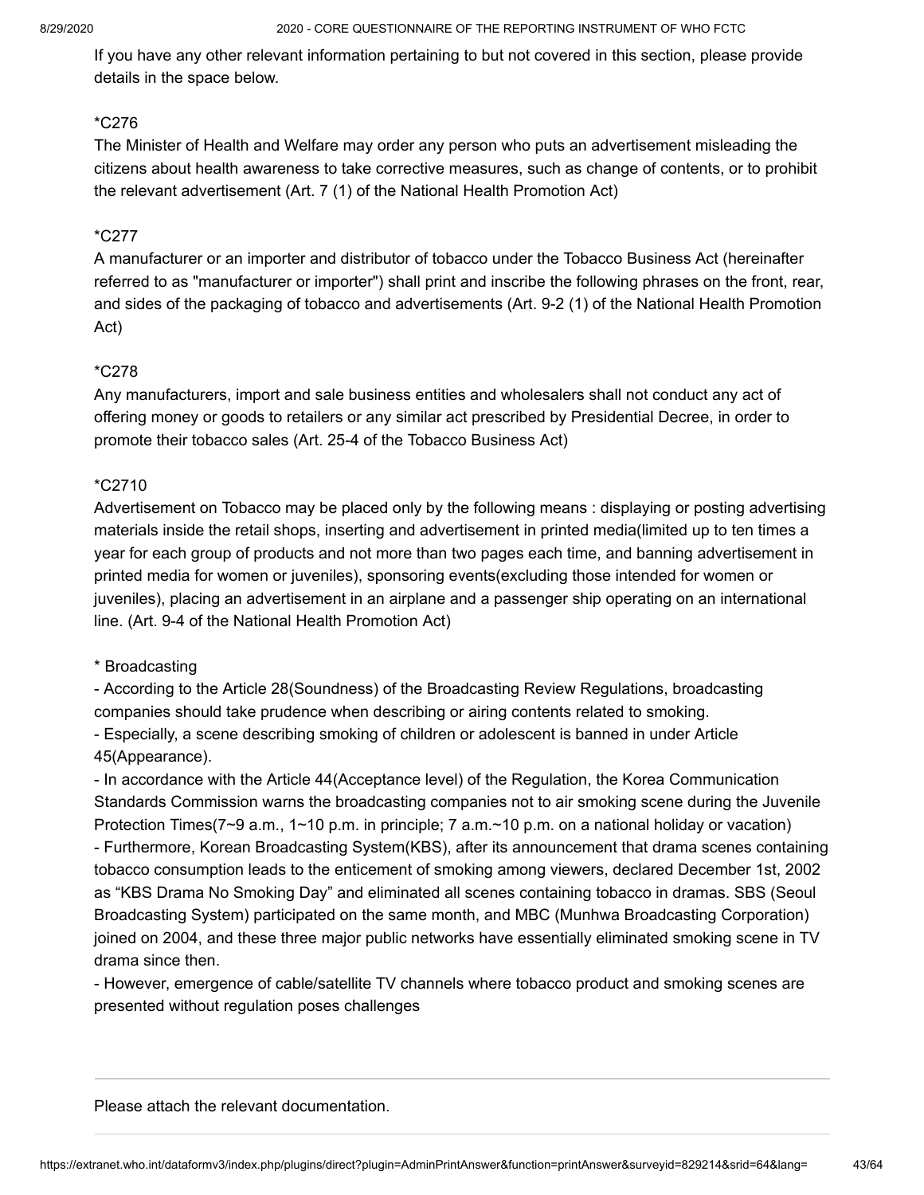If you have any other relevant information pertaining to but not covered in this section, please provide details in the space below.

*C276
The Minister of Health and Welfare may order any person who puts an advertisement misleading the citizens about health awareness to take corrective measures, such as change of contents, or to prohibit the relevant advertisement (Art. 7 (1) of the National Health Promotion Act)

*C277
A manufacturer or an importer and distributor of tobacco under the Tobacco Business Act (hereinafter referred to as "manufacturer or importer") shall print and inscribe the following phrases on the front, rear, and sides of the packaging of tobacco and advertisements (Art. 9-2 (1) of the National Health Promotion Act)

*C278
Any manufacturers, import and sale business entities and wholesalers shall not conduct any act of offering money or goods to retailers or any similar act prescribed by Presidential Decree, in order to promote their tobacco sales (Art. 25-4 of the Tobacco Business Act)

*C2710
Advertisement on Tobacco may be placed only by the following means : displaying or posting advertising materials inside the retail shops, inserting and advertisement in printed media(limited up to ten times a year for each group of products and not more than two pages each time, and banning advertisement in printed media for women or juveniles), sponsoring events(excluding those intended for women or juveniles), placing an advertisement in an airplane and a passenger ship operating on an international line. (Art. 9-4 of the National Health Promotion Act)

* Broadcasting
- According to the Article 28(Soundness) of the Broadcasting Review Regulations, broadcasting companies should take prudence when describing or airing contents related to smoking.
- Especially, a scene describing smoking of children or adolescent is banned in under Article 45(Appearance).
- In accordance with the Article 44(Acceptance level) of the Regulation, the Korea Communication Standards Commission warns the broadcasting companies not to air smoking scene during the Juvenile Protection Times(7~9 a.m., 1~10 p.m. in principle; 7 a.m.~10 p.m. on a national holiday or vacation)
- Furthermore, Korean Broadcasting System(KBS), after its announcement that drama scenes containing tobacco consumption leads to the enticement of smoking among viewers, declared December 1st, 2002 as “KBS Drama No Smoking Day” and eliminated all scenes containing tobacco in dramas. SBS (Seoul Broadcasting System) participated on the same month, and MBC (Munhwa Broadcasting Corporation) joined on 2004, and these three major public networks have essentially eliminated smoking scene in TV drama since then.
- However, emergence of cable/satellite TV channels where tobacco product and smoking scenes are presented without regulation poses challenges

---

Please attach the relevant documentation.

---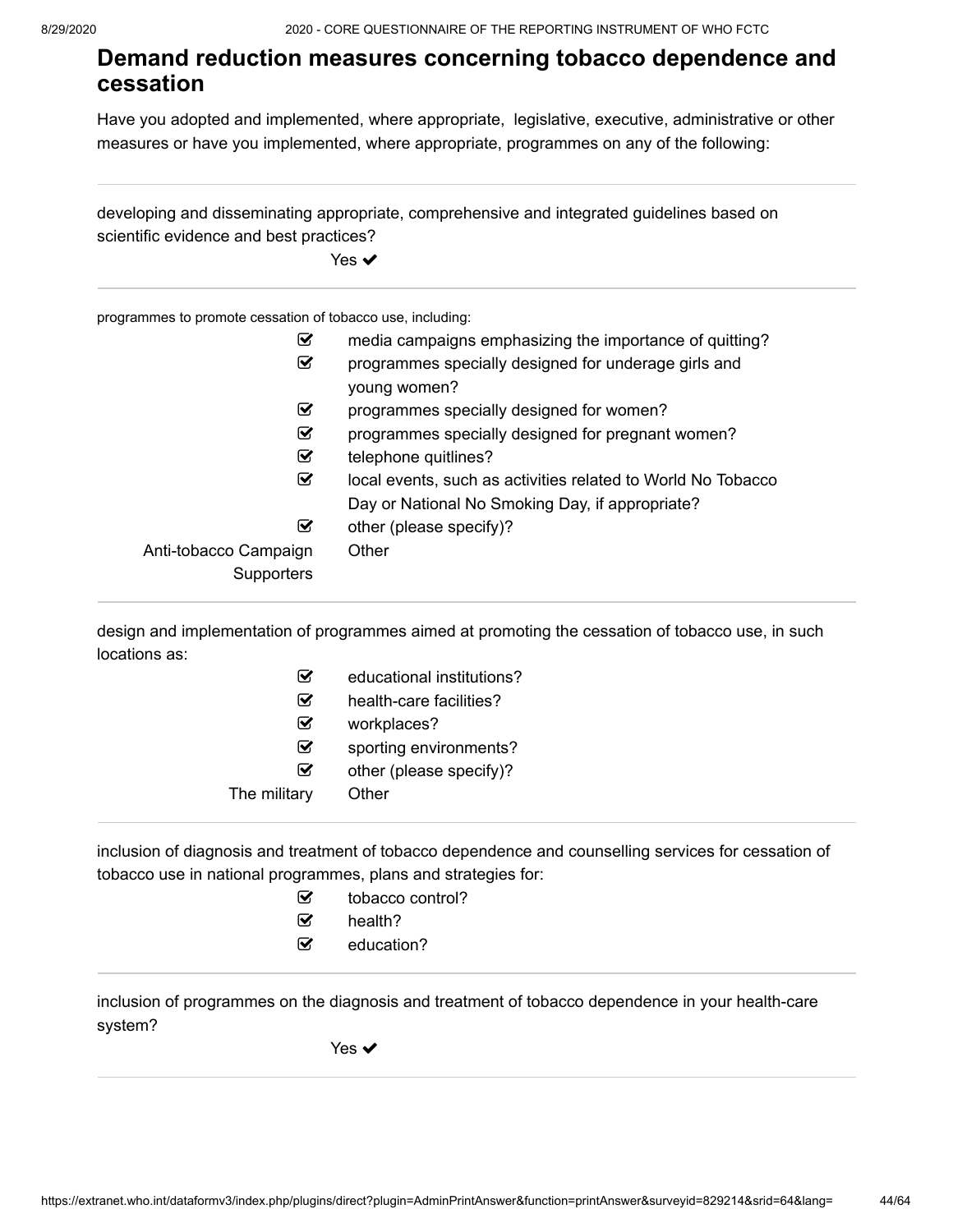## Demand reduction measures concerning tobacco dependence and cessation

Have you adopted and implemented, where appropriate, legislative, executive, administrative or other measures or have you implemented, where appropriate, programmes on any of the following:

---

developing and disseminating appropriate, comprehensive and integrated guidelines based on scientific evidence and best practices?

Yes ✔

---

programmes to promote cessation of tobacco use, including:

- ☑ media campaigns emphasizing the importance of quitting?
- ☑ programmes specially designed for underage girls and young women?
- ☑ programmes specially designed for women?
- ☑ programmes specially designed for pregnant women?
- ☑ telephone quitlines?
- ☑ local events, such as activities related to World No Tobacco Day or National No Smoking Day, if appropriate?
- ☑ other (please specify)?

Anti-tobacco Campaign Supporters — Other

---

design and implementation of programmes aimed at promoting the cessation of tobacco use, in such locations as:

- ☑ educational institutions?
- ☑ health-care facilities?
- ☑ workplaces?
- ☑ sporting environments?
- ☑ other (please specify)?

The military — Other

---

inclusion of diagnosis and treatment of tobacco dependence and counselling services for cessation of tobacco use in national programmes, plans and strategies for:

- ☑ tobacco control?
- ☑ health?
- ☑ education?

---

inclusion of programmes on the diagnosis and treatment of tobacco dependence in your health-care system?

Yes ✔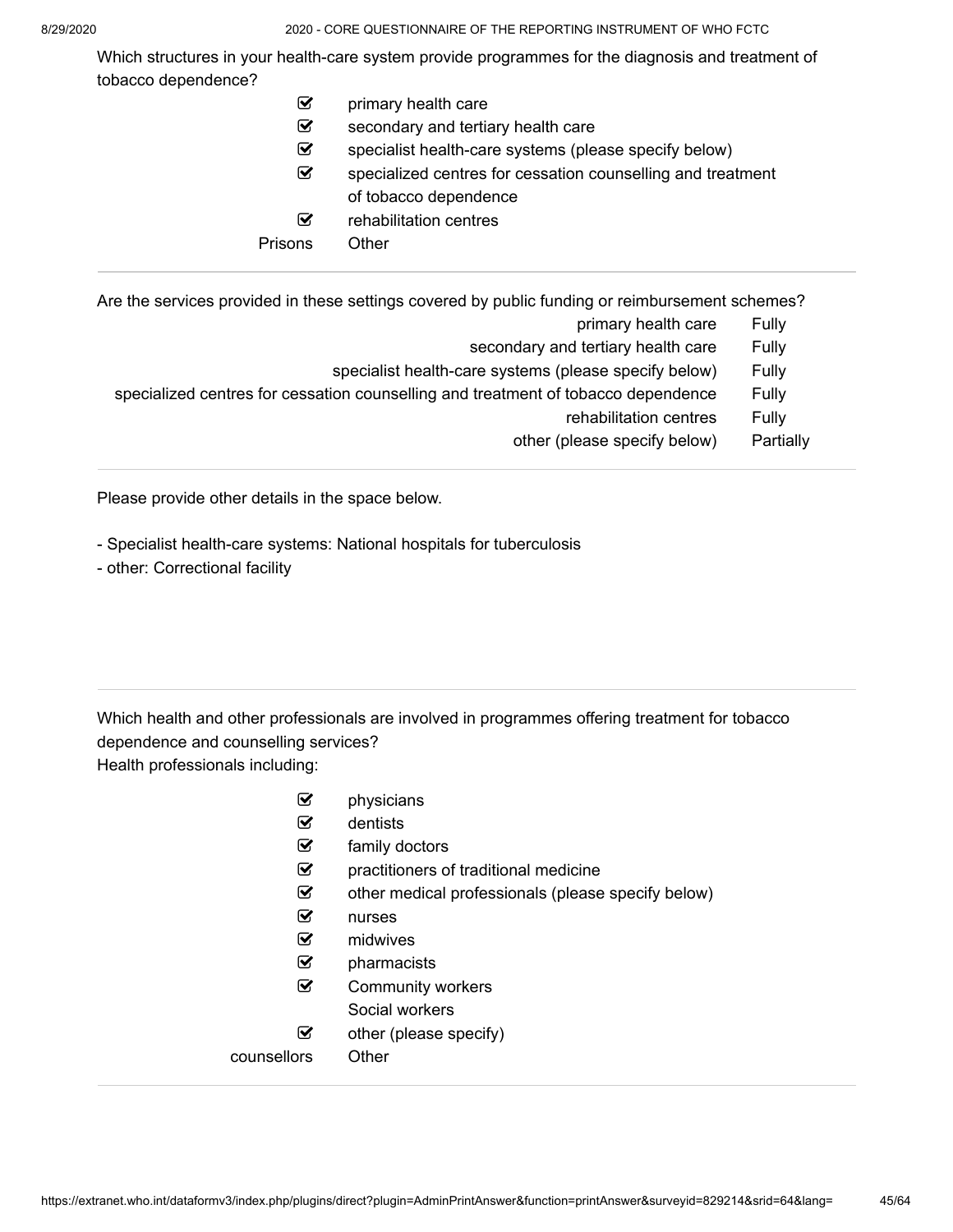Which structures in your health-care system provide programmes for the diagnosis and treatment of tobacco dependence?

- ☑ primary health care
- ☑ secondary and tertiary health care
- ☑ specialist health-care systems (please specify below)
- ☑ specialized centres for cessation counselling and treatment of tobacco dependence
- ☑ rehabilitation centres
- Prisons Other

---

Are the services provided in these settings covered by public funding or reimbursement schemes?

| | |
|---|---|
| primary health care | Fully |
| secondary and tertiary health care | Fully |
| specialist health-care systems (please specify below) | Fully |
| specialized centres for cessation counselling and treatment of tobacco dependence | Fully |
| rehabilitation centres | Fully |
| other (please specify below) | Partially |

---

Please provide other details in the space below.

- Specialist health-care systems: National hospitals for tuberculosis
- other: Correctional facility

---

Which health and other professionals are involved in programmes offering treatment for tobacco dependence and counselling services?
Health professionals including:

- ☑ physicians
- ☑ dentists
- ☑ family doctors
- ☑ practitioners of traditional medicine
- ☑ other medical professionals (please specify below)
- ☑ nurses
- ☑ midwives
- ☑ pharmacists
- ☑ Community workers
- Social workers
- ☑ other (please specify)
- counsellors Other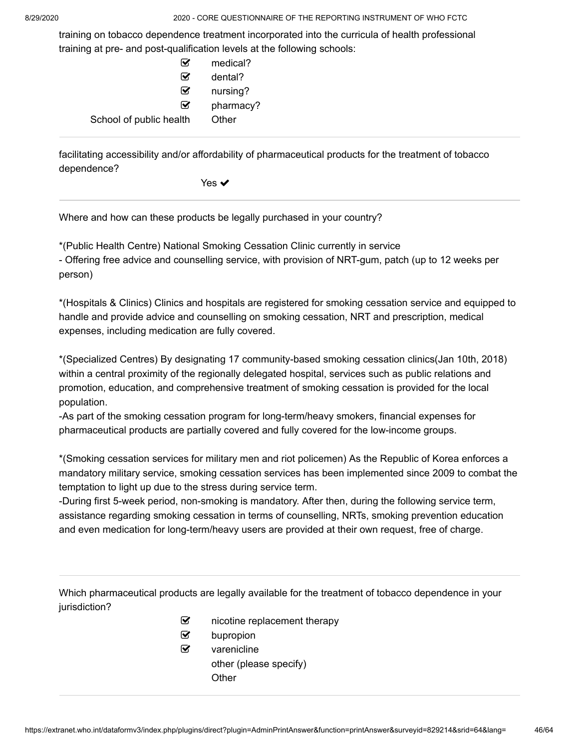training on tobacco dependence treatment incorporated into the curricula of health professional training at pre- and post-qualification levels at the following schools:

- ☑ medical?
- ☑ dental?
- ☑ nursing?
- ☑ pharmacy?

School of public health Other

---

facilitating accessibility and/or affordability of pharmaceutical products for the treatment of tobacco dependence?

Yes ✔

---

Where and how can these products be legally purchased in your country?

*(Public Health Centre) National Smoking Cessation Clinic currently in service
- Offering free advice and counselling service, with provision of NRT-gum, patch (up to 12 weeks per person)

*(Hospitals & Clinics) Clinics and hospitals are registered for smoking cessation service and equipped to handle and provide advice and counselling on smoking cessation, NRT and prescription, medical expenses, including medication are fully covered.

*(Specialized Centres) By designating 17 community-based smoking cessation clinics(Jan 10th, 2018) within a central proximity of the regionally delegated hospital, services such as public relations and promotion, education, and comprehensive treatment of smoking cessation is provided for the local population.
-As part of the smoking cessation program for long-term/heavy smokers, financial expenses for pharmaceutical products are partially covered and fully covered for the low-income groups.

*(Smoking cessation services for military men and riot policemen) As the Republic of Korea enforces a mandatory military service, smoking cessation services has been implemented since 2009 to combat the temptation to light up due to the stress during service term.
-During first 5-week period, non-smoking is mandatory. After then, during the following service term, assistance regarding smoking cessation in terms of counselling, NRTs, smoking prevention education and even medication for long-term/heavy users are provided at their own request, free of charge.

---

Which pharmaceutical products are legally available for the treatment of tobacco dependence in your jurisdiction?

- ☑ nicotine replacement therapy
- ☑ bupropion
- ☑ varenicline
- other (please specify)

Other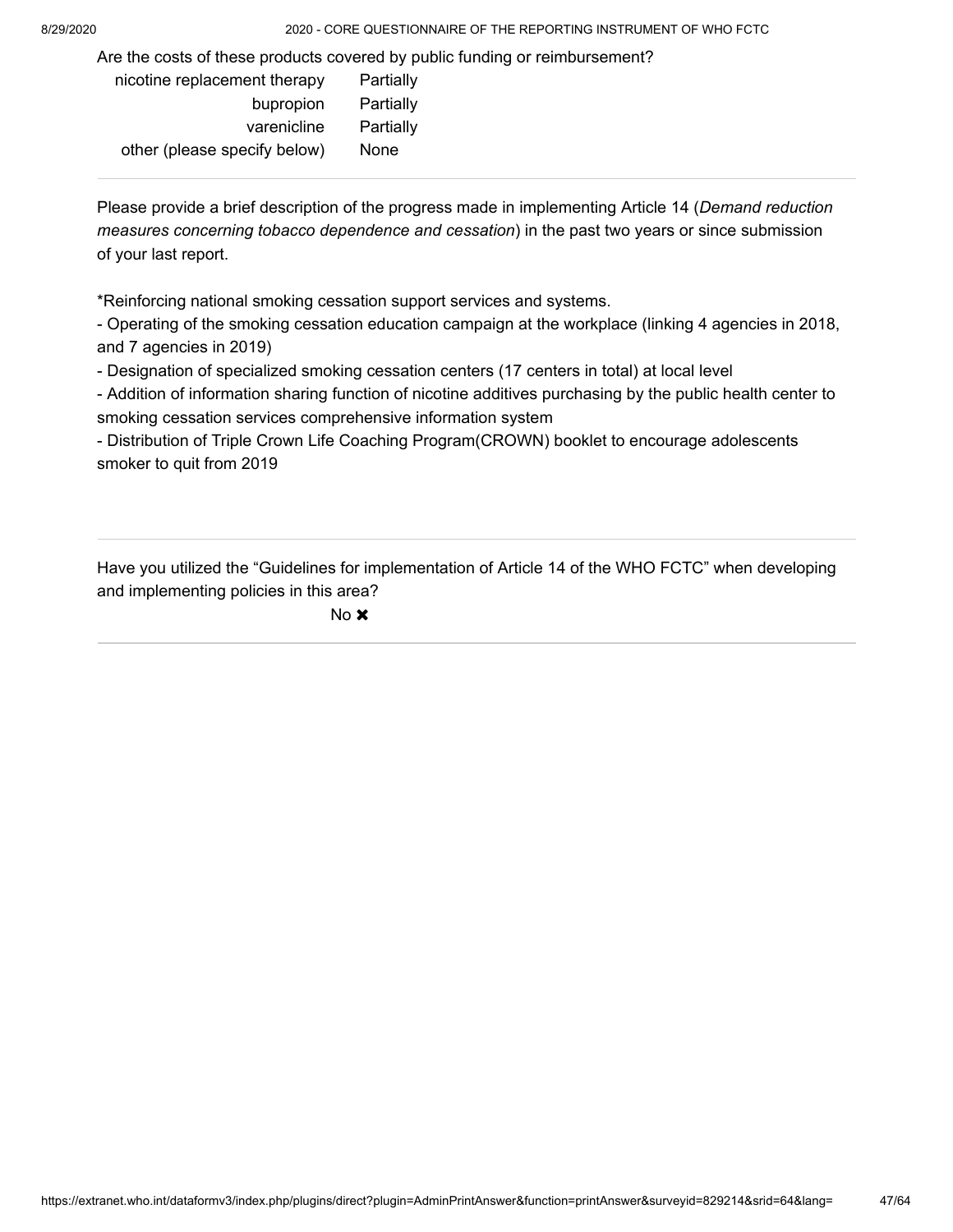Are the costs of these products covered by public funding or reimbursement?

| | |
|---|---|
| nicotine replacement therapy | Partially |
| bupropion | Partially |
| varenicline | Partially |
| other (please specify below) | None |

Please provide a brief description of the progress made in implementing Article 14 (*Demand reduction measures concerning tobacco dependence and cessation*) in the past two years or since submission of your last report.

*Reinforcing national smoking cessation support services and systems.

- Operating of the smoking cessation education campaign at the workplace (linking 4 agencies in 2018, and 7 agencies in 2019)
- Designation of specialized smoking cessation centers (17 centers in total) at local level
- Addition of information sharing function of nicotine additives purchasing by the public health center to smoking cessation services comprehensive information system
- Distribution of Triple Crown Life Coaching Program(CROWN) booklet to encourage adolescents smoker to quit from 2019

Have you utilized the “Guidelines for implementation of Article 14 of the WHO FCTC” when developing and implementing policies in this area?

No ✖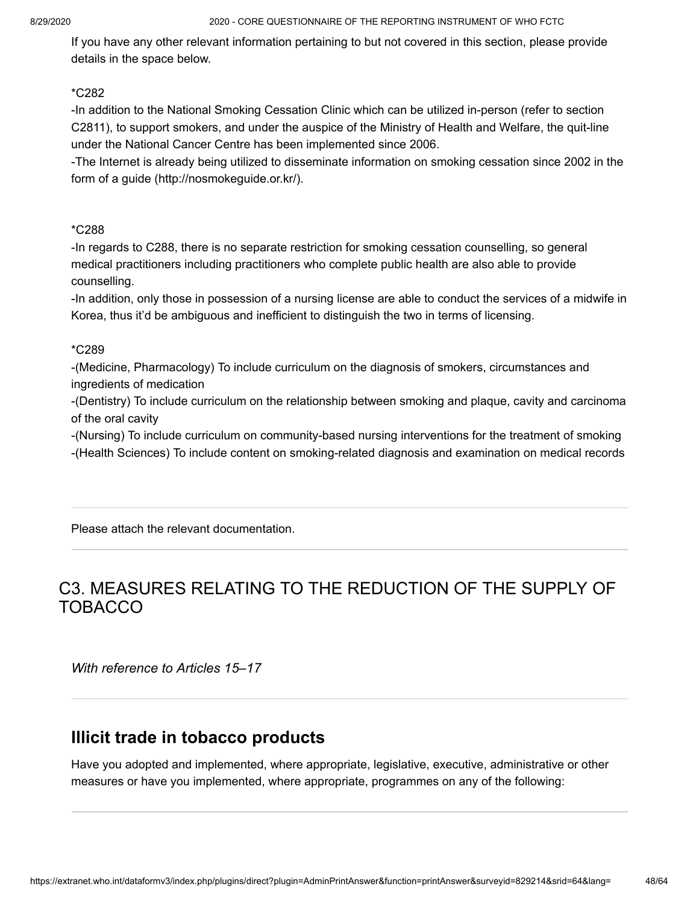If you have any other relevant information pertaining to but not covered in this section, please provide details in the space below.

*C282

-In addition to the National Smoking Cessation Clinic which can be utilized in-person (refer to section C2811), to support smokers, and under the auspice of the Ministry of Health and Welfare, the quit-line under the National Cancer Centre has been implemented since 2006.

-The Internet is already being utilized to disseminate information on smoking cessation since 2002 in the form of a guide (http://nosmokeguide.or.kr/).

*C288

-In regards to C288, there is no separate restriction for smoking cessation counselling, so general medical practitioners including practitioners who complete public health are also able to provide counselling.

-In addition, only those in possession of a nursing license are able to conduct the services of a midwife in Korea, thus it'd be ambiguous and inefficient to distinguish the two in terms of licensing.

*C289

-(Medicine, Pharmacology) To include curriculum on the diagnosis of smokers, circumstances and ingredients of medication

-(Dentistry) To include curriculum on the relationship between smoking and plaque, cavity and carcinoma of the oral cavity

-(Nursing) To include curriculum on community-based nursing interventions for the treatment of smoking

-(Health Sciences) To include content on smoking-related diagnosis and examination on medical records

Please attach the relevant documentation.

# C3. MEASURES RELATING TO THE REDUCTION OF THE SUPPLY OF TOBACCO

*With reference to Articles 15–17*

## Illicit trade in tobacco products

Have you adopted and implemented, where appropriate, legislative, executive, administrative or other measures or have you implemented, where appropriate, programmes on any of the following: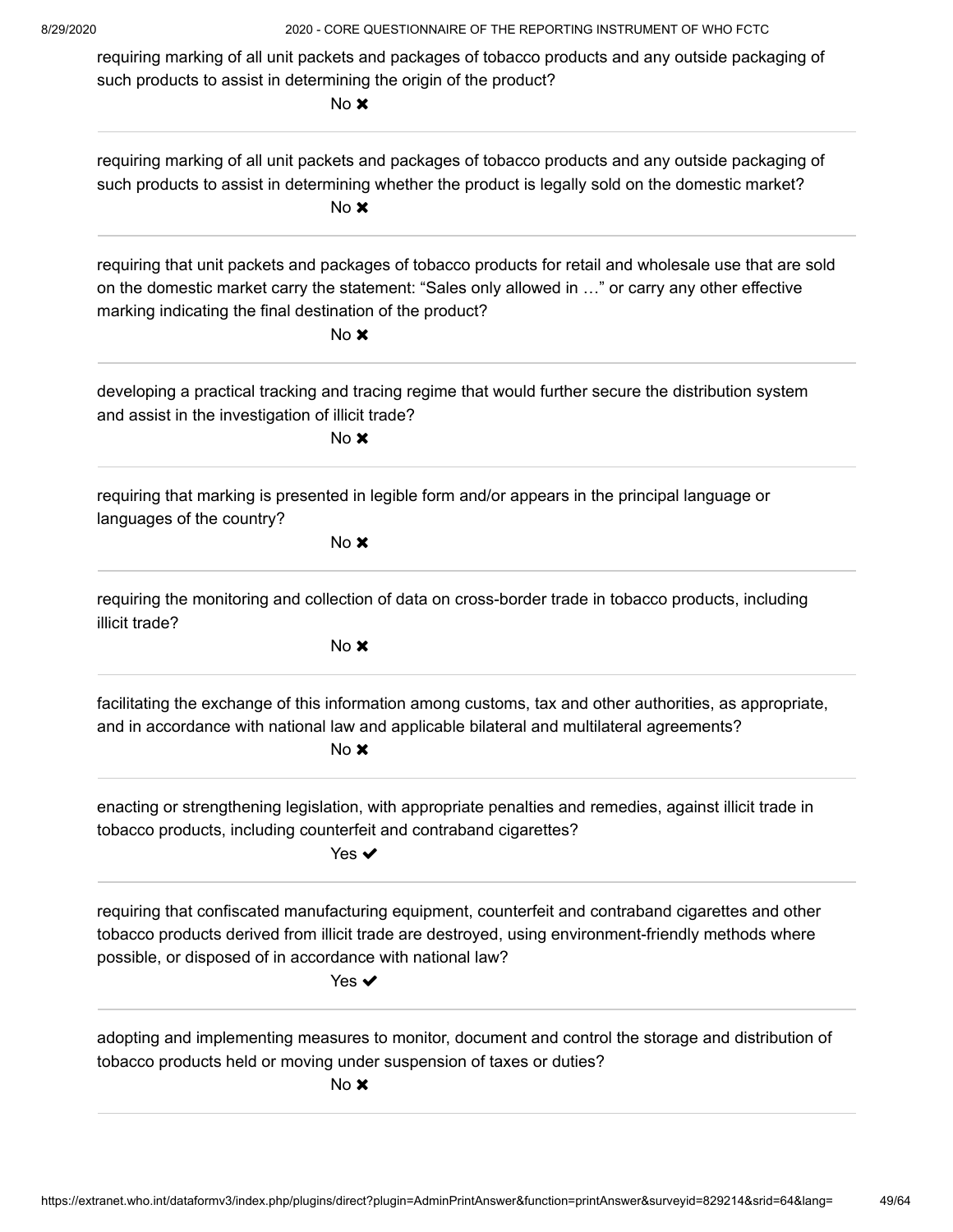requiring marking of all unit packets and packages of tobacco products and any outside packaging of such products to assist in determining the origin of the product?

No ✖

---

requiring marking of all unit packets and packages of tobacco products and any outside packaging of such products to assist in determining whether the product is legally sold on the domestic market?

No ✖

---

requiring that unit packets and packages of tobacco products for retail and wholesale use that are sold on the domestic market carry the statement: “Sales only allowed in …” or carry any other effective marking indicating the final destination of the product?

No ✖

---

developing a practical tracking and tracing regime that would further secure the distribution system and assist in the investigation of illicit trade?

No ✖

---

requiring that marking is presented in legible form and/or appears in the principal language or languages of the country?

No ✖

---

requiring the monitoring and collection of data on cross-border trade in tobacco products, including illicit trade?

No ✖

---

facilitating the exchange of this information among customs, tax and other authorities, as appropriate, and in accordance with national law and applicable bilateral and multilateral agreements?

No ✖

---

enacting or strengthening legislation, with appropriate penalties and remedies, against illicit trade in tobacco products, including counterfeit and contraband cigarettes?

Yes ✔

---

requiring that confiscated manufacturing equipment, counterfeit and contraband cigarettes and other tobacco products derived from illicit trade are destroyed, using environment-friendly methods where possible, or disposed of in accordance with national law?

Yes ✔

---

adopting and implementing measures to monitor, document and control the storage and distribution of tobacco products held or moving under suspension of taxes or duties?

No ✖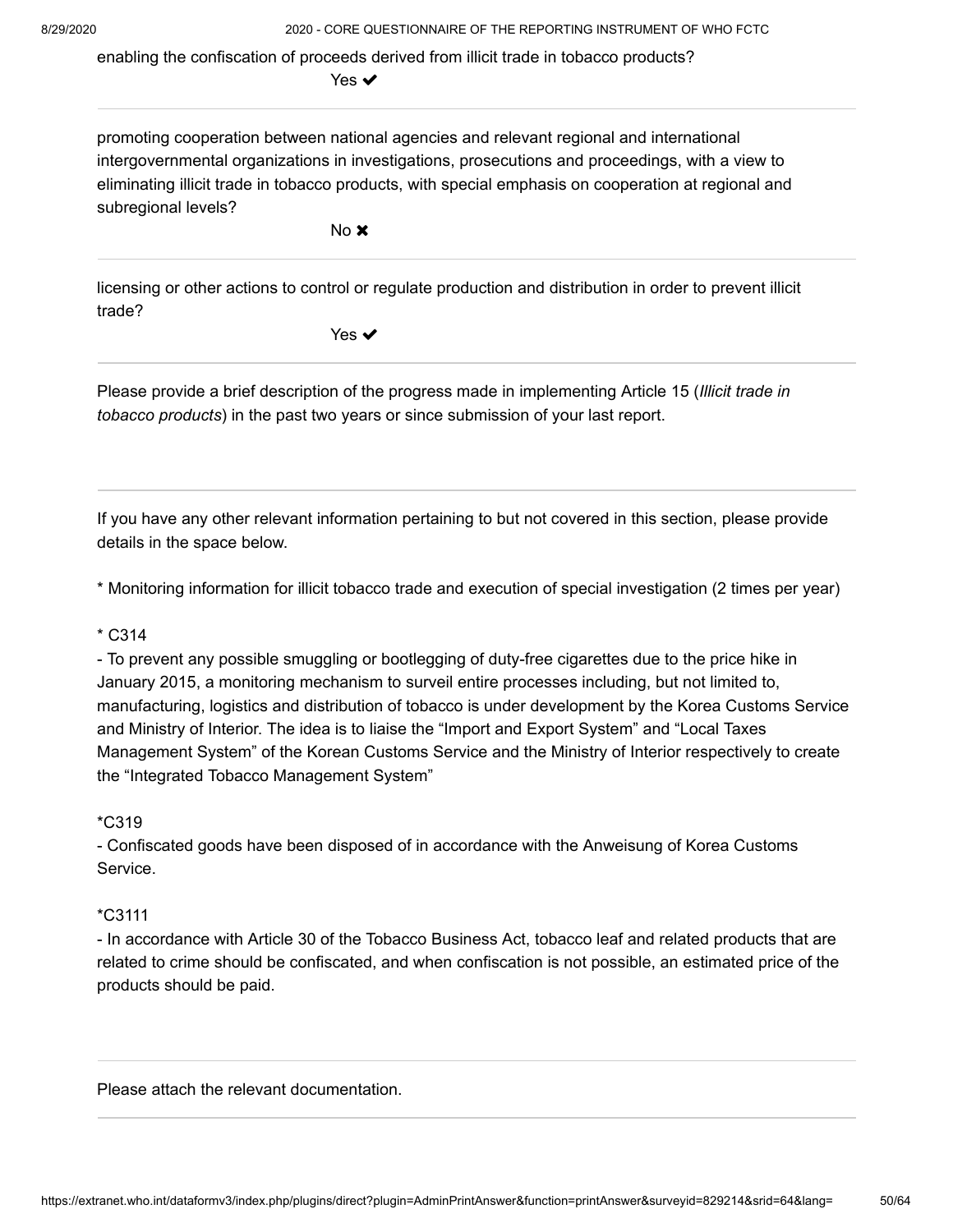enabling the confiscation of proceeds derived from illicit trade in tobacco products?

Yes ✔

---

promoting cooperation between national agencies and relevant regional and international intergovernmental organizations in investigations, prosecutions and proceedings, with a view to eliminating illicit trade in tobacco products, with special emphasis on cooperation at regional and subregional levels?

No ✖

---

licensing or other actions to control or regulate production and distribution in order to prevent illicit trade?

Yes ✔

---

Please provide a brief description of the progress made in implementing Article 15 (*Illicit trade in tobacco products*) in the past two years or since submission of your last report.

---

If you have any other relevant information pertaining to but not covered in this section, please provide details in the space below.

* Monitoring information for illicit tobacco trade and execution of special investigation (2 times per year)

* C314
- To prevent any possible smuggling or bootlegging of duty-free cigarettes due to the price hike in January 2015, a monitoring mechanism to surveil entire processes including, but not limited to, manufacturing, logistics and distribution of tobacco is under development by the Korea Customs Service and Ministry of Interior. The idea is to liaise the “Import and Export System” and “Local Taxes Management System” of the Korean Customs Service and the Ministry of Interior respectively to create the “Integrated Tobacco Management System”

*C319
- Confiscated goods have been disposed of in accordance with the Anweisung of Korea Customs Service.

*C3111
- In accordance with Article 30 of the Tobacco Business Act, tobacco leaf and related products that are related to crime should be confiscated, and when confiscation is not possible, an estimated price of the products should be paid.

---

Please attach the relevant documentation.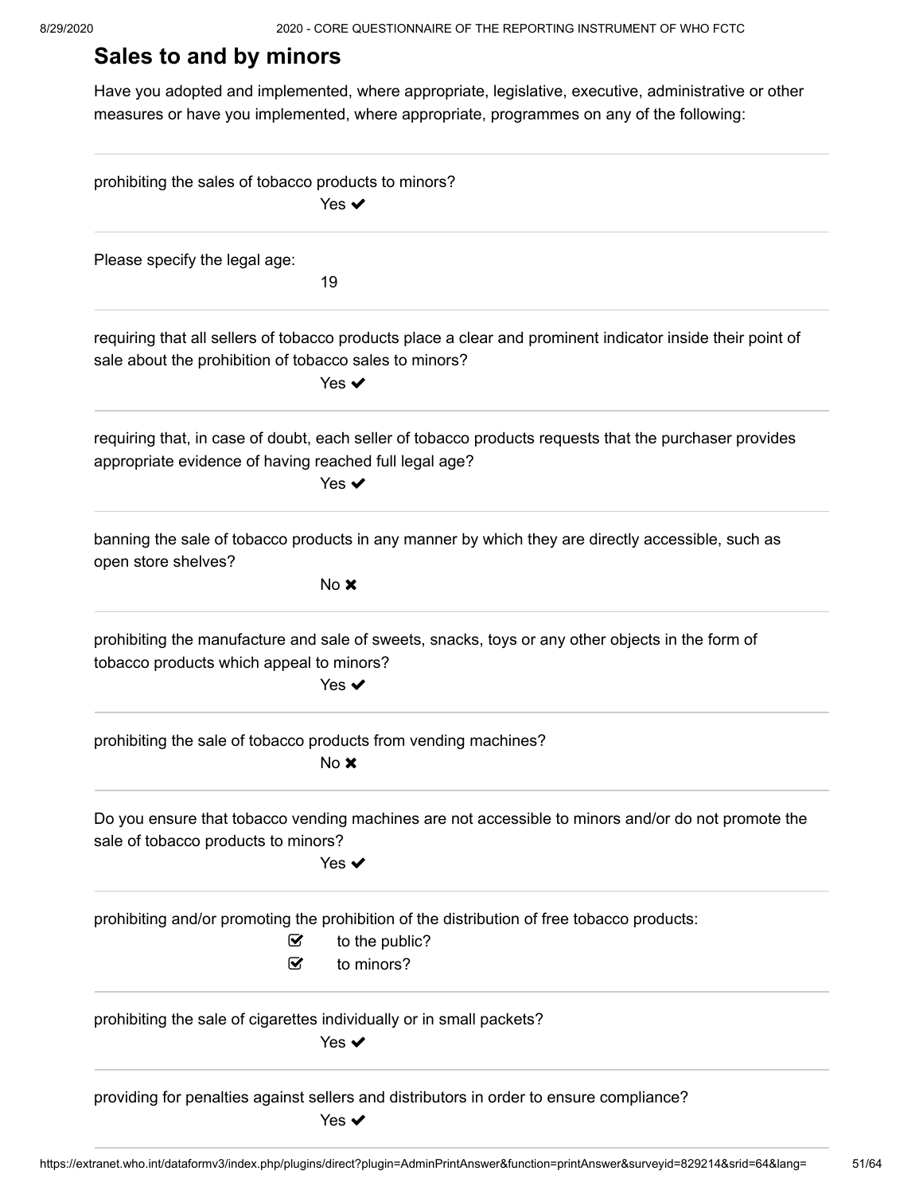## Sales to and by minors

Have you adopted and implemented, where appropriate, legislative, executive, administrative or other measures or have you implemented, where appropriate, programmes on any of the following:

---

prohibiting the sales of tobacco products to minors?

Yes ✔

---

Please specify the legal age:

19

---

requiring that all sellers of tobacco products place a clear and prominent indicator inside their point of sale about the prohibition of tobacco sales to minors?

Yes ✔

---

requiring that, in case of doubt, each seller of tobacco products requests that the purchaser provides appropriate evidence of having reached full legal age?

Yes ✔

---

banning the sale of tobacco products in any manner by which they are directly accessible, such as open store shelves?

No ✖

---

prohibiting the manufacture and sale of sweets, snacks, toys or any other objects in the form of tobacco products which appeal to minors?

Yes ✔

---

prohibiting the sale of tobacco products from vending machines?

No ✖

---

Do you ensure that tobacco vending machines are not accessible to minors and/or do not promote the sale of tobacco products to minors?

Yes ✔

---

prohibiting and/or promoting the prohibition of the distribution of free tobacco products:

- [x] to the public?
- [x] to minors?

---

prohibiting the sale of cigarettes individually or in small packets?

Yes ✔

---

providing for penalties against sellers and distributors in order to ensure compliance?

Yes ✔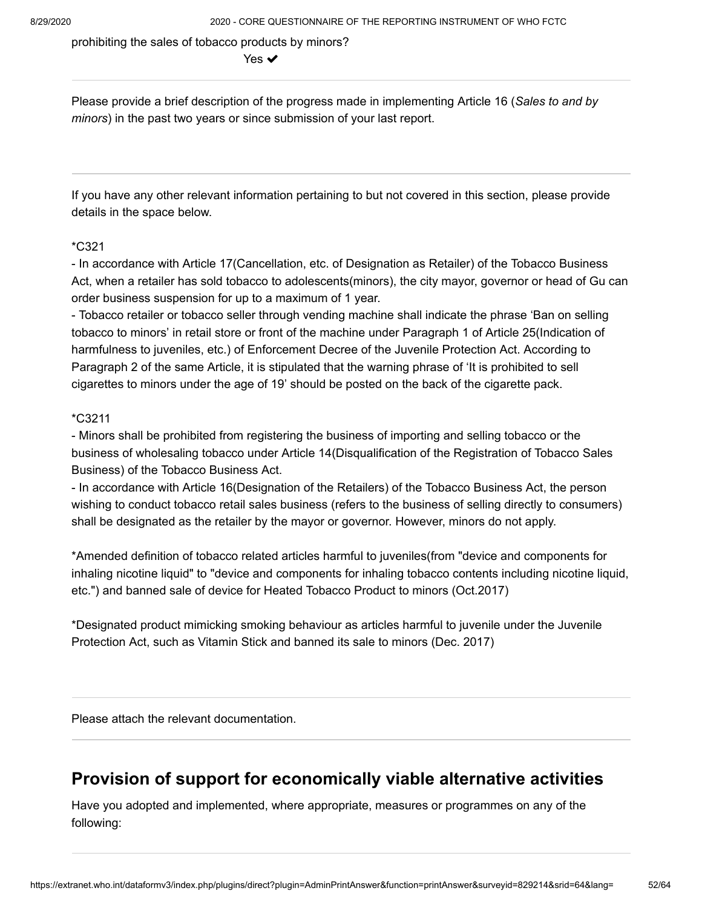prohibiting the sales of tobacco products by minors?

Yes ✔

---

Please provide a brief description of the progress made in implementing Article 16 (*Sales to and by minors*) in the past two years or since submission of your last report.

---

If you have any other relevant information pertaining to but not covered in this section, please provide details in the space below.

*C321

- In accordance with Article 17(Cancellation, etc. of Designation as Retailer) of the Tobacco Business Act, when a retailer has sold tobacco to adolescents(minors), the city mayor, governor or head of Gu can order business suspension for up to a maximum of 1 year.
- Tobacco retailer or tobacco seller through vending machine shall indicate the phrase 'Ban on selling tobacco to minors' in retail store or front of the machine under Paragraph 1 of Article 25(Indication of harmfulness to juveniles, etc.) of Enforcement Decree of the Juvenile Protection Act. According to Paragraph 2 of the same Article, it is stipulated that the warning phrase of 'It is prohibited to sell cigarettes to minors under the age of 19' should be posted on the back of the cigarette pack.

*C3211

- Minors shall be prohibited from registering the business of importing and selling tobacco or the business of wholesaling tobacco under Article 14(Disqualification of the Registration of Tobacco Sales Business) of the Tobacco Business Act.
- In accordance with Article 16(Designation of the Retailers) of the Tobacco Business Act, the person wishing to conduct tobacco retail sales business (refers to the business of selling directly to consumers) shall be designated as the retailer by the mayor or governor. However, minors do not apply.

*Amended definition of tobacco related articles harmful to juveniles(from "device and components for inhaling nicotine liquid" to "device and components for inhaling tobacco contents including nicotine liquid, etc.") and banned sale of device for Heated Tobacco Product to minors (Oct.2017)

*Designated product mimicking smoking behaviour as articles harmful to juvenile under the Juvenile Protection Act, such as Vitamin Stick and banned its sale to minors (Dec. 2017)

---

Please attach the relevant documentation.

---

## Provision of support for economically viable alternative activities

Have you adopted and implemented, where appropriate, measures or programmes on any of the following: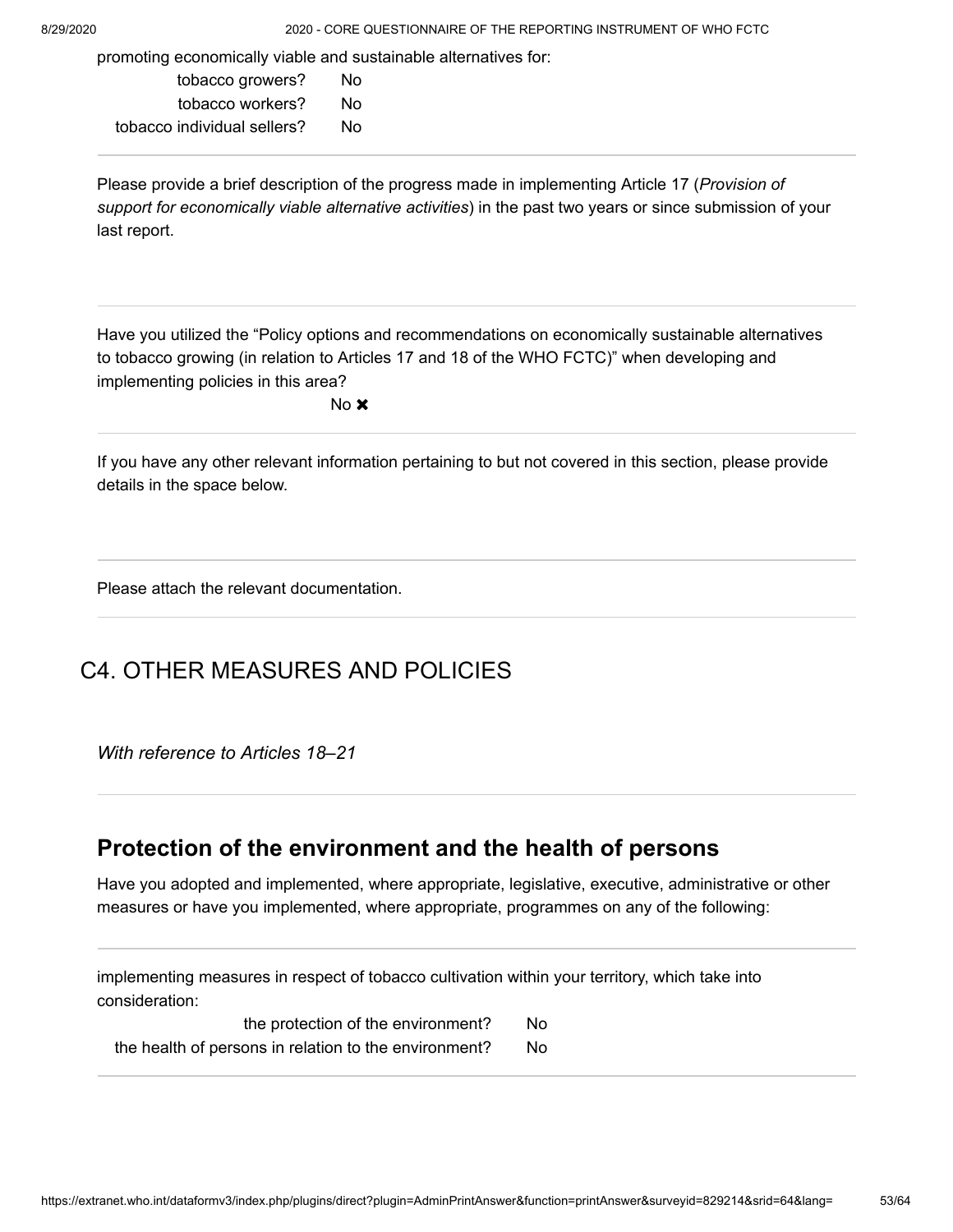promoting economically viable and sustainable alternatives for:

| | |
|---|---|
| tobacco growers? | No |
| tobacco workers? | No |
| tobacco individual sellers? | No |

---

Please provide a brief description of the progress made in implementing Article 17 (*Provision of support for economically viable alternative activities*) in the past two years or since submission of your last report.

---

Have you utilized the "Policy options and recommendations on economically sustainable alternatives to tobacco growing (in relation to Articles 17 and 18 of the WHO FCTC)" when developing and implementing policies in this area?

No ✖

---

If you have any other relevant information pertaining to but not covered in this section, please provide details in the space below.

---

Please attach the relevant documentation.

---

# C4. OTHER MEASURES AND POLICIES

*With reference to Articles 18–21*

---

## Protection of the environment and the health of persons

Have you adopted and implemented, where appropriate, legislative, executive, administrative or other measures or have you implemented, where appropriate, programmes on any of the following:

---

implementing measures in respect of tobacco cultivation within your territory, which take into consideration:

| | |
|---|---|
| the protection of the environment? | No |
| the health of persons in relation to the environment? | No |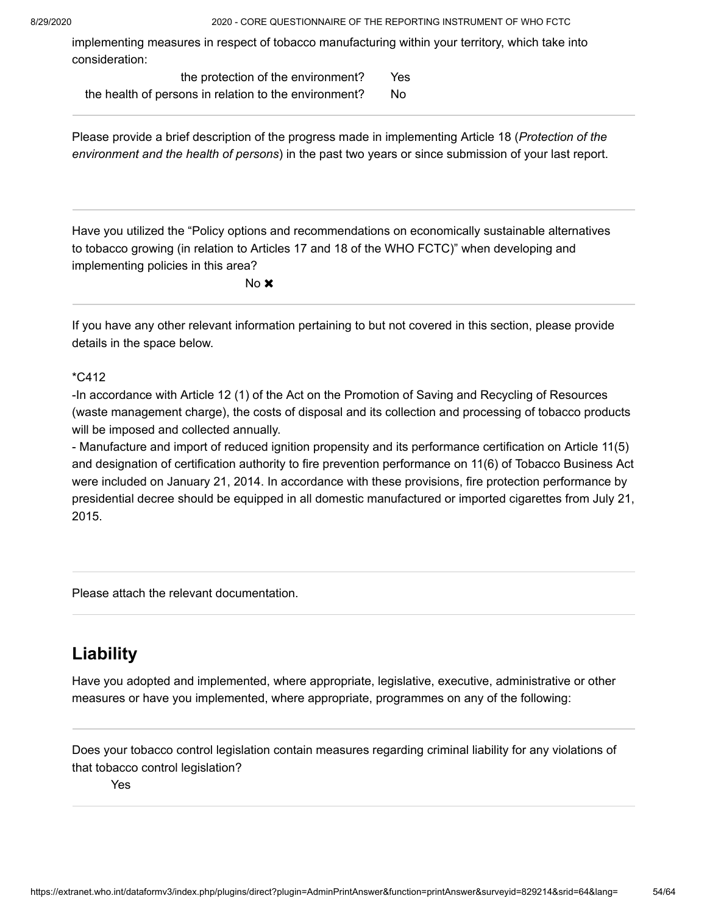implementing measures in respect of tobacco manufacturing within your territory, which take into consideration:

| | |
|---|---|
| the protection of the environment? | Yes |
| the health of persons in relation to the environment? | No |

---

Please provide a brief description of the progress made in implementing Article 18 (*Protection of the environment and the health of persons*) in the past two years or since submission of your last report.

---

Have you utilized the “Policy options and recommendations on economically sustainable alternatives to tobacco growing (in relation to Articles 17 and 18 of the WHO FCTC)” when developing and implementing policies in this area?

No ✖

---

If you have any other relevant information pertaining to but not covered in this section, please provide details in the space below.

*C412

-In accordance with Article 12 (1) of the Act on the Promotion of Saving and Recycling of Resources (waste management charge), the costs of disposal and its collection and processing of tobacco products will be imposed and collected annually.

- Manufacture and import of reduced ignition propensity and its performance certification on Article 11(5) and designation of certification authority to fire prevention performance on 11(6) of Tobacco Business Act were included on January 21, 2014. In accordance with these provisions, fire protection performance by presidential decree should be equipped in all domestic manufactured or imported cigarettes from July 21, 2015.

---

Please attach the relevant documentation.

---

## Liability

Have you adopted and implemented, where appropriate, legislative, executive, administrative or other measures or have you implemented, where appropriate, programmes on any of the following:

---

Does your tobacco control legislation contain measures regarding criminal liability for any violations of that tobacco control legislation?

Yes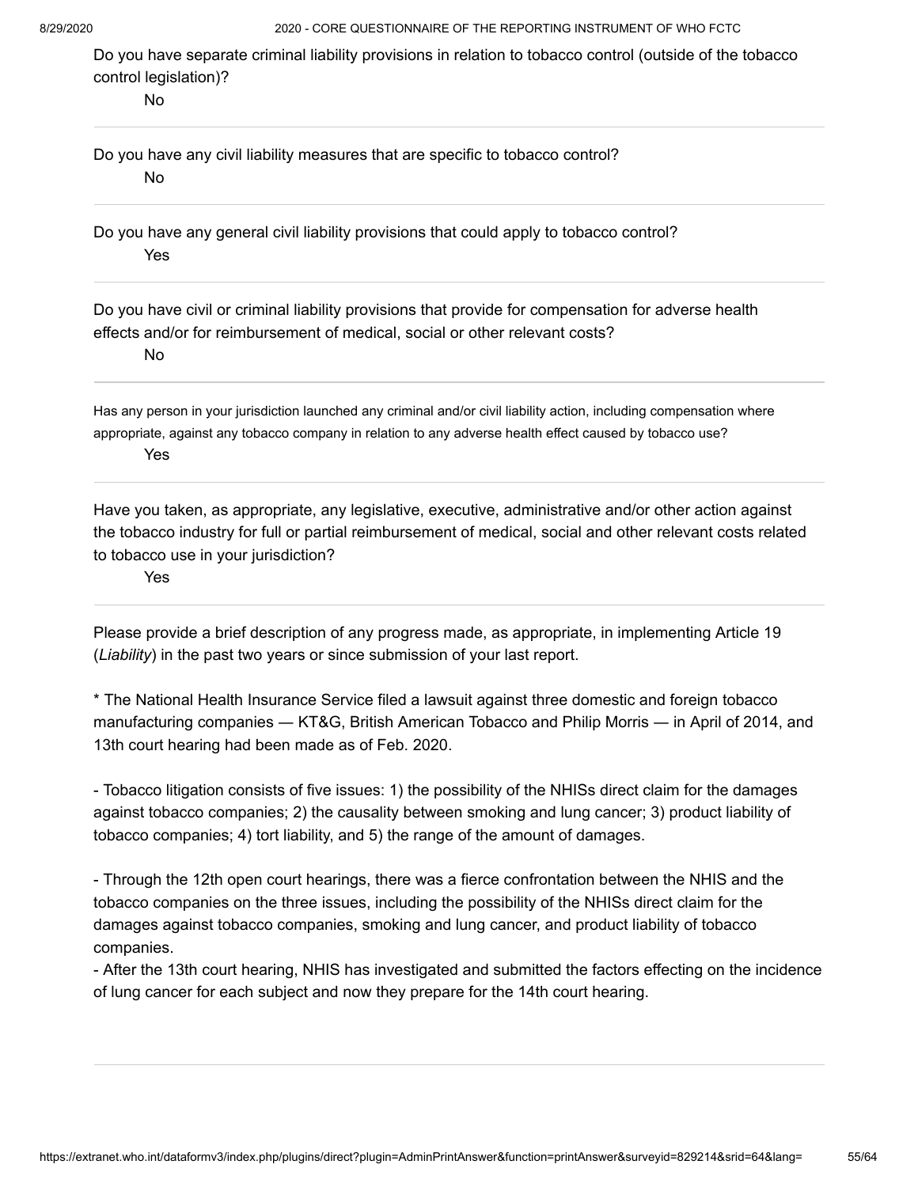Do you have separate criminal liability provisions in relation to tobacco control (outside of the tobacco control legislation)?

No

---

Do you have any civil liability measures that are specific to tobacco control?

No

---

Do you have any general civil liability provisions that could apply to tobacco control?

Yes

---

Do you have civil or criminal liability provisions that provide for compensation for adverse health effects and/or for reimbursement of medical, social or other relevant costs?

No

---

Has any person in your jurisdiction launched any criminal and/or civil liability action, including compensation where appropriate, against any tobacco company in relation to any adverse health effect caused by tobacco use?

Yes

---

Have you taken, as appropriate, any legislative, executive, administrative and/or other action against the tobacco industry for full or partial reimbursement of medical, social and other relevant costs related to tobacco use in your jurisdiction?

Yes

---

Please provide a brief description of any progress made, as appropriate, in implementing Article 19 (*Liability*) in the past two years or since submission of your last report.

* The National Health Insurance Service filed a lawsuit against three domestic and foreign tobacco manufacturing companies — KT&G, British American Tobacco and Philip Morris — in April of 2014, and 13th court hearing had been made as of Feb. 2020.

- Tobacco litigation consists of five issues: 1) the possibility of the NHISs direct claim for the damages against tobacco companies; 2) the causality between smoking and lung cancer; 3) product liability of tobacco companies; 4) tort liability, and 5) the range of the amount of damages.

- Through the 12th open court hearings, there was a fierce confrontation between the NHIS and the tobacco companies on the three issues, including the possibility of the NHISs direct claim for the damages against tobacco companies, smoking and lung cancer, and product liability of tobacco companies.
- After the 13th court hearing, NHIS has investigated and submitted the factors effecting on the incidence of lung cancer for each subject and now they prepare for the 14th court hearing.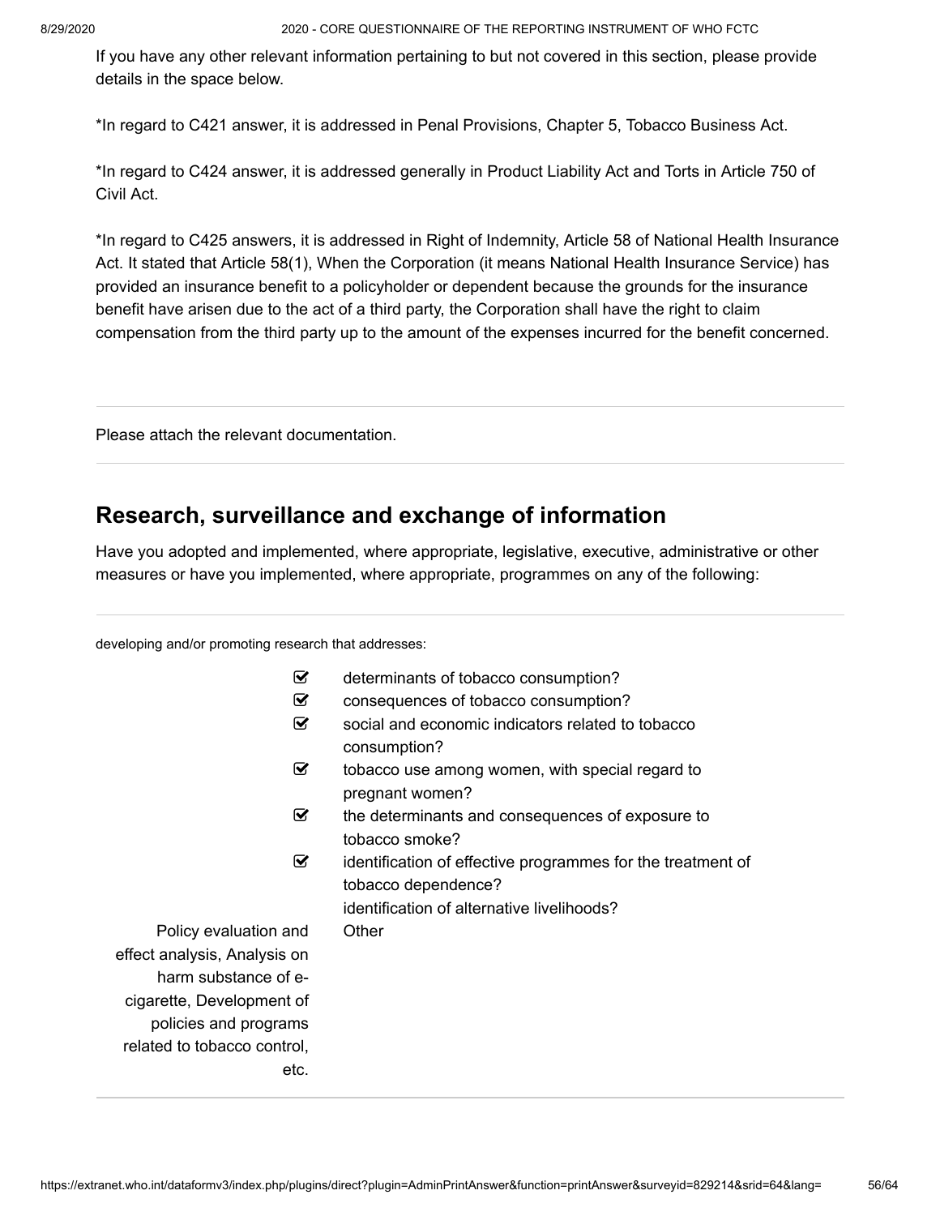If you have any other relevant information pertaining to but not covered in this section, please provide details in the space below.

*In regard to C421 answer, it is addressed in Penal Provisions, Chapter 5, Tobacco Business Act.

*In regard to C424 answer, it is addressed generally in Product Liability Act and Torts in Article 750 of Civil Act.

*In regard to C425 answers, it is addressed in Right of Indemnity, Article 58 of National Health Insurance Act. It stated that Article 58(1), When the Corporation (it means National Health Insurance Service) has provided an insurance benefit to a policyholder or dependent because the grounds for the insurance benefit have arisen due to the act of a third party, the Corporation shall have the right to claim compensation from the third party up to the amount of the expenses incurred for the benefit concerned.

Please attach the relevant documentation.

## Research, surveillance and exchange of information

Have you adopted and implemented, where appropriate, legislative, executive, administrative or other measures or have you implemented, where appropriate, programmes on any of the following:

developing and/or promoting research that addresses:

- [x] determinants of tobacco consumption?
- [x] consequences of tobacco consumption?
- [x] social and economic indicators related to tobacco consumption?
- [x] tobacco use among women, with special regard to pregnant women?
- [x] the determinants and consequences of exposure to tobacco smoke?
- [x] identification of effective programmes for the treatment of tobacco dependence?
- [ ] identification of alternative livelihoods?
- Other: Policy evaluation and effect analysis, Analysis on harm substance of e-cigarette, Development of policies and programs related to tobacco control, etc.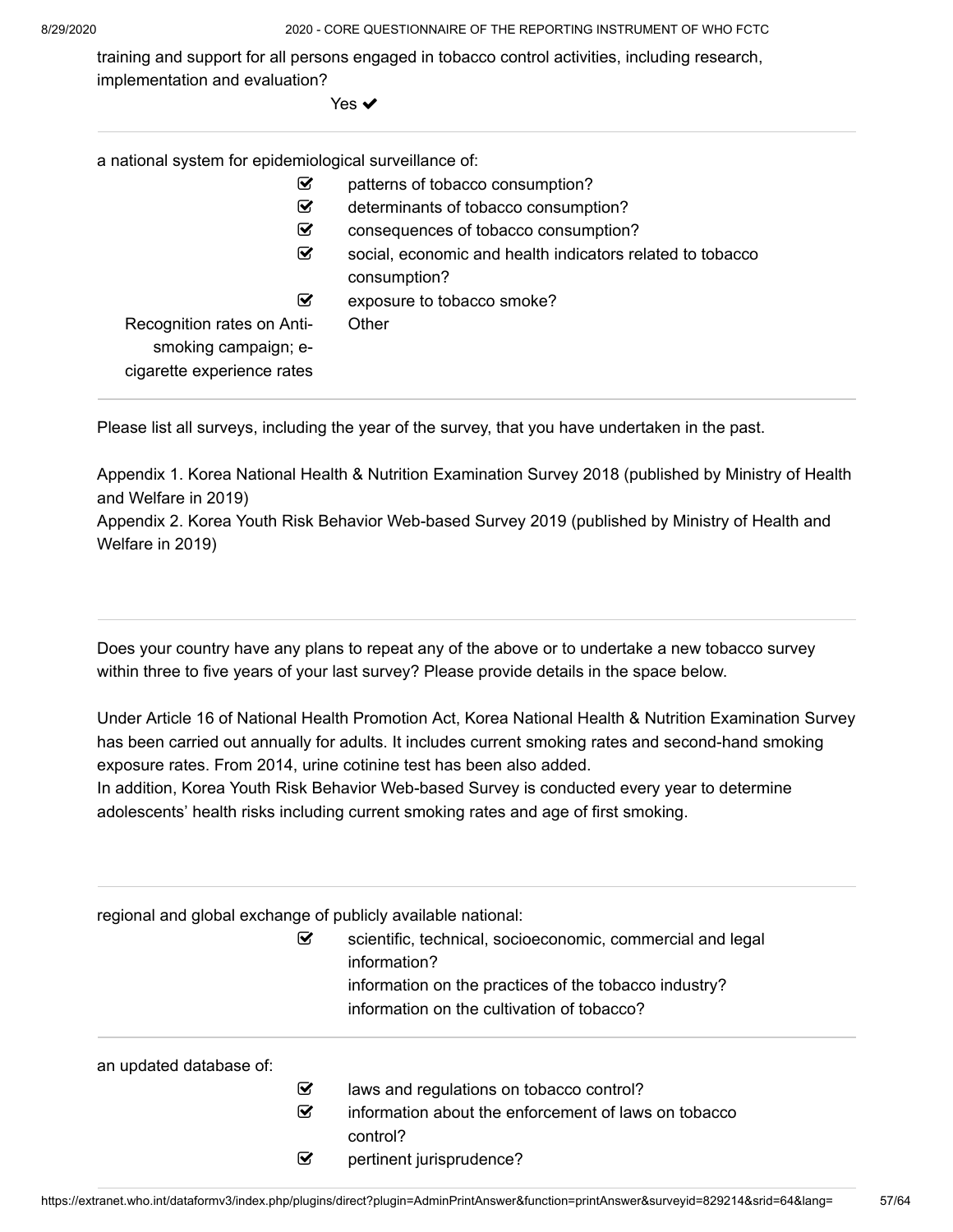training and support for all persons engaged in tobacco control activities, including research, implementation and evaluation?

Yes ✔

---

a national system for epidemiological surveillance of:

- ☑ patterns of tobacco consumption?
- ☑ determinants of tobacco consumption?
- ☑ consequences of tobacco consumption?
- ☑ social, economic and health indicators related to tobacco consumption?
- ☑ exposure to tobacco smoke?
- Recognition rates on Anti-smoking campaign; e-cigarette experience rates — Other

---

Please list all surveys, including the year of the survey, that you have undertaken in the past.

Appendix 1. Korea National Health & Nutrition Examination Survey 2018 (published by Ministry of Health and Welfare in 2019)
Appendix 2. Korea Youth Risk Behavior Web-based Survey 2019 (published by Ministry of Health and Welfare in 2019)

---

Does your country have any plans to repeat any of the above or to undertake a new tobacco survey within three to five years of your last survey? Please provide details in the space below.

Under Article 16 of National Health Promotion Act, Korea National Health & Nutrition Examination Survey has been carried out annually for adults. It includes current smoking rates and second-hand smoking exposure rates. From 2014, urine cotinine test has been also added.
In addition, Korea Youth Risk Behavior Web-based Survey is conducted every year to determine adolescents' health risks including current smoking rates and age of first smoking.

---

regional and global exchange of publicly available national:

- ☑ scientific, technical, socioeconomic, commercial and legal information?
- information on the practices of the tobacco industry?
- information on the cultivation of tobacco?

---

an updated database of:

- ☑ laws and regulations on tobacco control?
- ☑ information about the enforcement of laws on tobacco control?
- ☑ pertinent jurisprudence?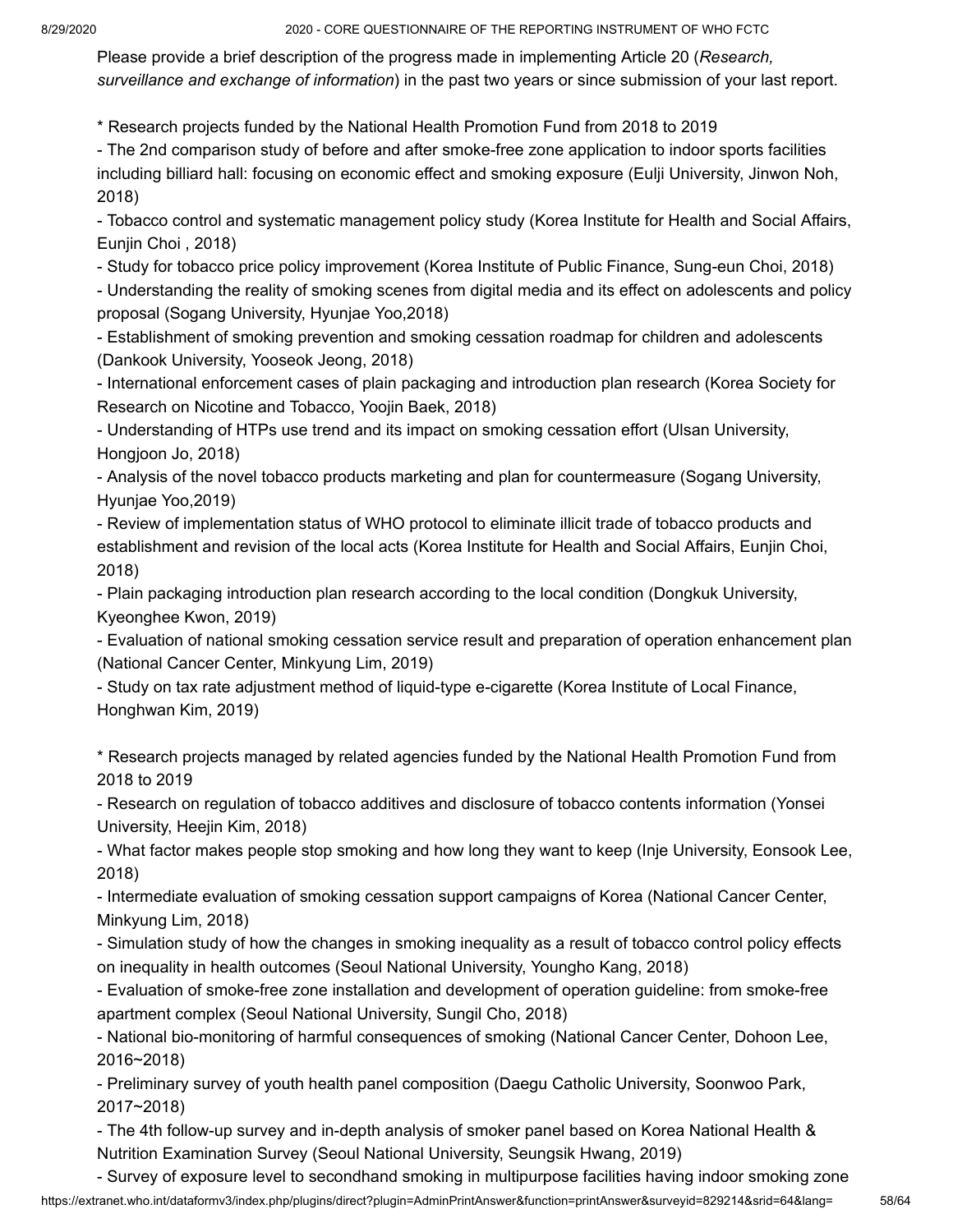Please provide a brief description of the progress made in implementing Article 20 (*Research, surveillance and exchange of information*) in the past two years or since submission of your last report.

* Research projects funded by the National Health Promotion Fund from 2018 to 2019

- The 2nd comparison study of before and after smoke-free zone application to indoor sports facilities including billiard hall: focusing on economic effect and smoking exposure (Eulji University, Jinwon Noh, 2018)
- Tobacco control and systematic management policy study (Korea Institute for Health and Social Affairs, Eunjin Choi , 2018)
- Study for tobacco price policy improvement (Korea Institute of Public Finance, Sung-eun Choi, 2018)
- Understanding the reality of smoking scenes from digital media and its effect on adolescents and policy proposal (Sogang University, Hyunjae Yoo,2018)
- Establishment of smoking prevention and smoking cessation roadmap for children and adolescents (Dankook University, Yooseok Jeong, 2018)
- International enforcement cases of plain packaging and introduction plan research (Korea Society for Research on Nicotine and Tobacco, Yoojin Baek, 2018)
- Understanding of HTPs use trend and its impact on smoking cessation effort (Ulsan University, Hongjoon Jo, 2018)
- Analysis of the novel tobacco products marketing and plan for countermeasure (Sogang University, Hyunjae Yoo,2019)
- Review of implementation status of WHO protocol to eliminate illicit trade of tobacco products and establishment and revision of the local acts (Korea Institute for Health and Social Affairs, Eunjin Choi, 2018)
- Plain packaging introduction plan research according to the local condition (Dongkuk University, Kyeonghee Kwon, 2019)
- Evaluation of national smoking cessation service result and preparation of operation enhancement plan (National Cancer Center, Minkyung Lim, 2019)
- Study on tax rate adjustment method of liquid-type e-cigarette (Korea Institute of Local Finance, Honghwan Kim, 2019)

* Research projects managed by related agencies funded by the National Health Promotion Fund from 2018 to 2019

- Research on regulation of tobacco additives and disclosure of tobacco contents information (Yonsei University, Heejin Kim, 2018)
- What factor makes people stop smoking and how long they want to keep (Inje University, Eonsook Lee, 2018)
- Intermediate evaluation of smoking cessation support campaigns of Korea (National Cancer Center, Minkyung Lim, 2018)
- Simulation study of how the changes in smoking inequality as a result of tobacco control policy effects on inequality in health outcomes (Seoul National University, Youngho Kang, 2018)
- Evaluation of smoke-free zone installation and development of operation guideline: from smoke-free apartment complex (Seoul National University, Sungil Cho, 2018)
- National bio-monitoring of harmful consequences of smoking (National Cancer Center, Dohoon Lee, 2016~2018)
- Preliminary survey of youth health panel composition (Daegu Catholic University, Soonwoo Park, 2017~2018)
- The 4th follow-up survey and in-depth analysis of smoker panel based on Korea National Health & Nutrition Examination Survey (Seoul National University, Seungsik Hwang, 2019)
- Survey of exposure level to secondhand smoking in multipurpose facilities having indoor smoking zone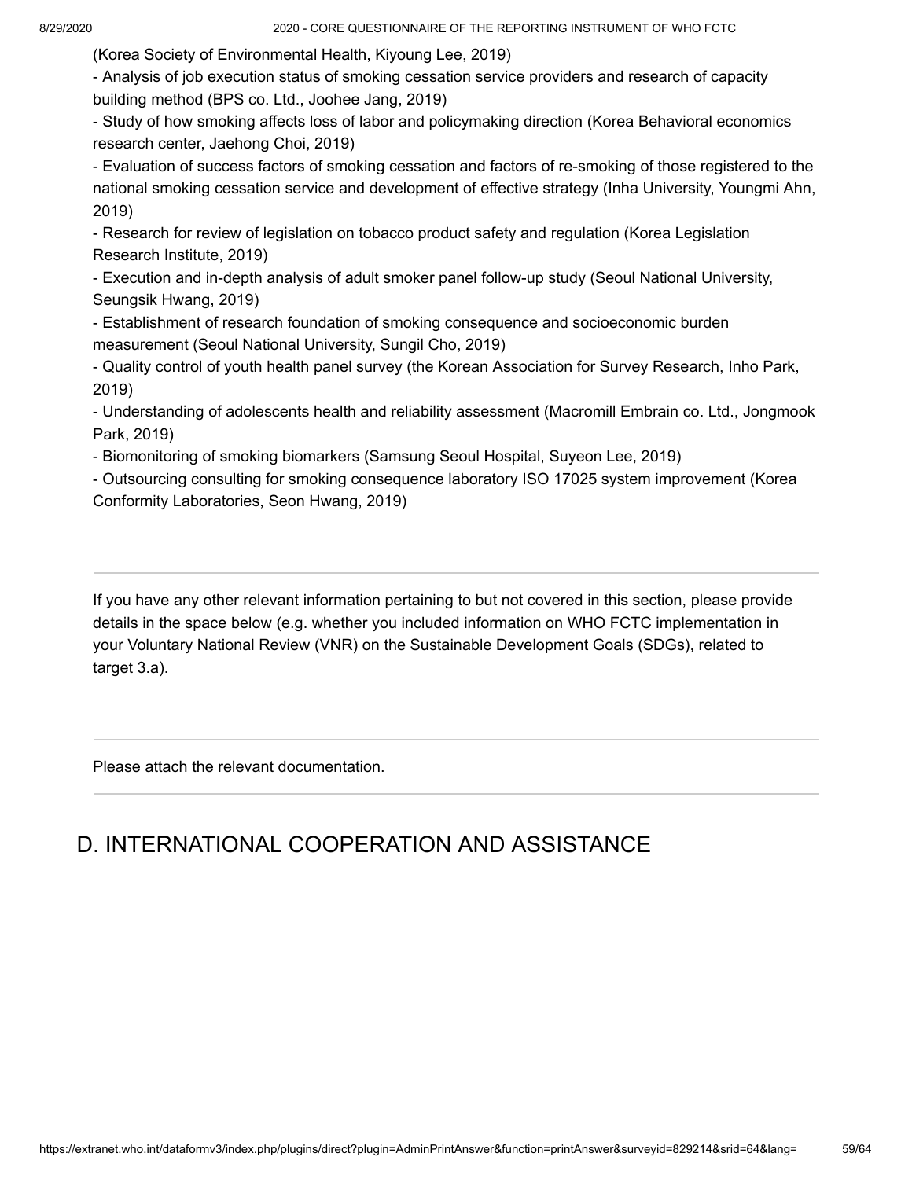(Korea Society of Environmental Health, Kiyoung Lee, 2019)

- Analysis of job execution status of smoking cessation service providers and research of capacity building method (BPS co. Ltd., Joohee Jang, 2019)
- Study of how smoking affects loss of labor and policymaking direction (Korea Behavioral economics research center, Jaehong Choi, 2019)
- Evaluation of success factors of smoking cessation and factors of re-smoking of those registered to the national smoking cessation service and development of effective strategy (Inha University, Youngmi Ahn, 2019)
- Research for review of legislation on tobacco product safety and regulation (Korea Legislation Research Institute, 2019)
- Execution and in-depth analysis of adult smoker panel follow-up study (Seoul National University, Seungsik Hwang, 2019)
- Establishment of research foundation of smoking consequence and socioeconomic burden measurement (Seoul National University, Sungil Cho, 2019)
- Quality control of youth health panel survey (the Korean Association for Survey Research, Inho Park, 2019)
- Understanding of adolescents health and reliability assessment (Macromill Embrain co. Ltd., Jongmook Park, 2019)
- Biomonitoring of smoking biomarkers (Samsung Seoul Hospital, Suyeon Lee, 2019)
- Outsourcing consulting for smoking consequence laboratory ISO 17025 system improvement (Korea Conformity Laboratories, Seon Hwang, 2019)

---

If you have any other relevant information pertaining to but not covered in this section, please provide details in the space below (e.g. whether you included information on WHO FCTC implementation in your Voluntary National Review (VNR) on the Sustainable Development Goals (SDGs), related to target 3.a).

---

Please attach the relevant documentation.

---

# D. INTERNATIONAL COOPERATION AND ASSISTANCE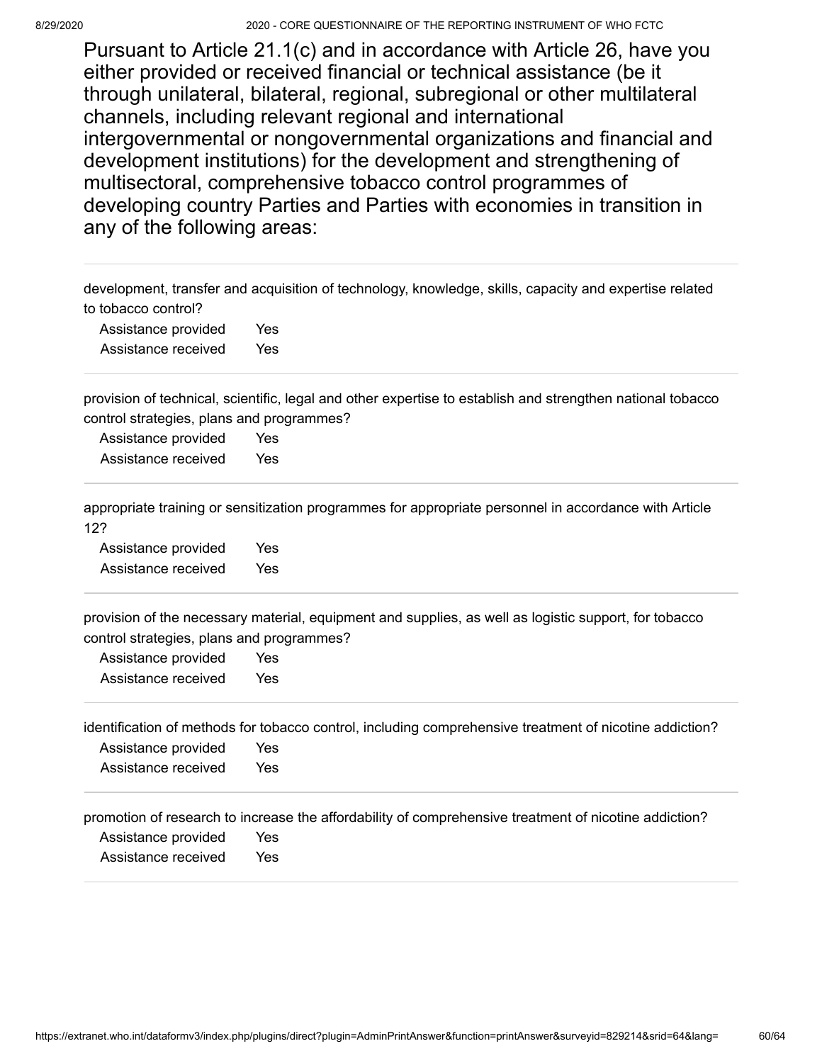Pursuant to Article 21.1(c) and in accordance with Article 26, have you either provided or received financial or technical assistance (be it through unilateral, bilateral, regional, subregional or other multilateral channels, including relevant regional and international intergovernmental or nongovernmental organizations and financial and development institutions) for the development and strengthening of multisectoral, comprehensive tobacco control programmes of developing country Parties and Parties with economies in transition in any of the following areas:

---

development, transfer and acquisition of technology, knowledge, skills, capacity and expertise related to tobacco control?

| | |
|---|---|
| Assistance provided | Yes |
| Assistance received | Yes |

---

provision of technical, scientific, legal and other expertise to establish and strengthen national tobacco control strategies, plans and programmes?

| | |
|---|---|
| Assistance provided | Yes |
| Assistance received | Yes |

---

appropriate training or sensitization programmes for appropriate personnel in accordance with Article 12?

| | |
|---|---|
| Assistance provided | Yes |
| Assistance received | Yes |

---

provision of the necessary material, equipment and supplies, as well as logistic support, for tobacco control strategies, plans and programmes?

| | |
|---|---|
| Assistance provided | Yes |
| Assistance received | Yes |

---

identification of methods for tobacco control, including comprehensive treatment of nicotine addiction?

| | |
|---|---|
| Assistance provided | Yes |
| Assistance received | Yes |

---

promotion of research to increase the affordability of comprehensive treatment of nicotine addiction?

| | |
|---|---|
| Assistance provided | Yes |
| Assistance received | Yes |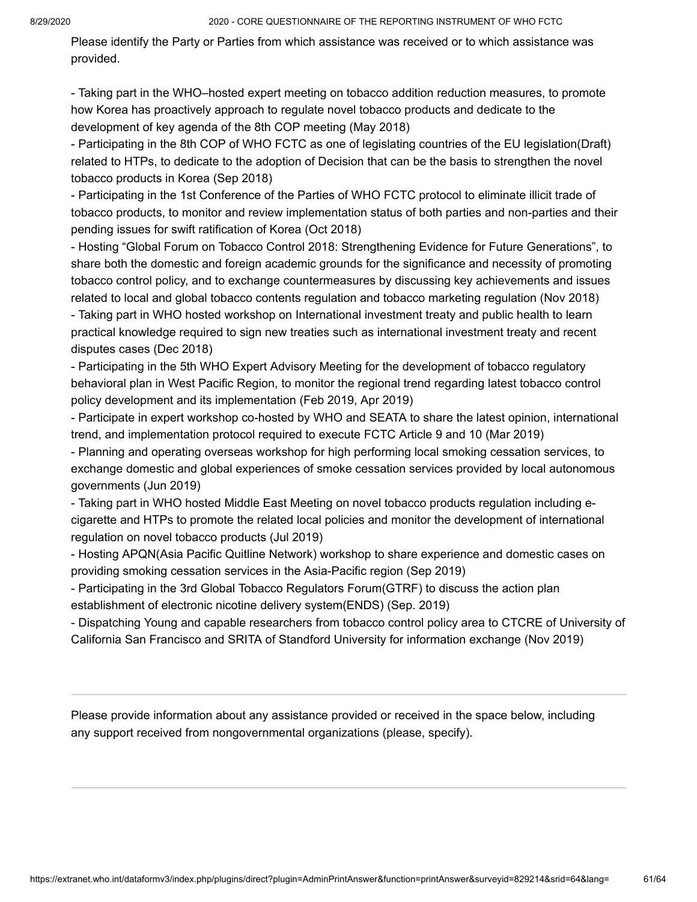Please identify the Party or Parties from which assistance was received or to which assistance was provided.

- Taking part in the WHO–hosted expert meeting on tobacco addition reduction measures, to promote how Korea has proactively approach to regulate novel tobacco products and dedicate to the development of key agenda of the 8th COP meeting (May 2018)
- Participating in the 8th COP of WHO FCTC as one of legislating countries of the EU legislation(Draft) related to HTPs, to dedicate to the adoption of Decision that can be the basis to strengthen the novel tobacco products in Korea (Sep 2018)
- Participating in the 1st Conference of the Parties of WHO FCTC protocol to eliminate illicit trade of tobacco products, to monitor and review implementation status of both parties and non-parties and their pending issues for swift ratification of Korea (Oct 2018)
- Hosting "Global Forum on Tobacco Control 2018: Strengthening Evidence for Future Generations", to share both the domestic and foreign academic grounds for the significance and necessity of promoting tobacco control policy, and to exchange countermeasures by discussing key achievements and issues related to local and global tobacco contents regulation and tobacco marketing regulation (Nov 2018)
- Taking part in WHO hosted workshop on International investment treaty and public health to learn practical knowledge required to sign new treaties such as international investment treaty and recent disputes cases (Dec 2018)
- Participating in the 5th WHO Expert Advisory Meeting for the development of tobacco regulatory behavioral plan in West Pacific Region, to monitor the regional trend regarding latest tobacco control policy development and its implementation (Feb 2019, Apr 2019)
- Participate in expert workshop co-hosted by WHO and SEATA to share the latest opinion, international trend, and implementation protocol required to execute FCTC Article 9 and 10 (Mar 2019)
- Planning and operating overseas workshop for high performing local smoking cessation services, to exchange domestic and global experiences of smoke cessation services provided by local autonomous governments (Jun 2019)
- Taking part in WHO hosted Middle East Meeting on novel tobacco products regulation including e-cigarette and HTPs to promote the related local policies and monitor the development of international regulation on novel tobacco products (Jul 2019)
- Hosting APQN(Asia Pacific Quitline Network) workshop to share experience and domestic cases on providing smoking cessation services in the Asia-Pacific region (Sep 2019)
- Participating in the 3rd Global Tobacco Regulators Forum(GTRF) to discuss the action plan establishment of electronic nicotine delivery system(ENDS) (Sep. 2019)
- Dispatching Young and capable researchers from tobacco control policy area to CTCRE of University of California San Francisco and SRITA of Standford University for information exchange (Nov 2019)

---

Please provide information about any assistance provided or received in the space below, including any support received from nongovernmental organizations (please, specify).

---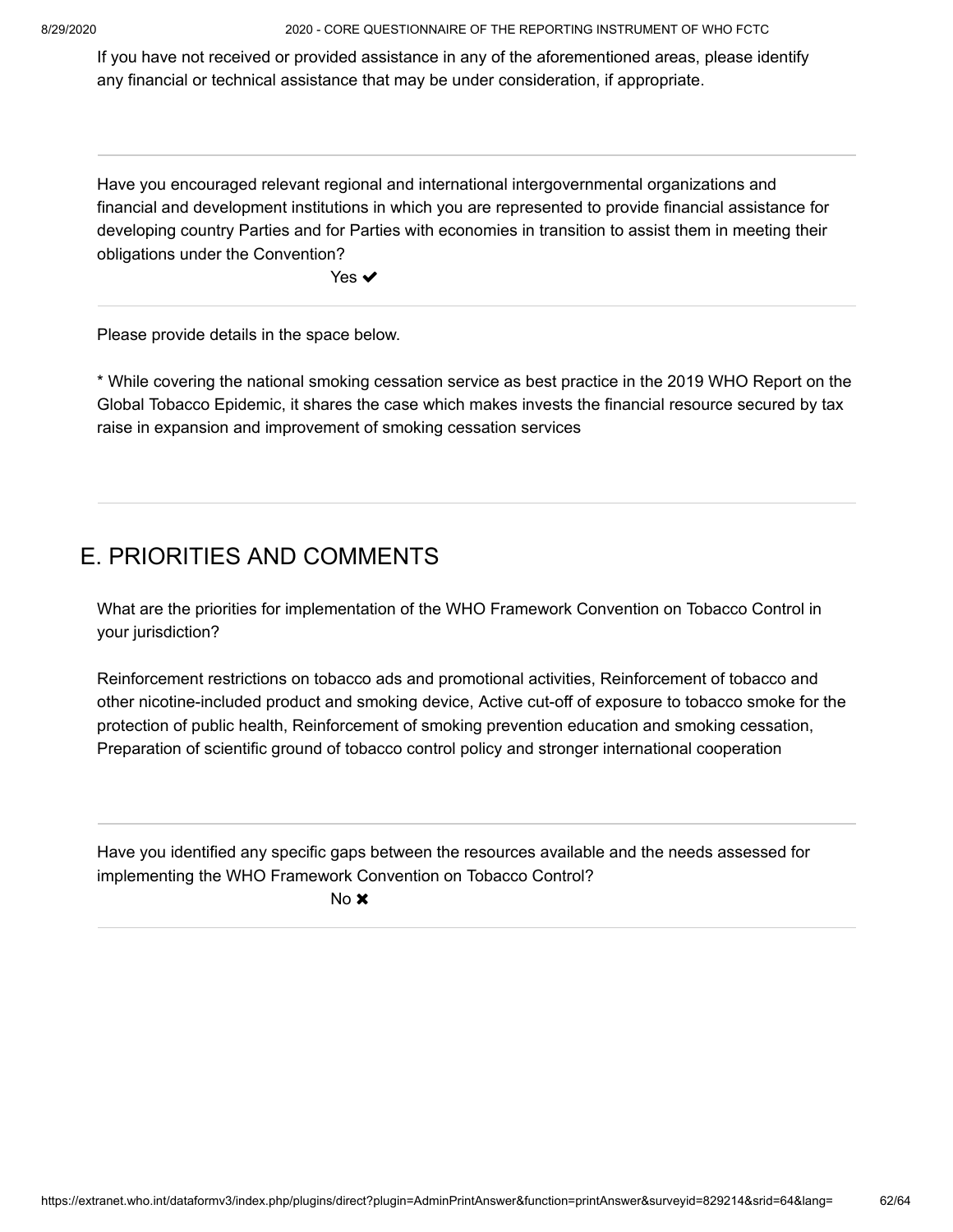If you have not received or provided assistance in any of the aforementioned areas, please identify any financial or technical assistance that may be under consideration, if appropriate.

---

Have you encouraged relevant regional and international intergovernmental organizations and financial and development institutions in which you are represented to provide financial assistance for developing country Parties and for Parties with economies in transition to assist them in meeting their obligations under the Convention?

Yes ✔

---

Please provide details in the space below.

* While covering the national smoking cessation service as best practice in the 2019 WHO Report on the Global Tobacco Epidemic, it shares the case which makes invests the financial resource secured by tax raise in expansion and improvement of smoking cessation services

---

## E. PRIORITIES AND COMMENTS

What are the priorities for implementation of the WHO Framework Convention on Tobacco Control in your jurisdiction?

Reinforcement restrictions on tobacco ads and promotional activities, Reinforcement of tobacco and other nicotine-included product and smoking device, Active cut-off of exposure to tobacco smoke for the protection of public health, Reinforcement of smoking prevention education and smoking cessation, Preparation of scientific ground of tobacco control policy and stronger international cooperation

---

Have you identified any specific gaps between the resources available and the needs assessed for implementing the WHO Framework Convention on Tobacco Control?

No ✖

---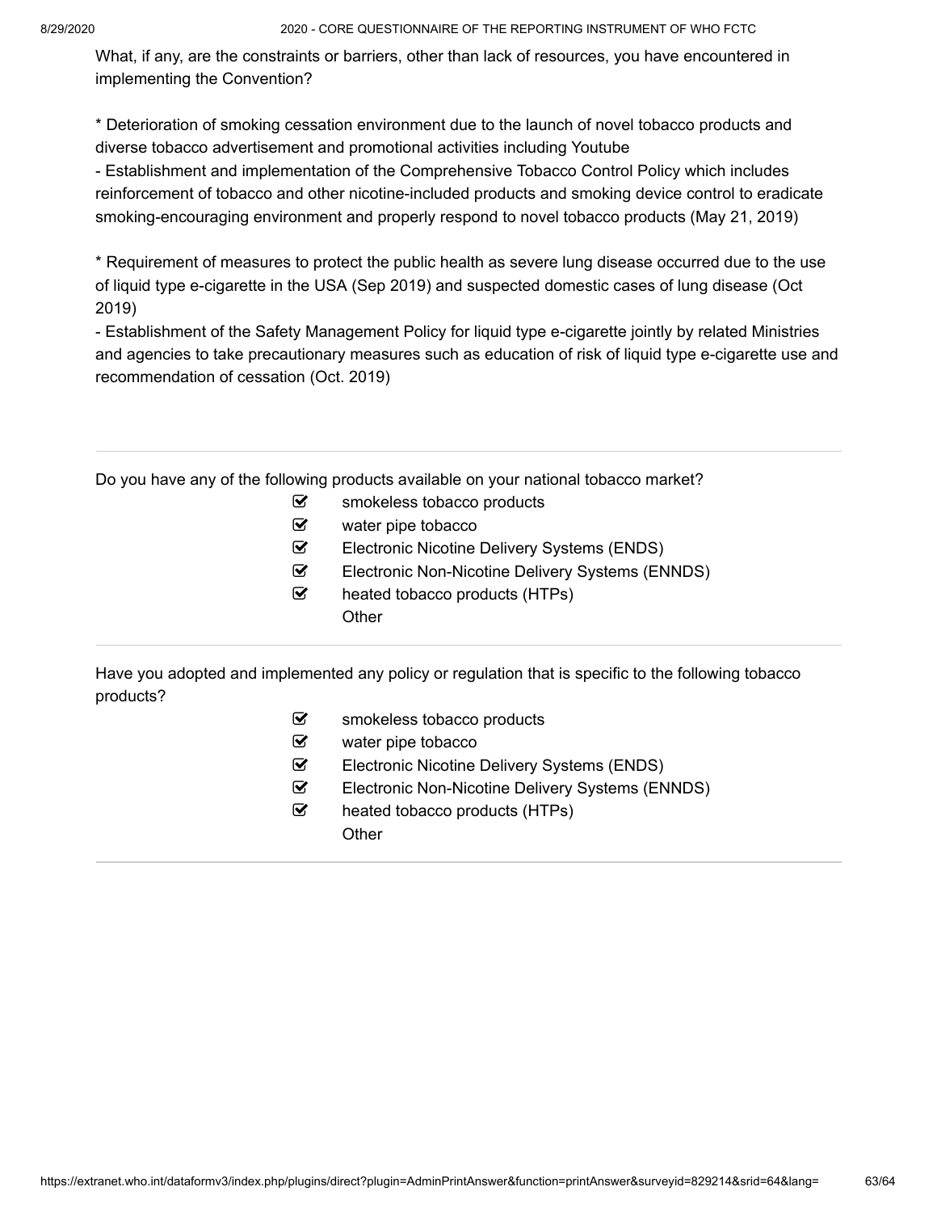What, if any, are the constraints or barriers, other than lack of resources, you have encountered in implementing the Convention?

* Deterioration of smoking cessation environment due to the launch of novel tobacco products and diverse tobacco advertisement and promotional activities including Youtube
- Establishment and implementation of the Comprehensive Tobacco Control Policy which includes reinforcement of tobacco and other nicotine-included products and smoking device control to eradicate smoking-encouraging environment and properly respond to novel tobacco products (May 21, 2019)

* Requirement of measures to protect the public health as severe lung disease occurred due to the use of liquid type e-cigarette in the USA (Sep 2019) and suspected domestic cases of lung disease (Oct 2019)
- Establishment of the Safety Management Policy for liquid type e-cigarette jointly by related Ministries and agencies to take precautionary measures such as education of risk of liquid type e-cigarette use and recommendation of cessation (Oct. 2019)

---

Do you have any of the following products available on your national tobacco market?

- [x] smokeless tobacco products
- [x] water pipe tobacco
- [x] Electronic Nicotine Delivery Systems (ENDS)
- [x] Electronic Non-Nicotine Delivery Systems (ENNDS)
- [x] heated tobacco products (HTPs)
- [ ] Other

---

Have you adopted and implemented any policy or regulation that is specific to the following tobacco products?

- [x] smokeless tobacco products
- [x] water pipe tobacco
- [x] Electronic Nicotine Delivery Systems (ENDS)
- [x] Electronic Non-Nicotine Delivery Systems (ENNDS)
- [x] heated tobacco products (HTPs)
- [ ] Other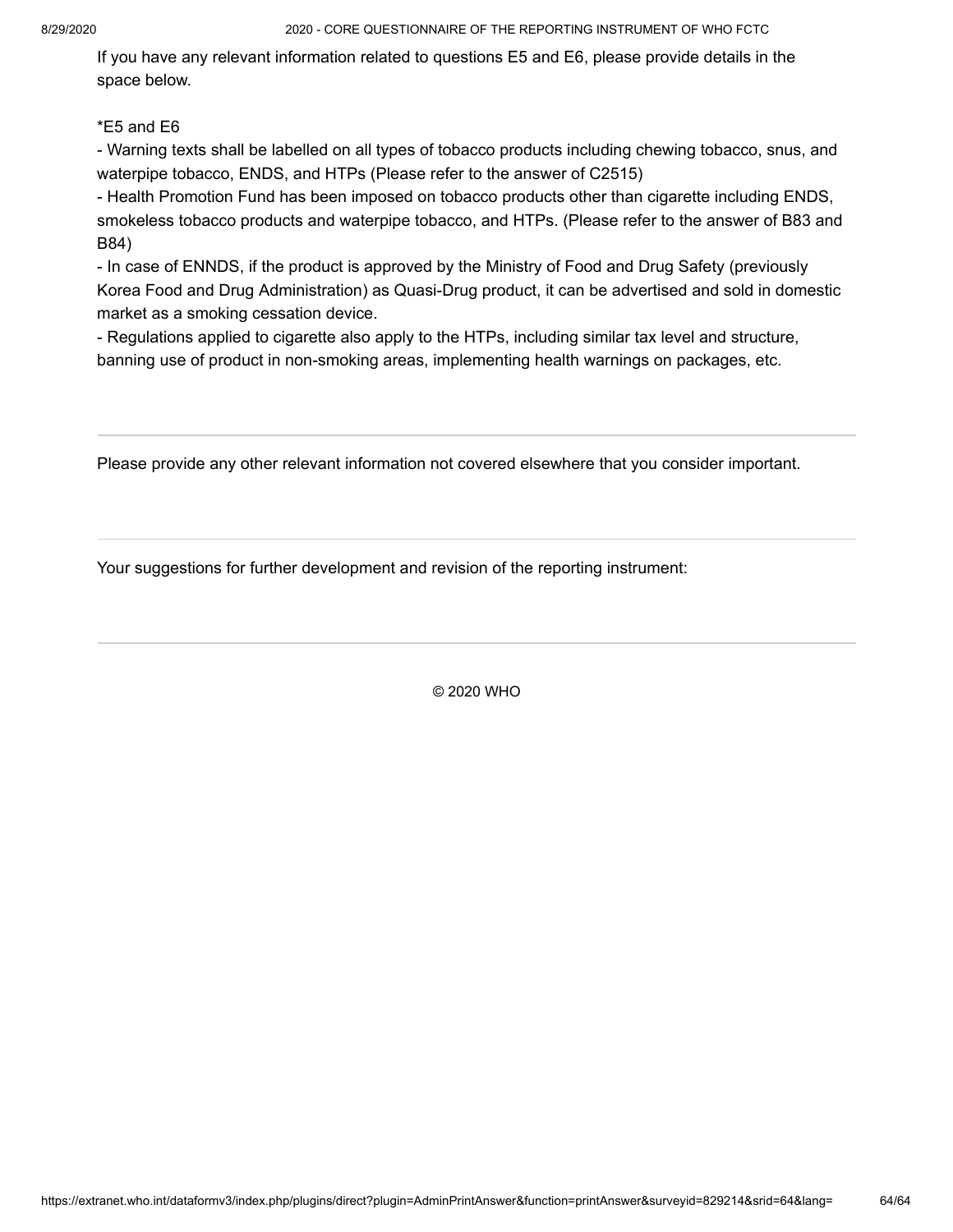If you have any relevant information related to questions E5 and E6, please provide details in the space below.

*E5 and E6

- Warning texts shall be labelled on all types of tobacco products including chewing tobacco, snus, and waterpipe tobacco, ENDS, and HTPs (Please refer to the answer of C2515)
- Health Promotion Fund has been imposed on tobacco products other than cigarette including ENDS, smokeless tobacco products and waterpipe tobacco, and HTPs. (Please refer to the answer of B83 and B84)
- In case of ENNDS, if the product is approved by the Ministry of Food and Drug Safety (previously Korea Food and Drug Administration) as Quasi-Drug product, it can be advertised and sold in domestic market as a smoking cessation device.
- Regulations applied to cigarette also apply to the HTPs, including similar tax level and structure, banning use of product in non-smoking areas, implementing health warnings on packages, etc.

---

Please provide any other relevant information not covered elsewhere that you consider important.

---

Your suggestions for further development and revision of the reporting instrument:

---

© 2020 WHO